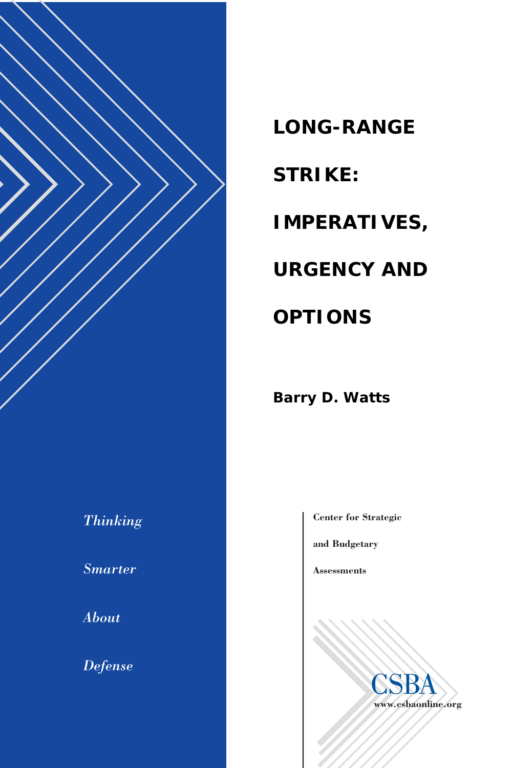# LONG-RANGE STRIKE: IMPERATIVES, URGENCY AND OPTIONS

**Barry D. Watts**

*Thinking Smarter About Defense*

**Center for Strategic and Budgetary Assessments**

CSBA

www.csbaonline.org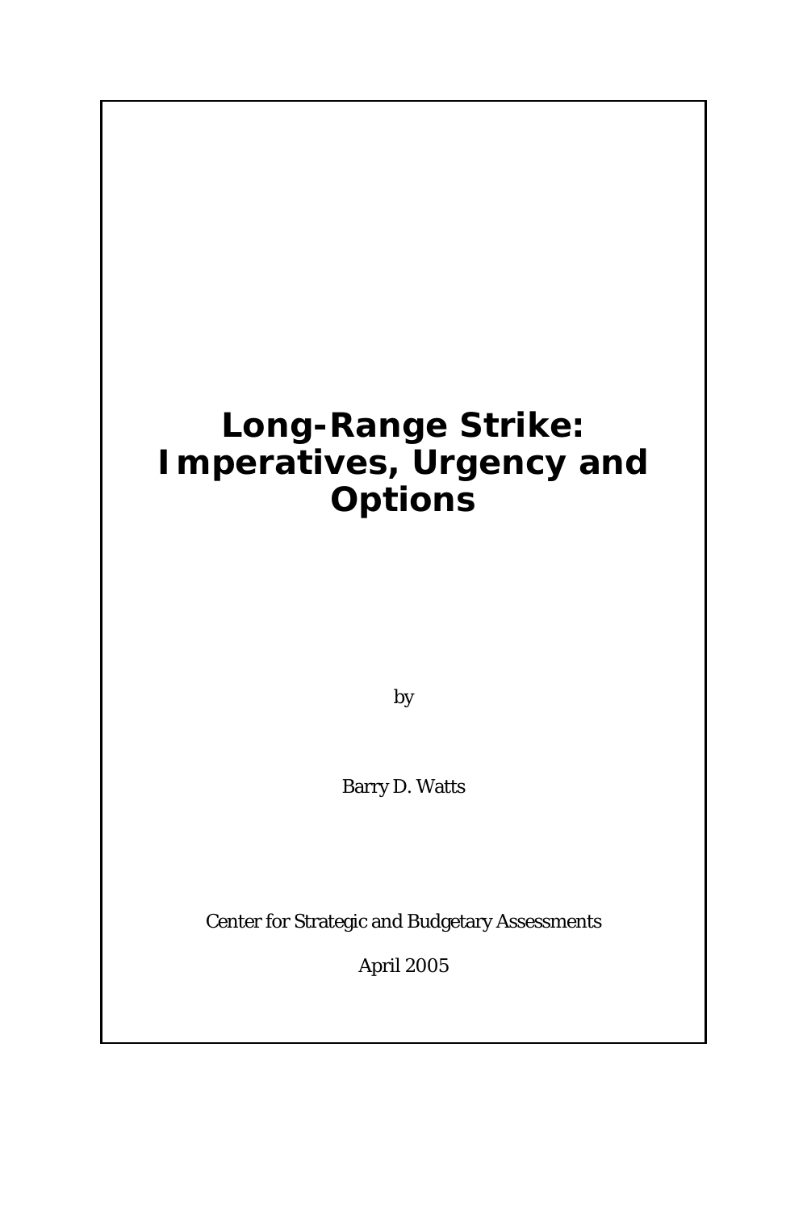# Long-Range Strike: Imperatives, Urgency and Options

by

Barry D. Watts

Center for Strategic and Budgetary Assessments

April 2005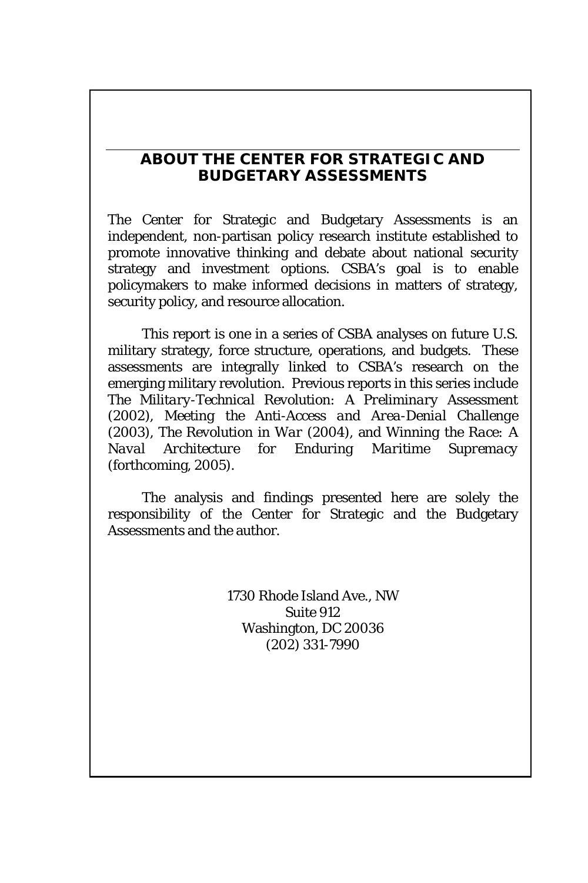## ABOUT THE CENTER FOR STRATEGIC AND BUDGETARY ASSESSMENTS

The Center for Strategic and Budgetary Assessments is an independent, non-partisan policy research institute established to promote innovative thinking and debate about national security strategy and investment options. CSBA's goal is to enable policymakers to make informed decisions in matters of strategy, security policy, and resource allocation.

This report is one in a series of CSBA analyses on future U.S. military strategy, force structure, operations, and budgets. These assessments are integrally linked to CSBA's research on the emerging military revolution. Previous reports in this series include *The Military-Technical Revolution: A Preliminary Assessment* (2002), *Meeting the Anti-Access and Area-Denial Challenge* (2003), *The Revolution in War* (2004), and *Winning the Race: A Naval Architecture for Enduring Maritime Supremacy* (forthcoming, 2005).

The analysis and findings presented here are solely the responsibility of the Center for Strategic and the Budgetary Assessments and the author.

1730 Rhode Island Ave., NW
Suite 912
Washington, DC 20036
(202) 331-7990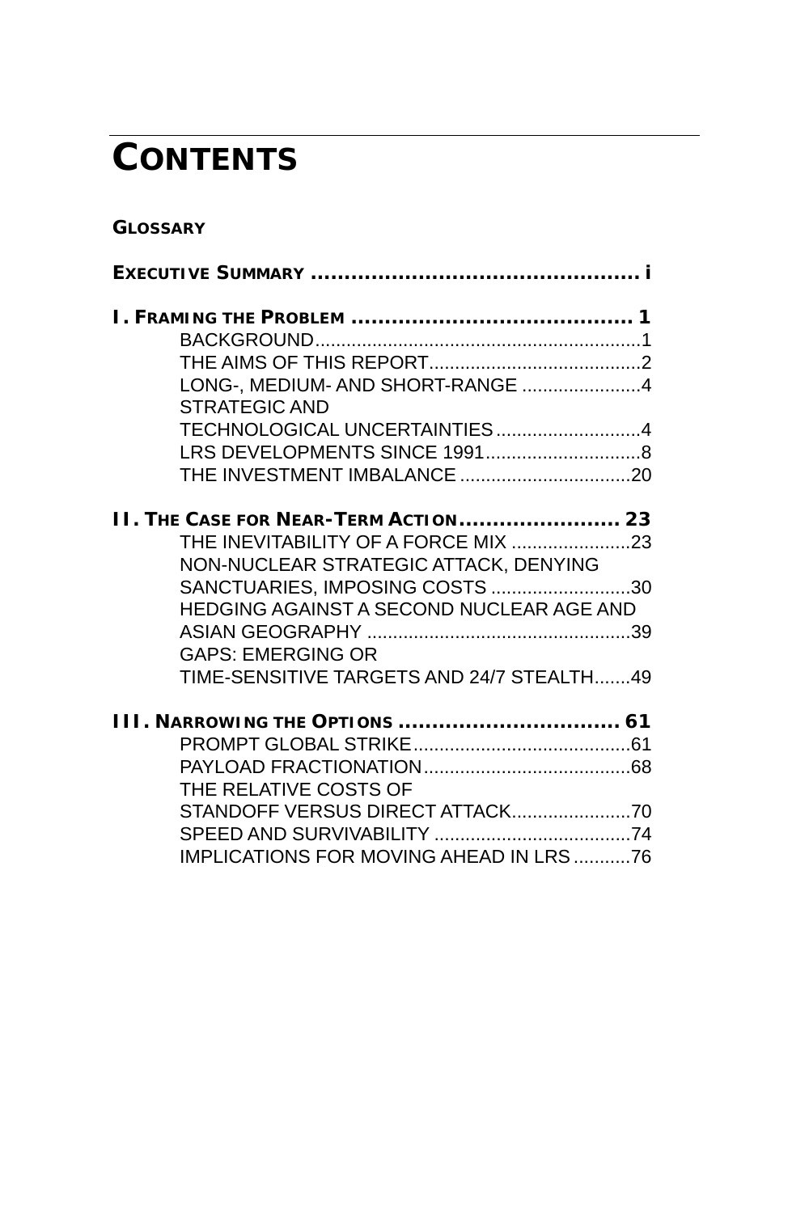# CONTENTS

**GLOSSARY**

**EXECUTIVE SUMMARY ................................................ i**

**I. FRAMING THE PROBLEM ......................................... 1**

- BACKGROUND...............................................................1
- THE AIMS OF THIS REPORT.........................................2
- LONG-, MEDIUM- AND SHORT-RANGE .......................4
- STRATEGIC AND TECHNOLOGICAL UNCERTAINTIES............................4
- LRS DEVELOPMENTS SINCE 1991..............................8
- THE INVESTMENT IMBALANCE .................................20

**II. THE CASE FOR NEAR-TERM ACTION........................ 23**

- THE INEVITABILITY OF A FORCE MIX .......................23
- NON-NUCLEAR STRATEGIC ATTACK, DENYING SANCTUARIES, IMPOSING COSTS ...........................30
- HEDGING AGAINST A SECOND NUCLEAR AGE AND ASIAN GEOGRAPHY ...................................................39
- GAPS: EMERGING OR TIME-SENSITIVE TARGETS AND 24/7 STEALTH.......49

**III. NARROWING THE OPTIONS ................................. 61**

- PROMPT GLOBAL STRIKE..........................................61
- PAYLOAD FRACTIONATION........................................68
- THE RELATIVE COSTS OF STANDOFF VERSUS DIRECT ATTACK.......................70
- SPEED AND SURVIVABILITY ......................................74
- IMPLICATIONS FOR MOVING AHEAD IN LRS...........76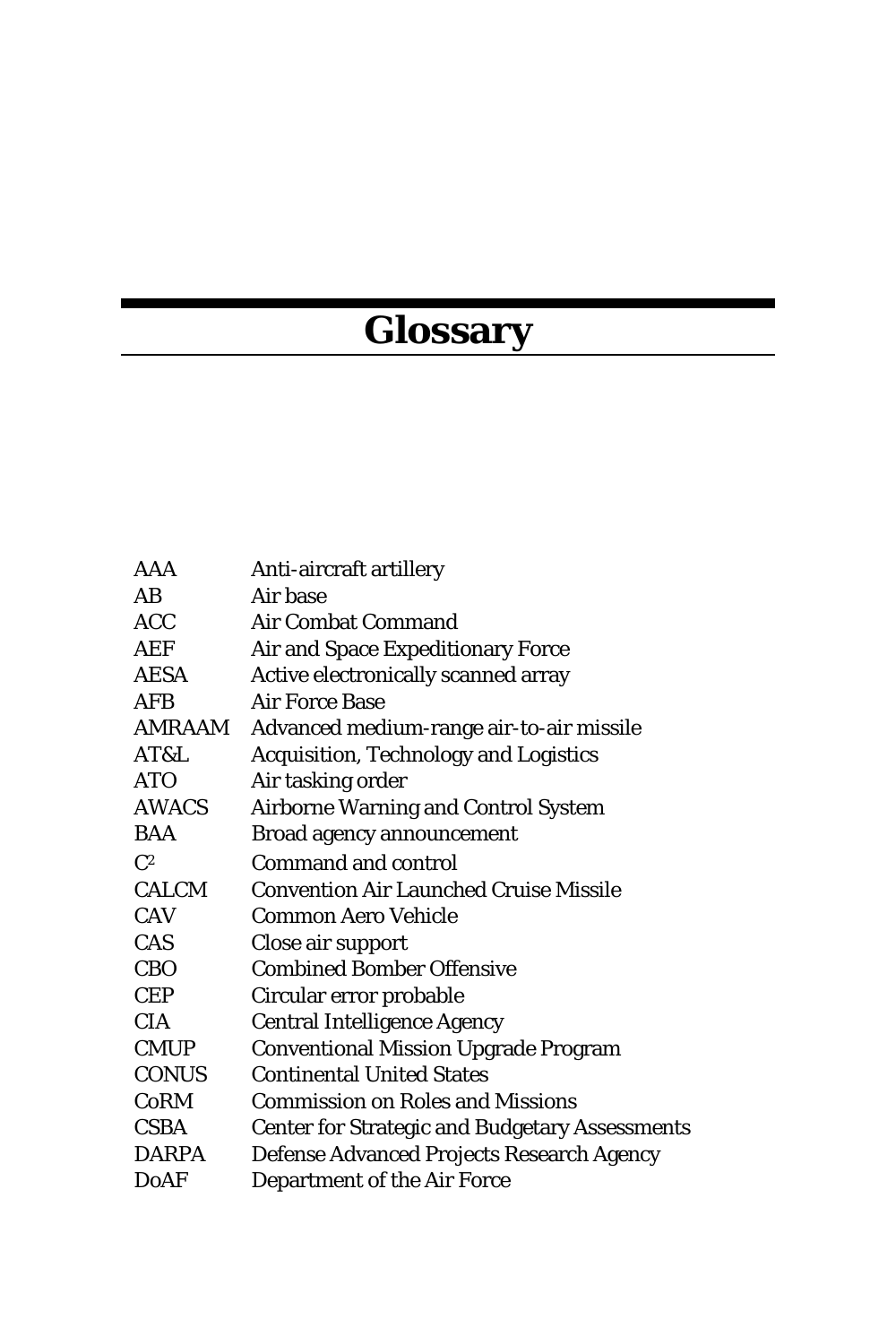# Glossary

| | |
|---|---|
| AAA | Anti-aircraft artillery |
| AB | Air base |
| ACC | Air Combat Command |
| AEF | Air and Space Expeditionary Force |
| AESA | Active electronically scanned array |
| AFB | Air Force Base |
| AMRAAM | Advanced medium-range air-to-air missile |
| AT&L | Acquisition, Technology and Logistics |
| ATO | Air tasking order |
| AWACS | Airborne Warning and Control System |
| BAA | Broad agency announcement |
| $C^2$ | Command and control |
| CALCM | Convention Air Launched Cruise Missile |
| CAV | Common Aero Vehicle |
| CAS | Close air support |
| CBO | Combined Bomber Offensive |
| CEP | Circular error probable |
| CIA | Central Intelligence Agency |
| CMUP | Conventional Mission Upgrade Program |
| CONUS | Continental United States |
| CoRM | Commission on Roles and Missions |
| CSBA | Center for Strategic and Budgetary Assessments |
| DARPA | Defense Advanced Projects Research Agency |
| DoAF | Department of the Air Force |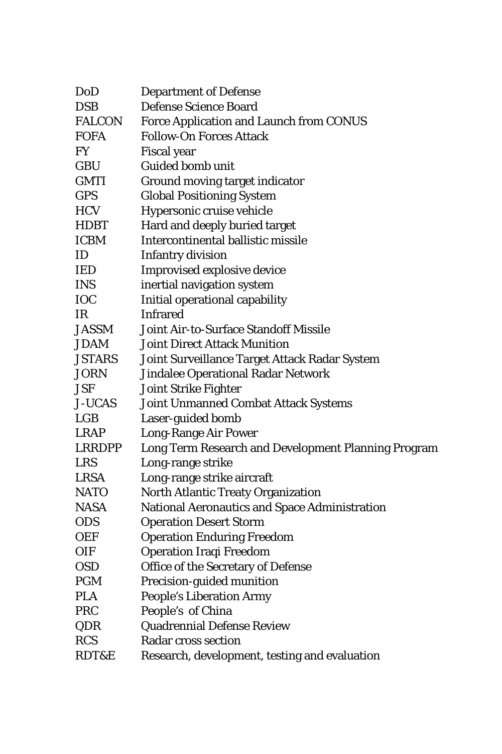| | |
|---|---|
| DoD | Department of Defense |
| DSB | Defense Science Board |
| FALCON | Force Application and Launch from CONUS |
| FOFA | Follow-On Forces Attack |
| FY | Fiscal year |
| GBU | Guided bomb unit |
| GMTI | Ground moving target indicator |
| GPS | Global Positioning System |
| HCV | Hypersonic cruise vehicle |
| HDBT | Hard and deeply buried target |
| ICBM | Intercontinental ballistic missile |
| ID | Infantry division |
| IED | Improvised explosive device |
| INS | inertial navigation system |
| IOC | Initial operational capability |
| IR | Infrared |
| JASSM | Joint Air-to-Surface Standoff Missile |
| JDAM | Joint Direct Attack Munition |
| JSTARS | Joint Surveillance Target Attack Radar System |
| JORN | Jindalee Operational Radar Network |
| JSF | Joint Strike Fighter |
| J-UCAS | Joint Unmanned Combat Attack Systems |
| LGB | Laser-guided bomb |
| LRAP | Long-Range Air Power |
| LRRDPP | Long Term Research and Development Planning Program |
| LRS | Long-range strike |
| LRSA | Long-range strike aircraft |
| NATO | North Atlantic Treaty Organization |
| NASA | National Aeronautics and Space Administration |
| ODS | Operation Desert Storm |
| OEF | Operation Enduring Freedom |
| OIF | Operation Iraqi Freedom |
| OSD | Office of the Secretary of Defense |
| PGM | Precision-guided munition |
| PLA | People's Liberation Army |
| PRC | People's of China |
| QDR | Quadrennial Defense Review |
| RCS | Radar cross section |
| RDT&E | Research, development, testing and evaluation |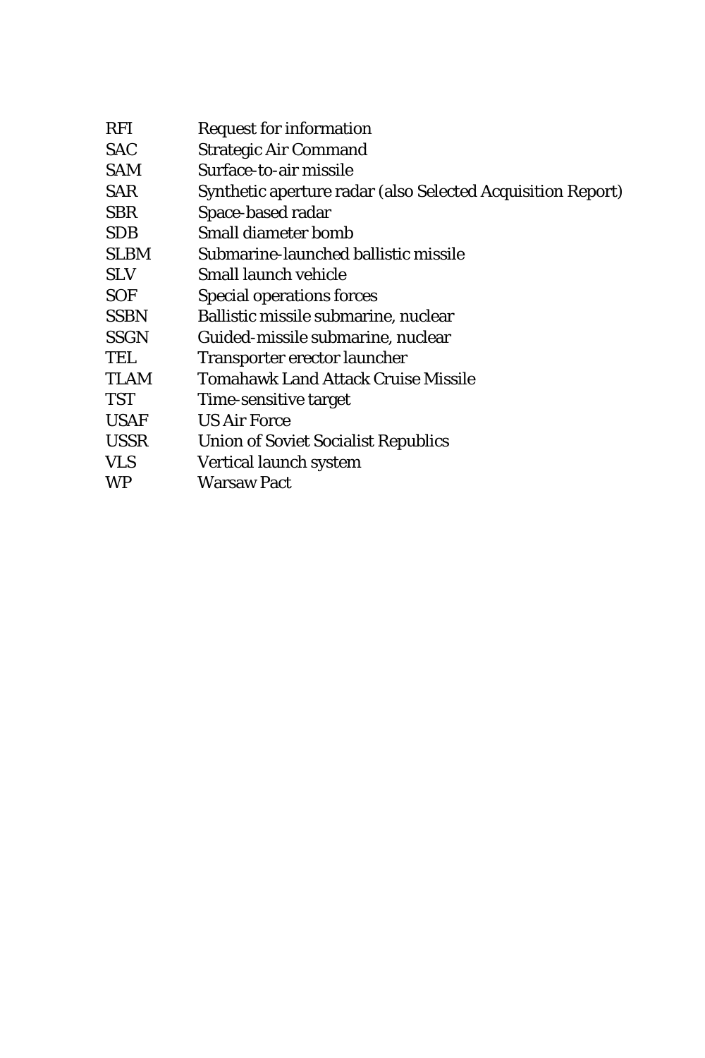| | |
|---|---|
| RFI | Request for information |
| SAC | Strategic Air Command |
| SAM | Surface-to-air missile |
| SAR | Synthetic aperture radar (also Selected Acquisition Report) |
| SBR | Space-based radar |
| SDB | Small diameter bomb |
| SLBM | Submarine-launched ballistic missile |
| SLV | Small launch vehicle |
| SOF | Special operations forces |
| SSBN | Ballistic missile submarine, nuclear |
| SSGN | Guided-missile submarine, nuclear |
| TEL | Transporter erector launcher |
| TLAM | Tomahawk Land Attack Cruise Missile |
| TST | Time-sensitive target |
| USAF | US Air Force |
| USSR | Union of Soviet Socialist Republics |
| VLS | Vertical launch system |
| WP | Warsaw Pact |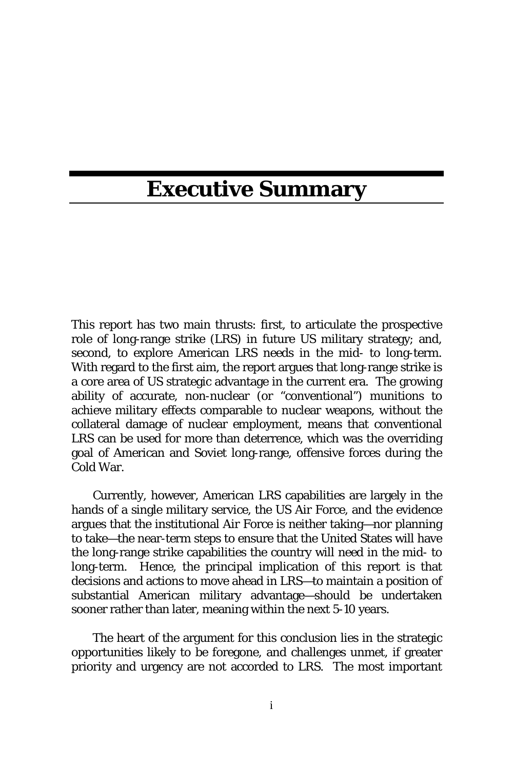# Executive Summary

This report has two main thrusts: first, to articulate the prospective role of long-range strike (LRS) in future US military strategy; and, second, to explore American LRS needs in the mid- to long-term. With regard to the first aim, the report argues that long-range strike is a core area of US strategic advantage in the current era. The growing ability of accurate, non-nuclear (or "conventional") munitions to achieve military effects comparable to nuclear weapons, without the collateral damage of nuclear employment, means that conventional LRS can be used for more than deterrence, which was the overriding goal of American and Soviet long-range, offensive forces during the Cold War.

Currently, however, American LRS capabilities are largely in the hands of a single military service, the US Air Force, and the evidence argues that the institutional Air Force is neither taking—nor planning to take—the near-term steps to ensure that the United States will have the long-range strike capabilities the country will need in the mid- to long-term. Hence, the principal implication of this report is that decisions and actions to move ahead in LRS—to maintain a position of substantial American military advantage—should be undertaken sooner rather than later, meaning within the next 5-10 years.

The heart of the argument for this conclusion lies in the strategic opportunities likely to be foregone, and challenges unmet, if greater priority and urgency are not accorded to LRS. The most important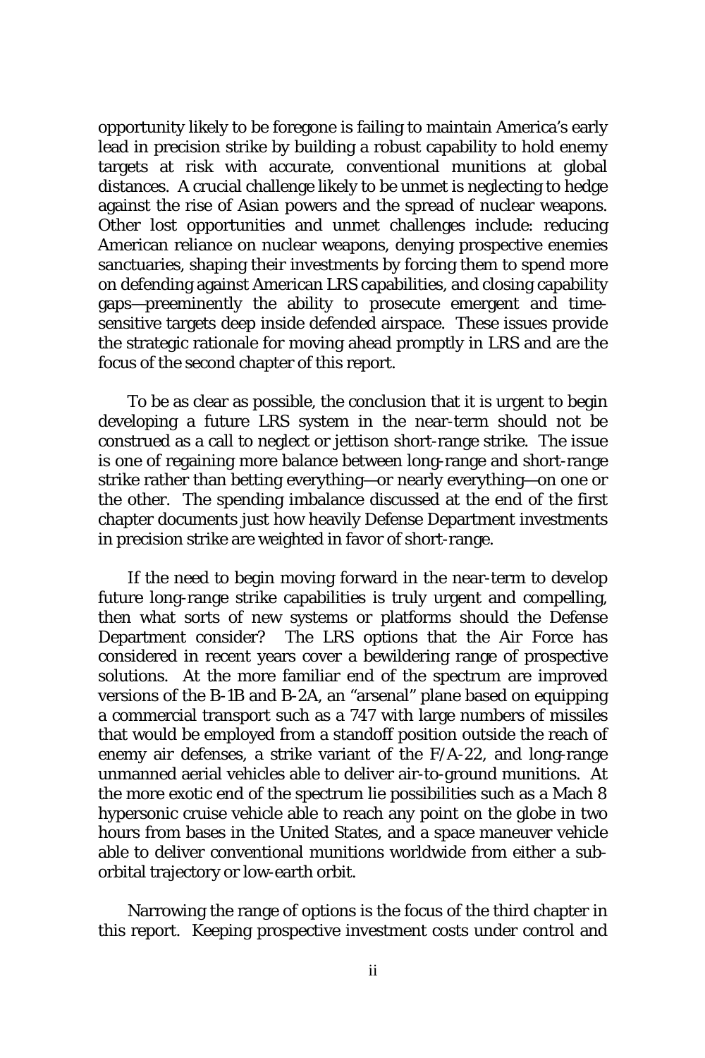opportunity likely to be foregone is failing to maintain America's early lead in precision strike by building a robust capability to hold enemy targets at risk with accurate, conventional munitions at global distances. A crucial challenge likely to be unmet is neglecting to hedge against the rise of Asian powers and the spread of nuclear weapons. Other lost opportunities and unmet challenges include: reducing American reliance on nuclear weapons, denying prospective enemies sanctuaries, shaping their investments by forcing them to spend more on defending against American LRS capabilities, and closing capability gaps—preeminently the ability to prosecute emergent and time-sensitive targets deep inside defended airspace. These issues provide the strategic rationale for moving ahead promptly in LRS and are the focus of the second chapter of this report.

To be as clear as possible, the conclusion that it is urgent to begin developing a future LRS system in the near-term should not be construed as a call to neglect or jettison short-range strike. The issue is one of regaining more balance between long-range and short-range strike rather than betting everything—or nearly everything—on one or the other. The spending imbalance discussed at the end of the first chapter documents just how heavily Defense Department investments in precision strike are weighted in favor of short-range.

If the need to begin moving forward in the near-term to develop future long-range strike capabilities is truly urgent and compelling, then what sorts of new systems or platforms should the Defense Department consider? The LRS options that the Air Force has considered in recent years cover a bewildering range of prospective solutions. At the more familiar end of the spectrum are improved versions of the B-1B and B-2A, an "arsenal" plane based on equipping a commercial transport such as a 747 with large numbers of missiles that would be employed from a standoff position outside the reach of enemy air defenses, a strike variant of the F/A-22, and long-range unmanned aerial vehicles able to deliver air-to-ground munitions. At the more exotic end of the spectrum lie possibilities such as a Mach 8 hypersonic cruise vehicle able to reach any point on the globe in two hours from bases in the United States, and a space maneuver vehicle able to deliver conventional munitions worldwide from either a sub-orbital trajectory or low-earth orbit.

Narrowing the range of options is the focus of the third chapter in this report. Keeping prospective investment costs under control and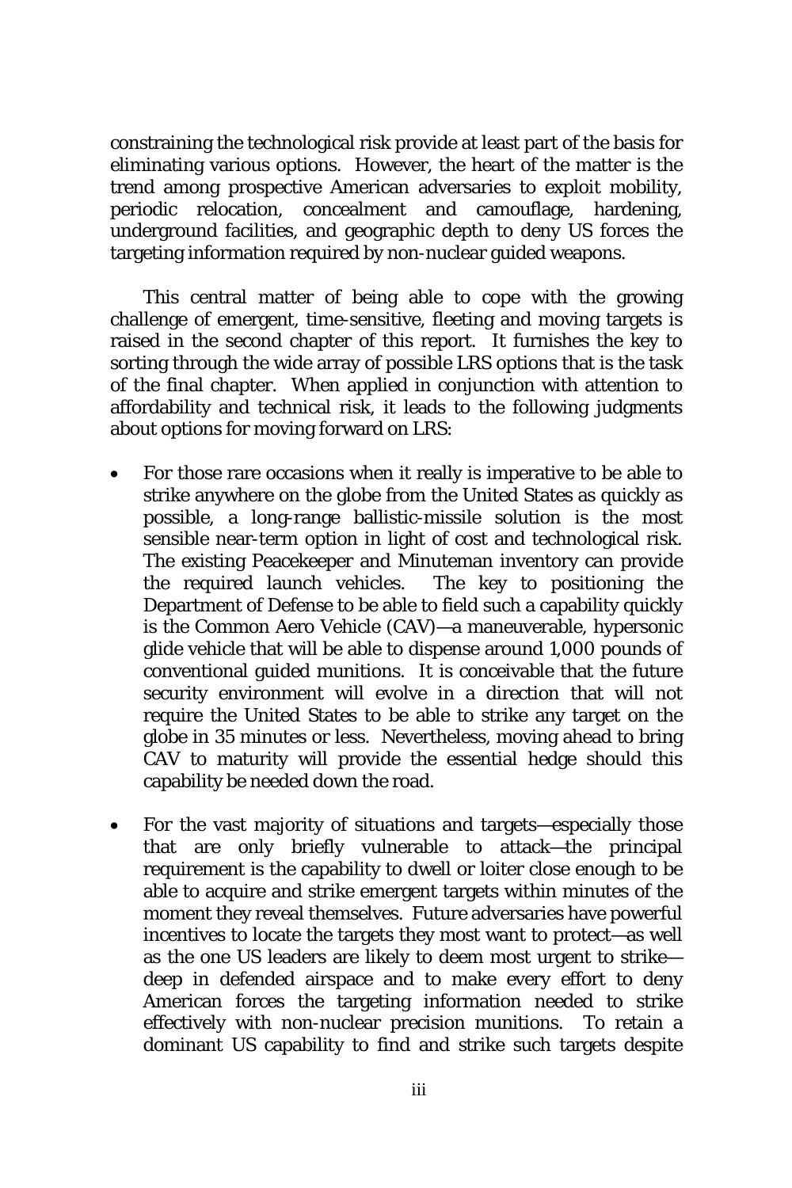constraining the technological risk provide at least part of the basis for eliminating various options. However, the heart of the matter is the trend among prospective American adversaries to exploit mobility, periodic relocation, concealment and camouflage, hardening, underground facilities, and geographic depth to deny US forces the targeting information required by non-nuclear guided weapons.

This central matter of being able to cope with the growing challenge of emergent, time-sensitive, fleeting and moving targets is raised in the second chapter of this report. It furnishes the key to sorting through the wide array of possible LRS options that is the task of the final chapter. When applied in conjunction with attention to affordability and technical risk, it leads to the following judgments about options for moving forward on LRS:

- For those rare occasions when it really is imperative to be able to strike anywhere on the globe from the United States as quickly as possible, a long-range ballistic-missile solution is the most sensible near-term option in light of cost and technological risk. The existing Peacekeeper and Minuteman inventory can provide the required launch vehicles. The key to positioning the Department of Defense to be able to field such a capability quickly is the Common Aero Vehicle (CAV)—a maneuverable, hypersonic glide vehicle that will be able to dispense around 1,000 pounds of conventional guided munitions. It is conceivable that the future security environment will evolve in a direction that will not require the United States to be able to strike any target on the globe in 35 minutes or less. Nevertheless, moving ahead to bring CAV to maturity will provide the essential hedge should this capability be needed down the road.

- For the vast majority of situations and targets—especially those that are only briefly vulnerable to attack—the principal requirement is the capability to dwell or loiter close enough to be able to acquire and strike emergent targets within minutes of the moment they reveal themselves. Future adversaries have powerful incentives to locate the targets they most want to protect—as well as the one US leaders are likely to deem most urgent to strike—deep in defended airspace and to make every effort to deny American forces the targeting information needed to strike effectively with non-nuclear precision munitions. To retain a dominant US capability to find and strike such targets despite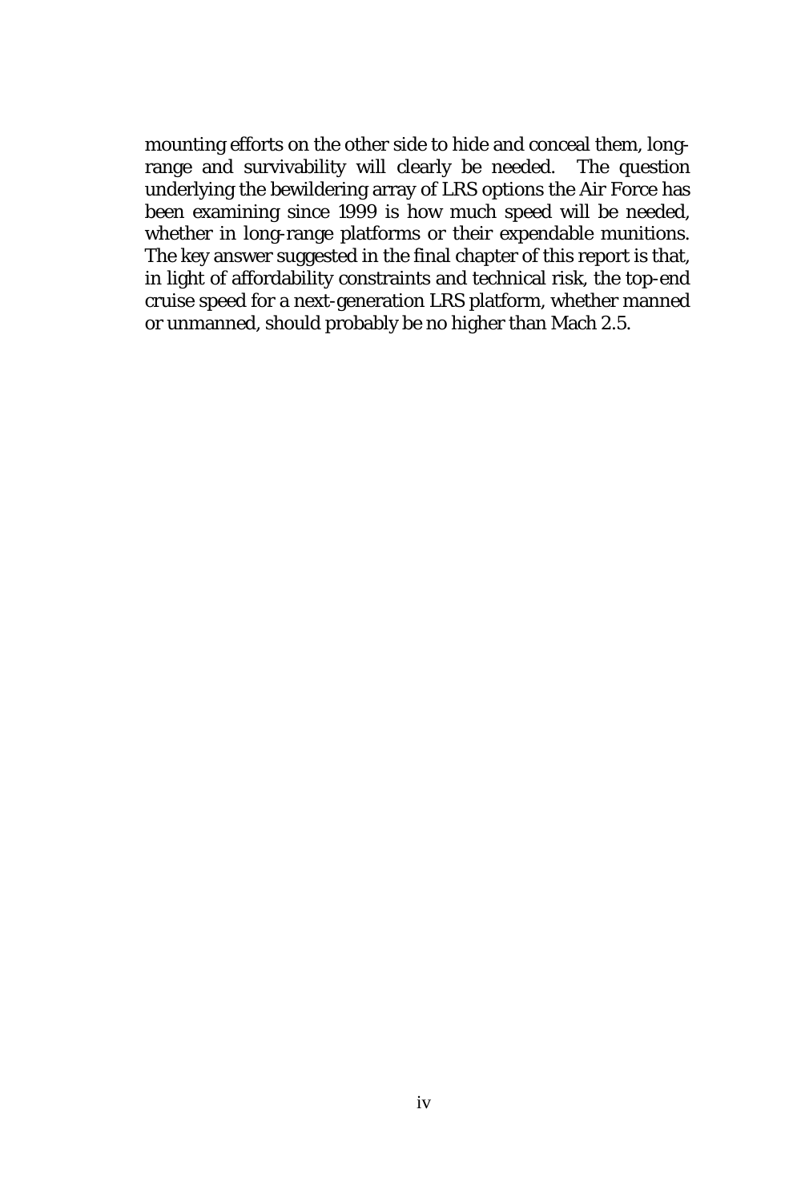mounting efforts on the other side to hide and conceal them, long-range and survivability will clearly be needed. The question underlying the bewildering array of LRS options the Air Force has been examining since 1999 is how much speed will be needed, whether in long-range platforms or their expendable munitions. The key answer suggested in the final chapter of this report is that, in light of affordability constraints and technical risk, the top-end cruise speed for a next-generation LRS platform, whether manned or unmanned, should probably be no higher than Mach 2.5.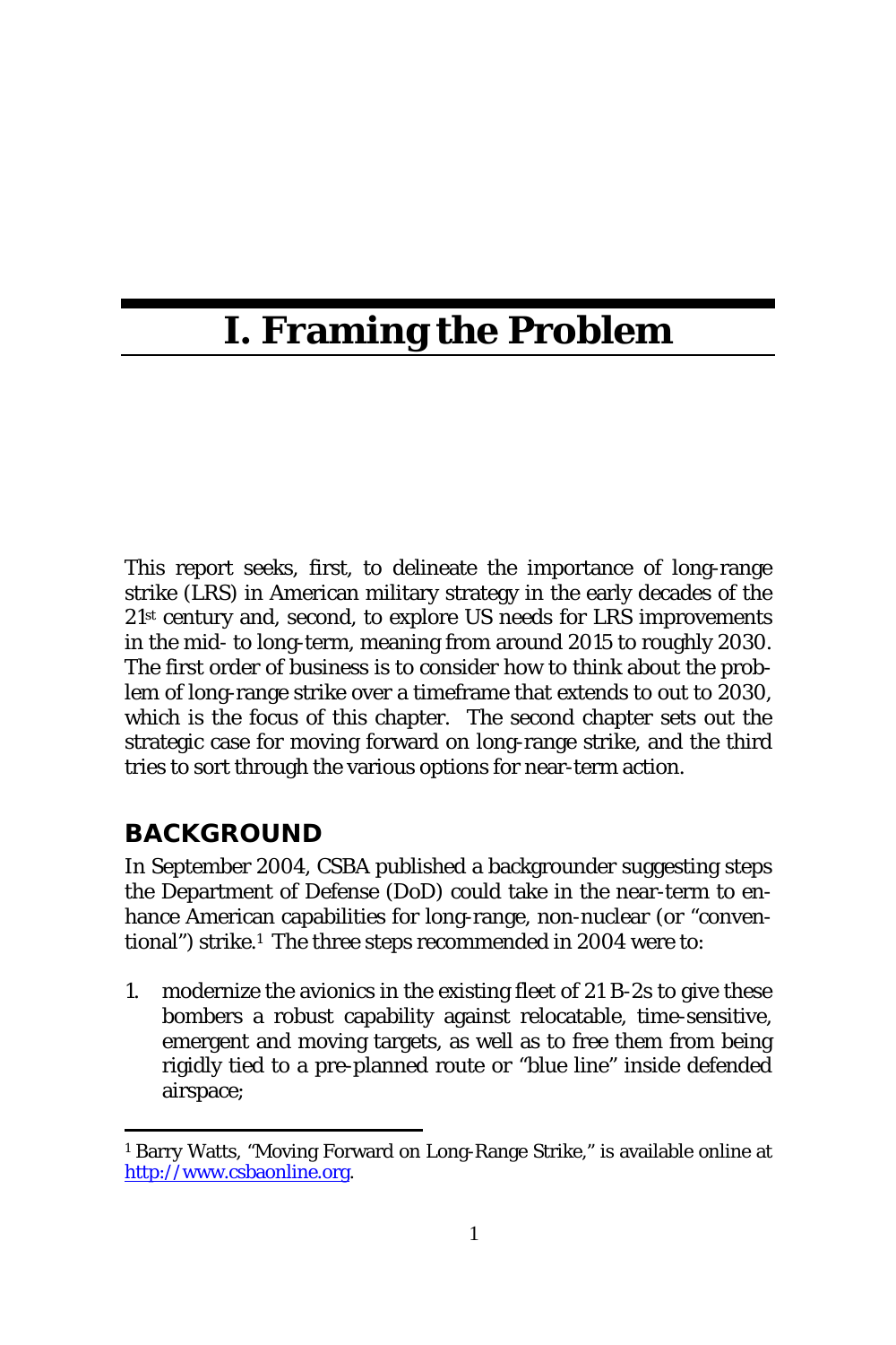# I. Framing the Problem

This report seeks, first, to delineate the importance of long-range strike (LRS) in American military strategy in the early decades of the 21st century and, second, to explore US needs for LRS improvements in the mid- to long-term, meaning from around 2015 to roughly 2030. The first order of business is to consider how to think about the problem of long-range strike over a timeframe that extends to out to 2030, which is the focus of this chapter. The second chapter sets out the strategic case for moving forward on long-range strike, and the third tries to sort through the various options for near-term action.

## BACKGROUND

In September 2004, CSBA published a backgrounder suggesting steps the Department of Defense (DoD) could take in the near-term to enhance American capabilities for long-range, non-nuclear (or "conventional") strike.[1] The three steps recommended in 2004 were to:

1. modernize the avionics in the existing fleet of 21 B-2s to give these bombers a robust capability against relocatable, time-sensitive, emergent and moving targets, as well as to free them from being rigidly tied to a pre-planned route or "blue line" inside defended airspace;

---

[1] Barry Watts, "Moving Forward on Long-Range Strike," is available online at http://www.csbaonline.org.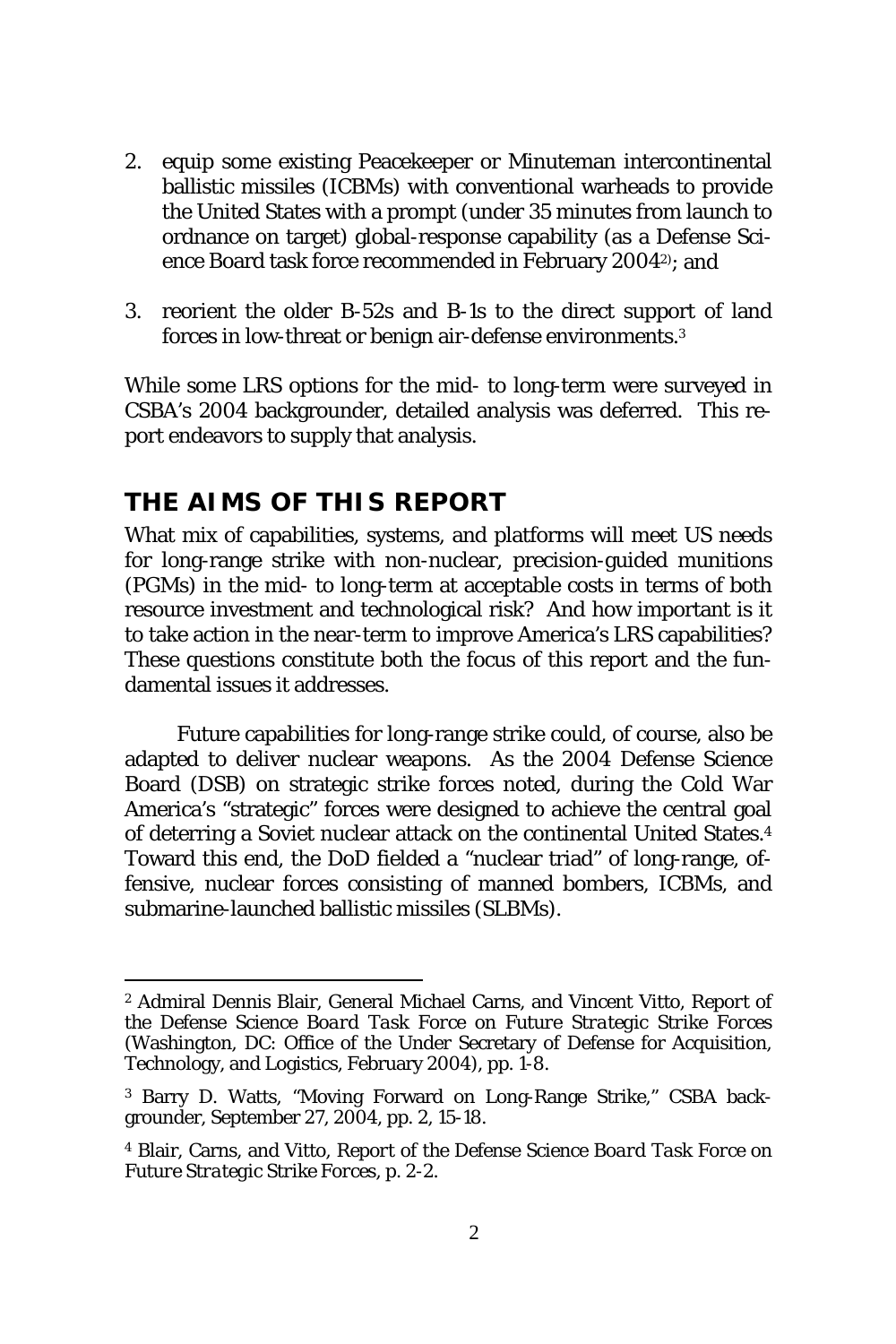2. equip some existing Peacekeeper or Minuteman intercontinental ballistic missiles (ICBMs) with conventional warheads to provide the United States with a prompt (under 35 minutes from launch to ordnance on target) global-response capability (as a Defense Science Board task force recommended in February 2004[2]); and

3. reorient the older B-52s and B-1s to the direct support of land forces in low-threat or benign air-defense environments.[3]

While some LRS options for the mid- to long-term were surveyed in CSBA's 2004 backgrounder, detailed analysis was deferred. This report endeavors to supply that analysis.

## THE AIMS OF THIS REPORT

What mix of capabilities, systems, and platforms will meet US needs for long-range strike with non-nuclear, precision-guided munitions (PGMs) in the mid- to long-term at acceptable costs in terms of both resource investment and technological risk? And how important is it to take action in the near-term to improve America's LRS capabilities? These questions constitute both the focus of this report and the fundamental issues it addresses.

Future capabilities for long-range strike could, of course, also be adapted to deliver nuclear weapons. As the 2004 Defense Science Board (DSB) on strategic strike forces noted, during the Cold War America's "strategic" forces were designed to achieve the central goal of deterring a Soviet nuclear attack on the continental United States.[4] Toward this end, the DoD fielded a "nuclear triad" of long-range, offensive, nuclear forces consisting of manned bombers, ICBMs, and submarine-launched ballistic missiles (SLBMs).

---

[2] Admiral Dennis Blair, General Michael Carns, and Vincent Vitto, *Report of the Defense Science Board Task Force on Future Strategic Strike Forces* (Washington, DC: Office of the Under Secretary of Defense for Acquisition, Technology, and Logistics, February 2004), pp. 1-8.

[3] Barry D. Watts, "Moving Forward on Long-Range Strike," CSBA backgrounder, September 27, 2004, pp. 2, 15-18.

[4] Blair, Carns, and Vitto, *Report of the Defense Science Board Task Force on Future Strategic Strike Forces*, p. 2-2.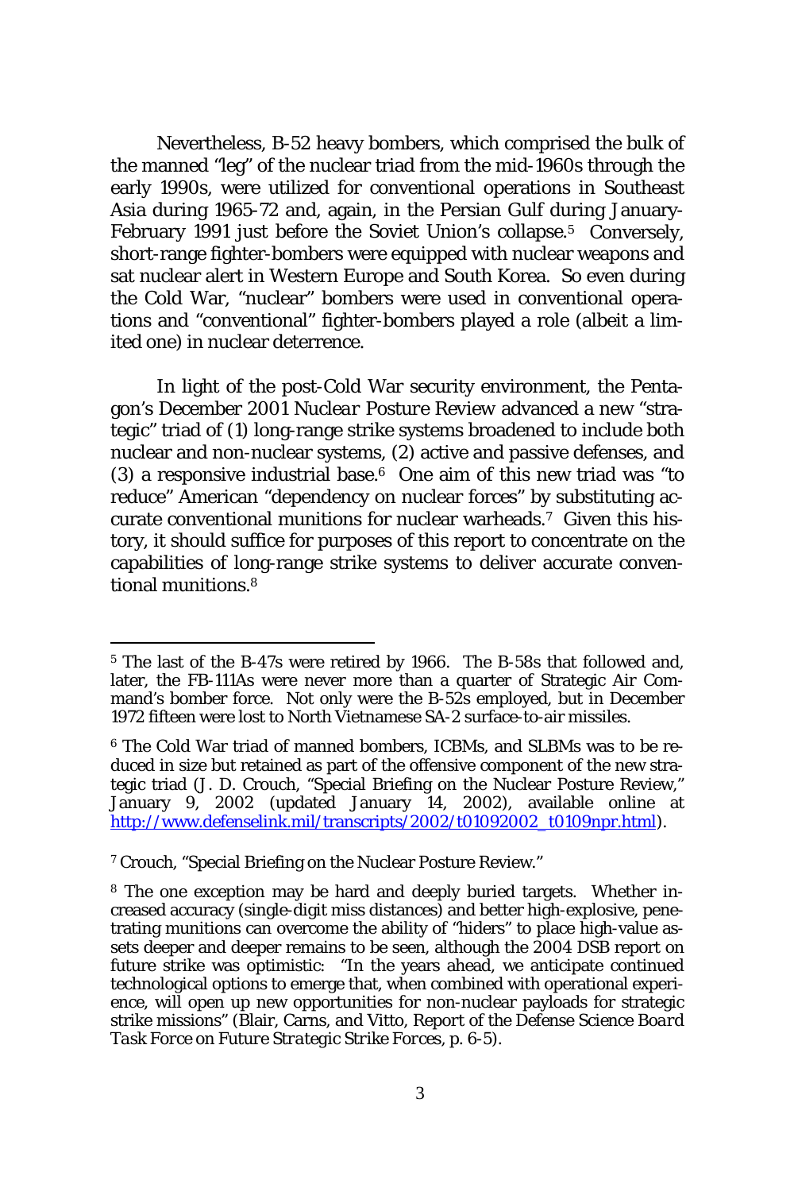Nevertheless, B-52 heavy bombers, which comprised the bulk of the manned "leg" of the nuclear triad from the mid-1960s through the early 1990s, were utilized for conventional operations in Southeast Asia during 1965-72 and, again, in the Persian Gulf during January-February 1991 just before the Soviet Union's collapse.[5] Conversely, short-range fighter-bombers were equipped with nuclear weapons and sat nuclear alert in Western Europe and South Korea. So even during the Cold War, "nuclear" bombers were used in conventional operations and "conventional" fighter-bombers played a role (albeit a limited one) in nuclear deterrence.

In light of the post-Cold War security environment, the Pentagon's December 2001 *Nuclear Posture Review* advanced a new "strategic" triad of (1) long-range strike systems broadened to include both nuclear and non-nuclear systems, (2) active and passive defenses, and (3) a responsive industrial base.[6] One aim of this new triad was "to reduce" American "dependency on nuclear forces" by substituting accurate conventional munitions for nuclear warheads.[7] Given this history, it should suffice for purposes of this report to concentrate on the capabilities of long-range strike systems to deliver accurate conventional munitions.[8]

---

[5] The last of the B-47s were retired by 1966. The B-58s that followed and, later, the FB-111As were never more than a quarter of Strategic Air Command's bomber force. Not only were the B-52s employed, but in December 1972 fifteen were lost to North Vietnamese SA-2 surface-to-air missiles.

[6] The Cold War triad of manned bombers, ICBMs, and SLBMs was to be reduced in size but retained as part of the offensive component of the new strategic triad (J. D. Crouch, "Special Briefing on the Nuclear Posture Review," January 9, 2002 (updated January 14, 2002), available online at http://www.defenselink.mil/transcripts/2002/t01092002_t0109npr.html).

[7] Crouch, "Special Briefing on the Nuclear Posture Review."

[8] The one exception may be hard and deeply buried targets. Whether increased accuracy (single-digit miss distances) and better high-explosive, penetrating munitions can overcome the ability of "hiders" to place high-value assets deeper and deeper remains to be seen, although the 2004 DSB report on future strike was optimistic: "In the years ahead, we anticipate continued technological options to emerge that, when combined with operational experience, will open up new opportunities for non-nuclear payloads for strategic strike missions" (Blair, Carns, and Vitto, *Report of the Defense Science Board Task Force on Future Strategic Strike Forces*, p. 6-5).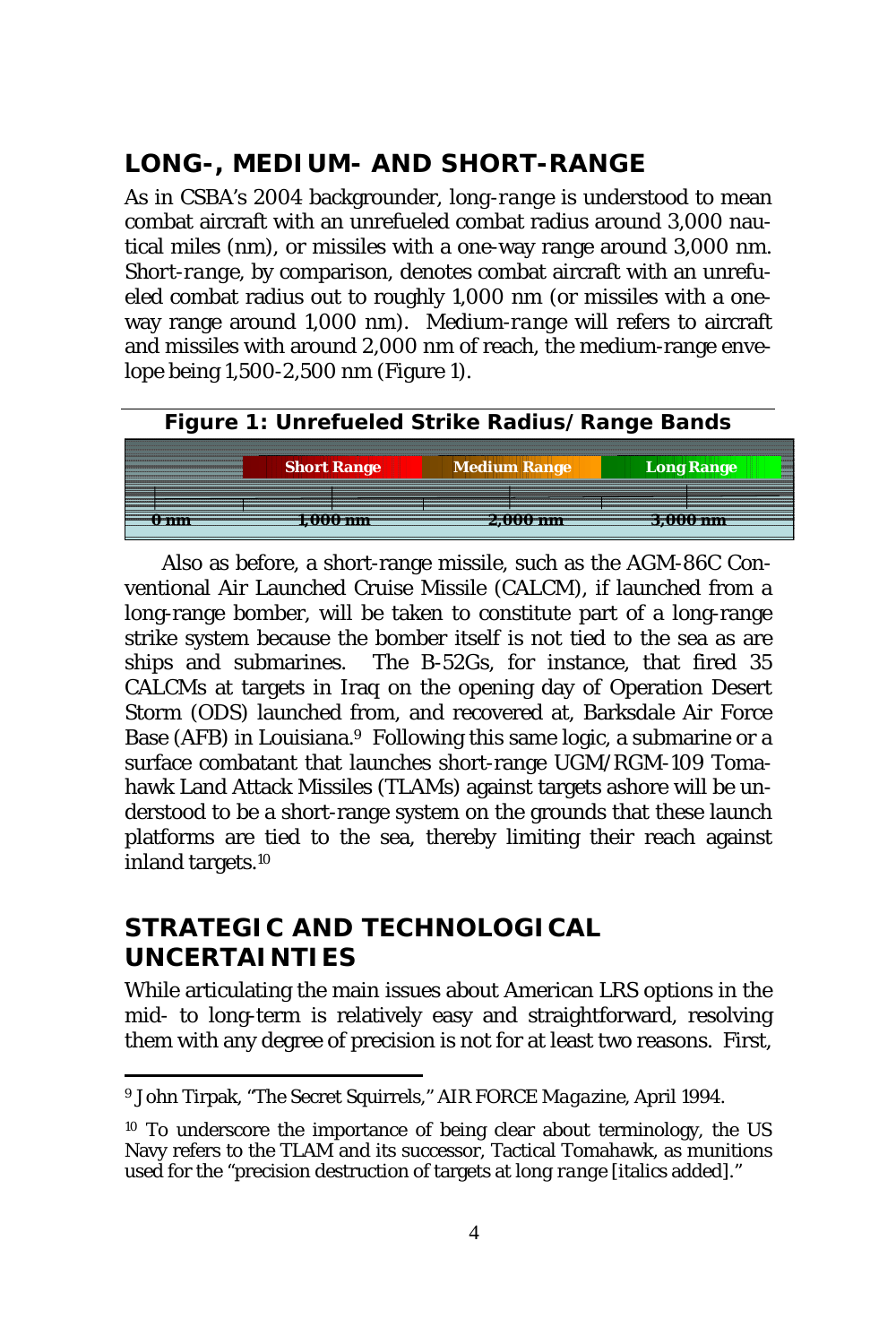## LONG-, MEDIUM- AND SHORT-RANGE

As in CSBA's 2004 backgrounder, *long-range* is understood to mean combat aircraft with an unrefueled combat radius around 3,000 nautical miles (nm), or missiles with a one-way range around 3,000 nm. *Short-range*, by comparison, denotes combat aircraft with an unrefueled combat radius out to roughly 1,000 nm (or missiles with a one-way range around 1,000 nm). *Medium-range* will refers to aircraft and missiles with around 2,000 nm of reach, the medium-range envelope being 1,500-2,500 nm (Figure 1).

**Figure 1: Unrefueled Strike Radius/Range Bands**

| | Short Range | Medium Range | Long Range |
|---|---|---|---|
| 0 nm | 1,000 nm | 2,000 nm | 3,000 nm |

Also as before, a short-range missile, such as the AGM-86C Conventional Air Launched Cruise Missile (CALCM), if launched from a long-range bomber, will be taken to constitute part of a long-range strike system because the bomber itself is not tied to the sea as are ships and submarines. The B-52Gs, for instance, that fired 35 CALCMs at targets in Iraq on the opening day of Operation Desert Storm (ODS) launched from, and recovered at, Barksdale Air Force Base (AFB) in Louisiana.[9] Following this same logic, a submarine or a surface combatant that launches short-range UGM/RGM-109 Tomahawk Land Attack Missiles (TLAMs) against targets ashore will be understood to be a short-range system on the grounds that these launch platforms are tied to the sea, thereby limiting their reach against inland targets.[10]

## STRATEGIC AND TECHNOLOGICAL UNCERTAINTIES

While articulating the main issues about American LRS options in the mid- to long-term is relatively easy and straightforward, resolving them with any degree of precision is not for at least two reasons. First,

---

[9] John Tirpak, "The Secret Squirrels," AIR FORCE *Magazine*, April 1994.

[10] To underscore the importance of being clear about terminology, the US Navy refers to the TLAM and its successor, Tactical Tomahawk, as munitions used for the "precision destruction of targets at *long range* [italics added]."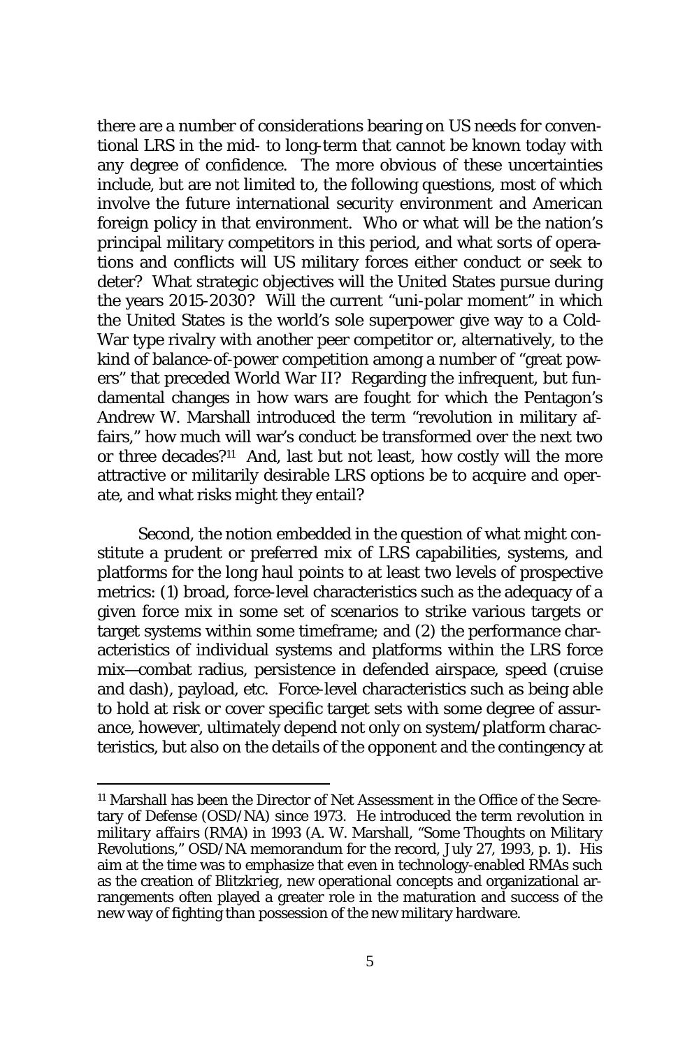there are a number of considerations bearing on US needs for conventional LRS in the mid- to long-term that cannot be known today with any degree of confidence. The more obvious of these uncertainties include, but are not limited to, the following questions, most of which involve the future international security environment and American foreign policy in that environment. Who or what will be the nation's principal military competitors in this period, and what sorts of operations and conflicts will US military forces either conduct or seek to deter? What strategic objectives will the United States pursue during the years 2015-2030? Will the current "uni-polar moment" in which the United States is the world's sole superpower give way to a Cold-War type rivalry with another peer competitor or, alternatively, to the kind of balance-of-power competition among a number of "great powers" that preceded World War II? Regarding the infrequent, but fundamental changes in how wars are fought for which the Pentagon's Andrew W. Marshall introduced the term "revolution in military affairs," how much will war's conduct be transformed over the next two or three decades?[11] And, last but not least, how costly will the more attractive or militarily desirable LRS options be to acquire and operate, and what risks might they entail?

Second, the notion embedded in the question of what might constitute a prudent or preferred mix of LRS capabilities, systems, and platforms for the long haul points to at least two levels of prospective metrics: (1) broad, force-level characteristics such as the adequacy of a given force mix in some set of scenarios to strike various targets or target systems within some timeframe; and (2) the performance characteristics of individual systems and platforms within the LRS force mix—combat radius, persistence in defended airspace, speed (cruise and dash), payload, etc. Force-level characteristics such as being able to hold at risk or cover specific target sets with some degree of assurance, however, ultimately depend not only on system/platform characteristics, but also on the details of the opponent and the contingency at

[11] Marshall has been the Director of Net Assessment in the Office of the Secretary of Defense (OSD/NA) since 1973. He introduced the term *revolution in military affairs* (RMA) in 1993 (A. W. Marshall, "Some Thoughts on Military Revolutions," OSD/NA memorandum for the record, July 27, 1993, p. 1). His aim at the time was to emphasize that even in technology-enabled RMAs such as the creation of Blitzkrieg, new operational concepts and organizational arrangements often played a greater role in the maturation and success of the new way of fighting than possession of the new military hardware.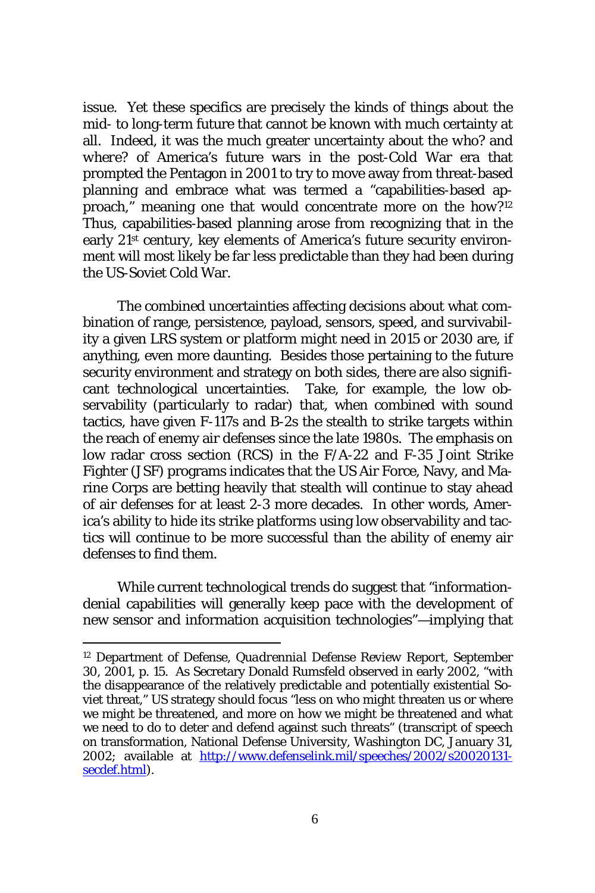issue. Yet these specifics are precisely the kinds of things about the mid- to long-term future that cannot be known with much certainty at all. Indeed, it was the much greater uncertainty about the *who?* and *where?* of America's future wars in the post-Cold War era that prompted the Pentagon in 2001 to try to move away from threat-based planning and embrace what was termed a "capabilities-based approach," meaning one that would concentrate more on the *how?*[12] Thus, capabilities-based planning arose from recognizing that in the early 21st century, key elements of America's future security environment will most likely be far less predictable than they had been during the US-Soviet Cold War.

The combined uncertainties affecting decisions about what combination of range, persistence, payload, sensors, speed, and survivability a given LRS system or platform might need in 2015 or 2030 are, if anything, even more daunting. Besides those pertaining to the future security environment and strategy on both sides, there are also significant technological uncertainties. Take, for example, the low observability (particularly to radar) that, when combined with sound tactics, have given F-117s and B-2s the stealth to strike targets within the reach of enemy air defenses since the late 1980s. The emphasis on low radar cross section (RCS) in the F/A-22 and F-35 Joint Strike Fighter (JSF) programs indicates that the US Air Force, Navy, and Marine Corps are betting heavily that stealth will continue to stay ahead of air defenses for at least 2-3 more decades. In other words, America's ability to hide its strike platforms using low observability and tactics will continue to be more successful than the ability of enemy air defenses to find them.

While current technological trends do suggest that "information-denial capabilities will generally keep pace with the development of new sensor and information acquisition technologies"—implying that

---

[12] Department of Defense, *Quadrennial Defense Review Report*, September 30, 2001, p. 15. As Secretary Donald Rumsfeld observed in early 2002, "with the disappearance of the relatively predictable and potentially existential Soviet threat," US strategy should focus "less on who might threaten us or where we might be threatened, and more on how we might be threatened and what we need to do to deter and defend against such threats" (transcript of speech on transformation, National Defense University, Washington DC, January 31, 2002; available at http://www.defenselink.mil/speeches/2002/s20020131-secdef.html).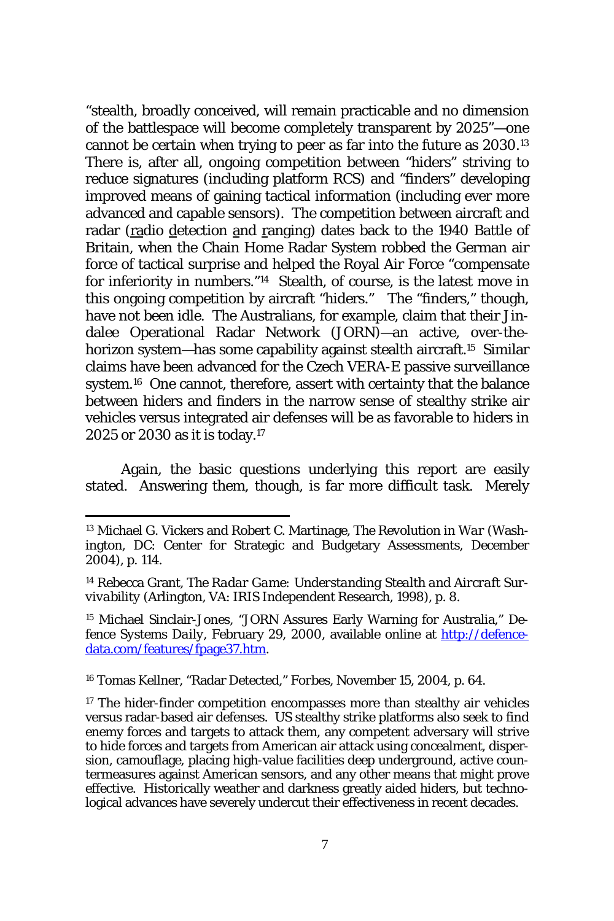"stealth, broadly conceived, will remain practicable and no dimension of the battlespace will become completely transparent by 2025"—one cannot be certain when trying to peer as far into the future as 2030.[13] There is, after all, ongoing competition between "hiders" striving to reduce signatures (including platform RCS) and "finders" developing improved means of gaining tactical information (including ever more advanced and capable sensors). The competition between aircraft and radar (radio detection and ranging) dates back to the 1940 Battle of Britain, when the Chain Home Radar System robbed the German air force of tactical surprise and helped the Royal Air Force "compensate for inferiority in numbers."[14] Stealth, of course, is the latest move in this ongoing competition by aircraft "hiders." The "finders," though, have not been idle. The Australians, for example, claim that their Jindalee Operational Radar Network (JORN)—an active, over-the-horizon system—has some capability against stealth aircraft.[15] Similar claims have been advanced for the Czech VERA-E passive surveillance system.[16] One cannot, therefore, assert with certainty that the balance between hiders and finders in the narrow sense of stealthy strike air vehicles versus integrated air defenses will be as favorable to hiders in 2025 or 2030 as it is today.[17]

Again, the basic questions underlying this report are easily stated. Answering them, though, is far more difficult task. Merely

---

[13] Michael G. Vickers and Robert C. Martinage, *The Revolution in War* (Washington, DC: Center for Strategic and Budgetary Assessments, December 2004), p. 114.

[14] Rebecca Grant, *The Radar Game: Understanding Stealth and Aircraft Survivability* (Arlington, VA: IRIS Independent Research, 1998), p. 8.

[15] Michael Sinclair-Jones, "JORN Assures Early Warning for Australia," *Defence Systems Daily*, February 29, 2000, available online at http://defence-data.com/features/fpage37.htm.

[16] Tomas Kellner, "Radar Detected," *Forbes*, November 15, 2004, p. 64.

[17] The hider-finder competition encompasses more than stealthy air vehicles versus radar-based air defenses. US stealthy strike platforms also seek to find enemy forces and targets to attack them, any competent adversary will strive to hide forces and targets from American air attack using concealment, dispersion, camouflage, placing high-value facilities deep underground, active countermeasures against American sensors, and any other means that might prove effective. Historically weather and darkness greatly aided hiders, but technological advances have severely undercut their effectiveness in recent decades.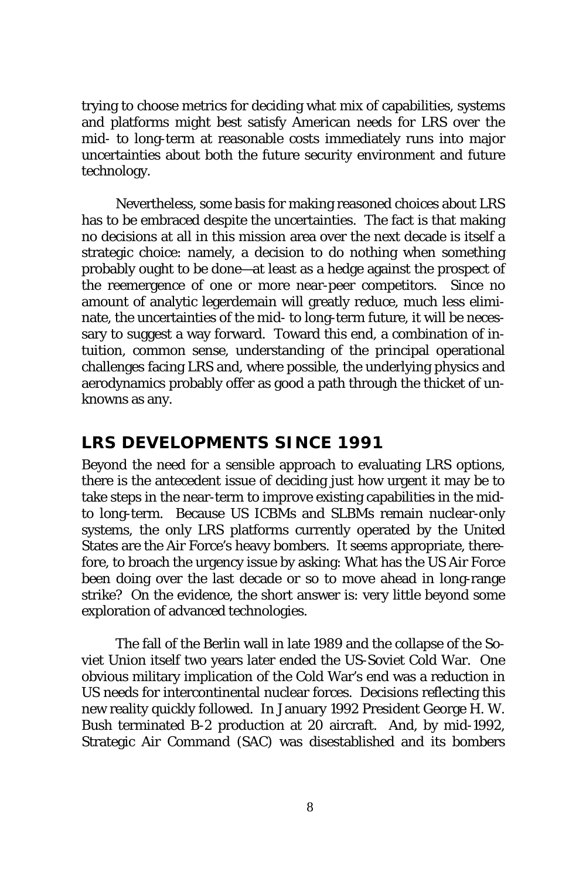trying to choose metrics for deciding what mix of capabilities, systems and platforms might best satisfy American needs for LRS over the mid- to long-term at reasonable costs immediately runs into major uncertainties about both the future security environment and future technology.

Nevertheless, some basis for making reasoned choices about LRS has to be embraced despite the uncertainties. The fact is that making no decisions at all in this mission area over the next decade is itself a strategic choice: namely, a decision to do nothing when something probably ought to be done—at least as a hedge against the prospect of the reemergence of one or more near-peer competitors. Since no amount of analytic legerdemain will greatly reduce, much less eliminate, the uncertainties of the mid- to long-term future, it will be necessary to suggest a way forward. Toward this end, a combination of intuition, common sense, understanding of the principal operational challenges facing LRS and, where possible, the underlying physics and aerodynamics probably offer as good a path through the thicket of unknowns as any.

## LRS DEVELOPMENTS SINCE 1991

Beyond the need for a sensible approach to evaluating LRS options, there is the antecedent issue of deciding just how urgent it may be to take steps in the near-term to improve existing capabilities in the mid- to long-term. Because US ICBMs and SLBMs remain nuclear-only systems, the only LRS platforms currently operated by the United States are the Air Force's heavy bombers. It seems appropriate, therefore, to broach the urgency issue by asking: What has the US Air Force been doing over the last decade or so to move ahead in long-range strike? On the evidence, the short answer is: very little beyond some exploration of advanced technologies.

The fall of the Berlin wall in late 1989 and the collapse of the Soviet Union itself two years later ended the US-Soviet Cold War. One obvious military implication of the Cold War's end was a reduction in US needs for intercontinental nuclear forces. Decisions reflecting this new reality quickly followed. In January 1992 President George H. W. Bush terminated B-2 production at 20 aircraft. And, by mid-1992, Strategic Air Command (SAC) was disestablished and its bombers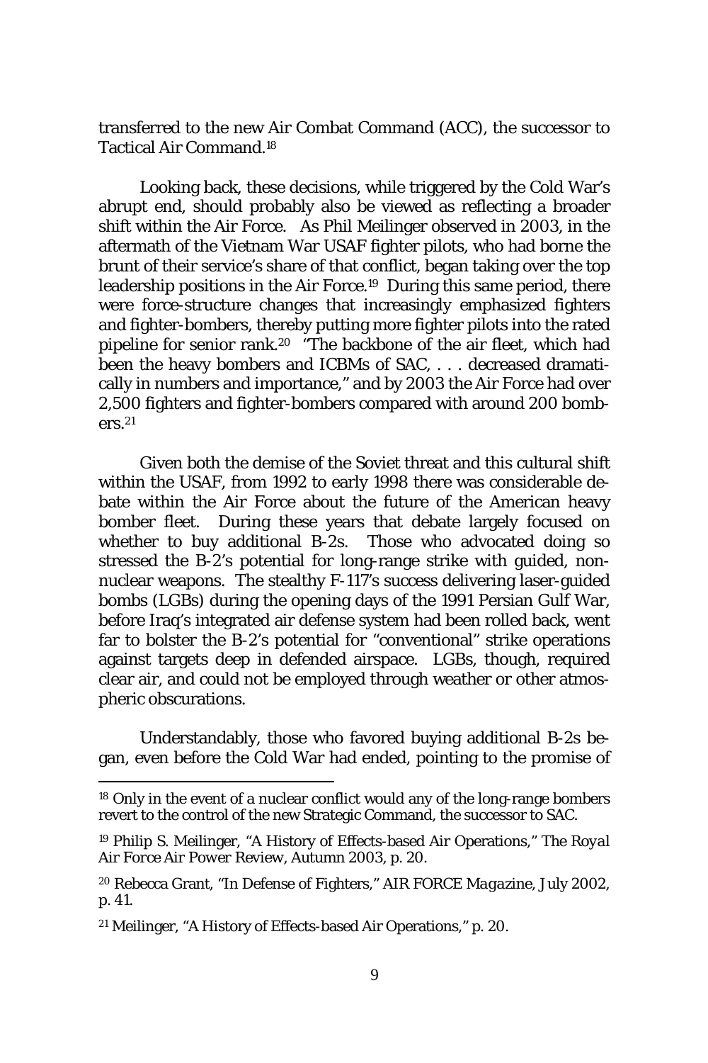transferred to the new Air Combat Command (ACC), the successor to Tactical Air Command.[18]

Looking back, these decisions, while triggered by the Cold War's abrupt end, should probably also be viewed as reflecting a broader shift within the Air Force. As Phil Meilinger observed in 2003, in the aftermath of the Vietnam War USAF fighter pilots, who had borne the brunt of their service's share of that conflict, began taking over the top leadership positions in the Air Force.[19] During this same period, there were force-structure changes that increasingly emphasized fighters and fighter-bombers, thereby putting more fighter pilots into the rated pipeline for senior rank.[20] "The backbone of the air fleet, which had been the heavy bombers and ICBMs of SAC, . . . decreased dramatically in numbers and importance," and by 2003 the Air Force had over 2,500 fighters and fighter-bombers compared with around 200 bombers.[21]

Given both the demise of the Soviet threat and this cultural shift within the USAF, from 1992 to early 1998 there was considerable debate within the Air Force about the future of the American heavy bomber fleet. During these years that debate largely focused on whether to buy additional B-2s. Those who advocated doing so stressed the B-2's potential for long-range strike with guided, non-nuclear weapons. The stealthy F-117's success delivering laser-guided bombs (LGBs) during the opening days of the 1991 Persian Gulf War, before Iraq's integrated air defense system had been rolled back, went far to bolster the B-2's potential for "conventional" strike operations against targets deep in defended airspace. LGBs, though, required clear air, and could not be employed through weather or other atmospheric obscurations.

Understandably, those who favored buying additional B-2s began, even before the Cold War had ended, pointing to the promise of

---

[18] Only in the event of a nuclear conflict would any of the long-range bombers revert to the control of the new Strategic Command, the successor to SAC.

[19] Philip S. Meilinger, "A History of Effects-based Air Operations," *The Royal Air Force Air Power Review*, Autumn 2003, p. 20.

[20] Rebecca Grant, "In Defense of Fighters," *AIR FORCE Magazine*, July 2002, p. 41.

[21] Meilinger, "A History of Effects-based Air Operations," p. 20.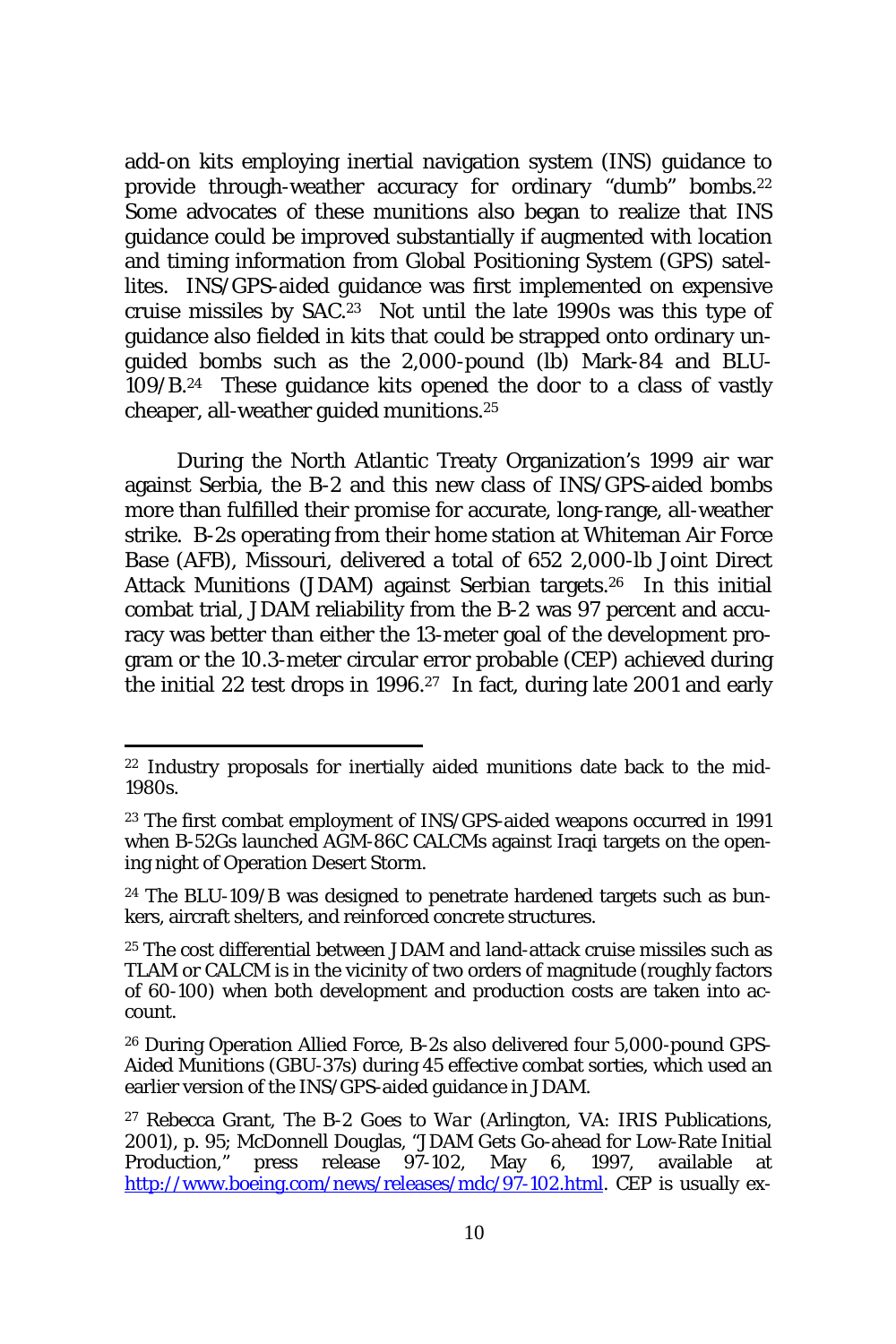add-on kits employing inertial navigation system (INS) guidance to provide through-weather accuracy for ordinary "dumb" bombs.[22] Some advocates of these munitions also began to realize that INS guidance could be improved substantially if augmented with location and timing information from Global Positioning System (GPS) satellites. INS/GPS-aided guidance was first implemented on expensive cruise missiles by SAC.[23] Not until the late 1990s was this type of guidance also fielded in kits that could be strapped onto ordinary unguided bombs such as the 2,000-pound (lb) Mark-84 and BLU-109/B.[24] These guidance kits opened the door to a class of vastly cheaper, all-weather guided munitions.[25]

During the North Atlantic Treaty Organization's 1999 air war against Serbia, the B-2 and this new class of INS/GPS-aided bombs more than fulfilled their promise for accurate, long-range, all-weather strike. B-2s operating from their home station at Whiteman Air Force Base (AFB), Missouri, delivered a total of 652 2,000-lb Joint Direct Attack Munitions (JDAM) against Serbian targets.[26] In this initial combat trial, JDAM reliability from the B-2 was 97 percent and accuracy was better than either the 13-meter goal of the development program or the 10.3-meter circular error probable (CEP) achieved during the initial 22 test drops in 1996.[27] In fact, during late 2001 and early

---

[22] Industry proposals for inertially aided munitions date back to the mid-1980s.

[23] The first combat employment of INS/GPS-aided weapons occurred in 1991 when B-52Gs launched AGM-86C CALCMs against Iraqi targets on the opening night of Operation Desert Storm.

[24] The BLU-109/B was designed to penetrate hardened targets such as bunkers, aircraft shelters, and reinforced concrete structures.

[25] The cost differential between JDAM and land-attack cruise missiles such as TLAM or CALCM is in the vicinity of two orders of magnitude (roughly factors of 60-100) when both development and production costs are taken into account.

[26] During Operation Allied Force, B-2s also delivered four 5,000-pound GPS-Aided Munitions (GBU-37s) during 45 effective combat sorties, which used an earlier version of the INS/GPS-aided guidance in JDAM.

[27] Rebecca Grant, *The B-2 Goes to War* (Arlington, VA: IRIS Publications, 2001), p. 95; McDonnell Douglas, "JDAM Gets Go-ahead for Low-Rate Initial Production," press release 97-102, May 6, 1997, available at http://www.boeing.com/news/releases/mdc/97-102.html. CEP is usually ex-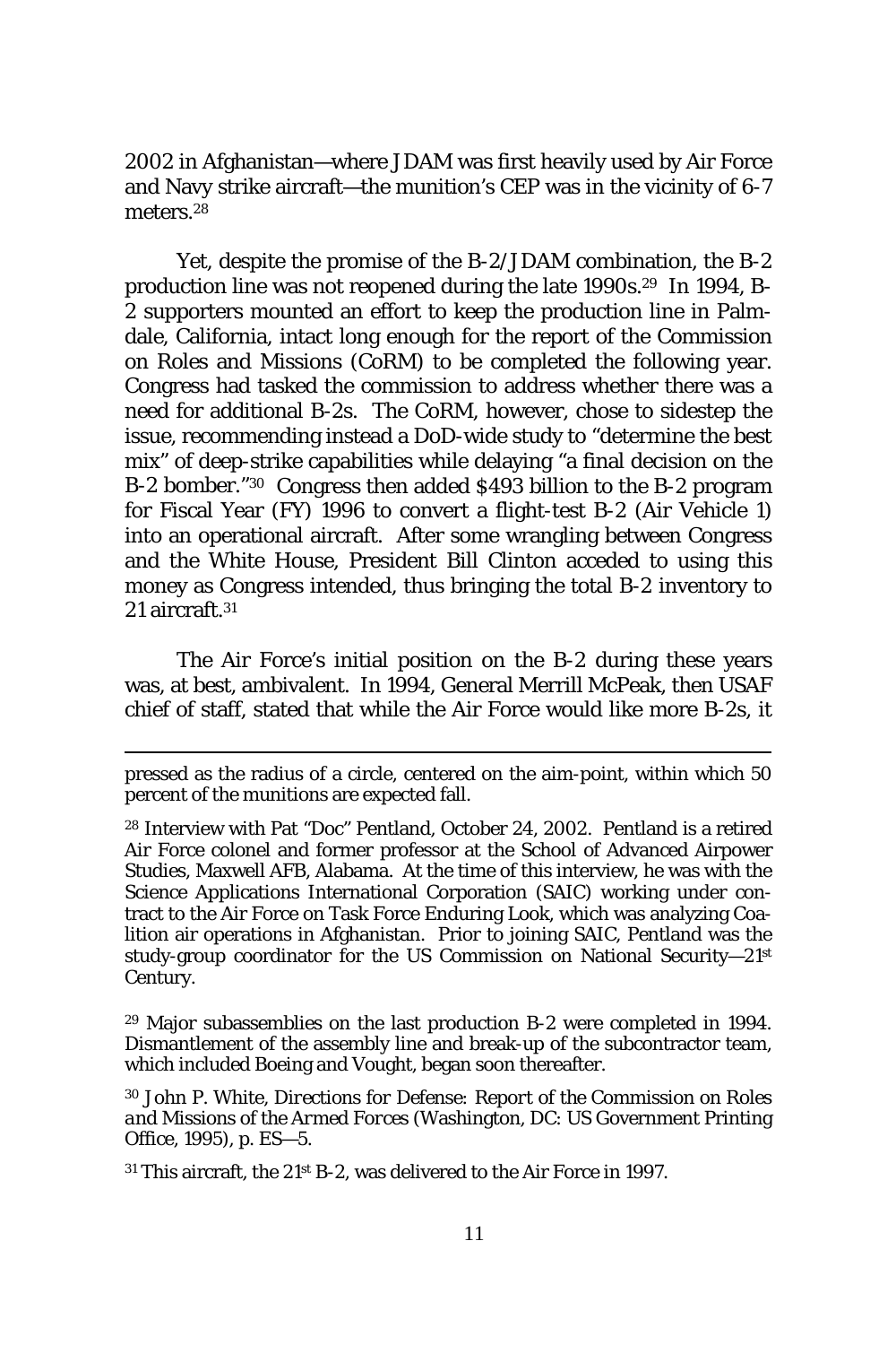2002 in Afghanistan—where JDAM was first heavily used by Air Force and Navy strike aircraft—the munition's CEP was in the vicinity of 6-7 meters.[28]

Yet, despite the promise of the B-2/JDAM combination, the B-2 production line was not reopened during the late 1990s.[29] In 1994, B-2 supporters mounted an effort to keep the production line in Palmdale, California, intact long enough for the report of the Commission on Roles and Missions (CoRM) to be completed the following year. Congress had tasked the commission to address whether there was a need for additional B-2s. The CoRM, however, chose to sidestep the issue, recommending instead a DoD-wide study to "determine the best mix" of deep-strike capabilities while delaying "a final decision on the B-2 bomber."[30] Congress then added $493 billion to the B-2 program for Fiscal Year (FY) 1996 to convert a flight-test B-2 (Air Vehicle 1) into an operational aircraft. After some wrangling between Congress and the White House, President Bill Clinton acceded to using this money as Congress intended, thus bringing the total B-2 inventory to 21 aircraft.[31]

The Air Force's initial position on the B-2 during these years was, at best, ambivalent. In 1994, General Merrill McPeak, then USAF chief of staff, stated that while the Air Force would like more B-2s, it

---

pressed as the radius of a circle, centered on the aim-point, within which 50 percent of the munitions are expected fall.

[28] Interview with Pat "Doc" Pentland, October 24, 2002. Pentland is a retired Air Force colonel and former professor at the School of Advanced Airpower Studies, Maxwell AFB, Alabama. At the time of this interview, he was with the Science Applications International Corporation (SAIC) working under contract to the Air Force on Task Force Enduring Look, which was analyzing Coalition air operations in Afghanistan. Prior to joining SAIC, Pentland was the study-group coordinator for the US Commission on National Security—21st Century.

[29] Major subassemblies on the last production B-2 were completed in 1994. Dismantlement of the assembly line and break-up of the subcontractor team, which included Boeing and Vought, began soon thereafter.

[30] John P. White, *Directions for Defense: Report of the Commission on Roles and Missions of the Armed Forces* (Washington, DC: US Government Printing Office, 1995), p. ES—5.

[31] This aircraft, the 21st B-2, was delivered to the Air Force in 1997.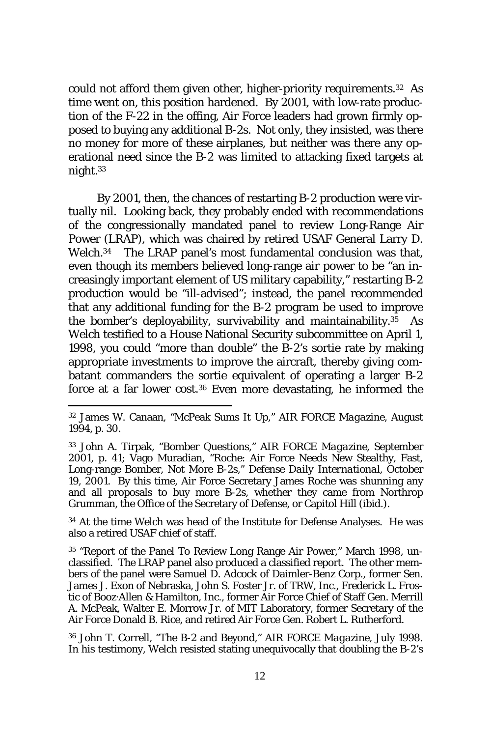could not afford them given other, higher-priority requirements.[32] As time went on, this position hardened. By 2001, with low-rate production of the F-22 in the offing, Air Force leaders had grown firmly opposed to buying any additional B-2s. Not only, they insisted, was there no money for more of these airplanes, but neither was there any operational need since the B-2 was limited to attacking fixed targets at night.[33]

By 2001, then, the chances of restarting B-2 production were virtually nil. Looking back, they probably ended with recommendations of the congressionally mandated panel to review Long-Range Air Power (LRAP), which was chaired by retired USAF General Larry D. Welch.[34] The LRAP panel's most fundamental conclusion was that, even though its members believed long-range air power to be "an increasingly important element of US military capability," restarting B-2 production would be "ill-advised"; instead, the panel recommended that any additional funding for the B-2 program be used to improve the bomber's deployability, survivability and maintainability.[35] As Welch testified to a House National Security subcommittee on April 1, 1998, you could "more than double" the B-2's sortie rate by making appropriate investments to improve the aircraft, thereby giving combatant commanders the sortie equivalent of operating a larger B-2 force at a far lower cost.[36] Even more devastating, he informed the

---

[32] James W. Canaan, "McPeak Sums It Up," *AIR FORCE Magazine*, August 1994, p. 30.

[33] John A. Tirpak, "Bomber Questions," *AIR FORCE Magazine*, September 2001, p. 41; Vago Muradian, "Roche: Air Force Needs New Stealthy, Fast, Long-range Bomber, Not More B-2s," *Defense Daily International*, October 19, 2001. By this time, Air Force Secretary James Roche was shunning any and all proposals to buy more B-2s, whether they came from Northrop Grumman, the Office of the Secretary of Defense, or Capitol Hill (ibid.).

[34] At the time Welch was head of the Institute for Defense Analyses. He was also a retired USAF chief of staff.

[35] "Report of the Panel To Review Long Range Air Power," March 1998, unclassified. The LRAP panel also produced a classified report. The other members of the panel were Samuel D. Adcock of Daimler-Benz Corp., former Sen. James J. Exon of Nebraska, John S. Foster Jr. of TRW, Inc., Frederick L. Frostic of Booz·Allen & Hamilton, Inc., former Air Force Chief of Staff Gen. Merrill A. McPeak, Walter E. Morrow Jr. of MIT Laboratory, former Secretary of the Air Force Donald B. Rice, and retired Air Force Gen. Robert L. Rutherford.

[36] John T. Correll, "The B-2 and Beyond," *AIR FORCE Magazine*, July 1998. In his testimony, Welch resisted stating unequivocally that doubling the B-2's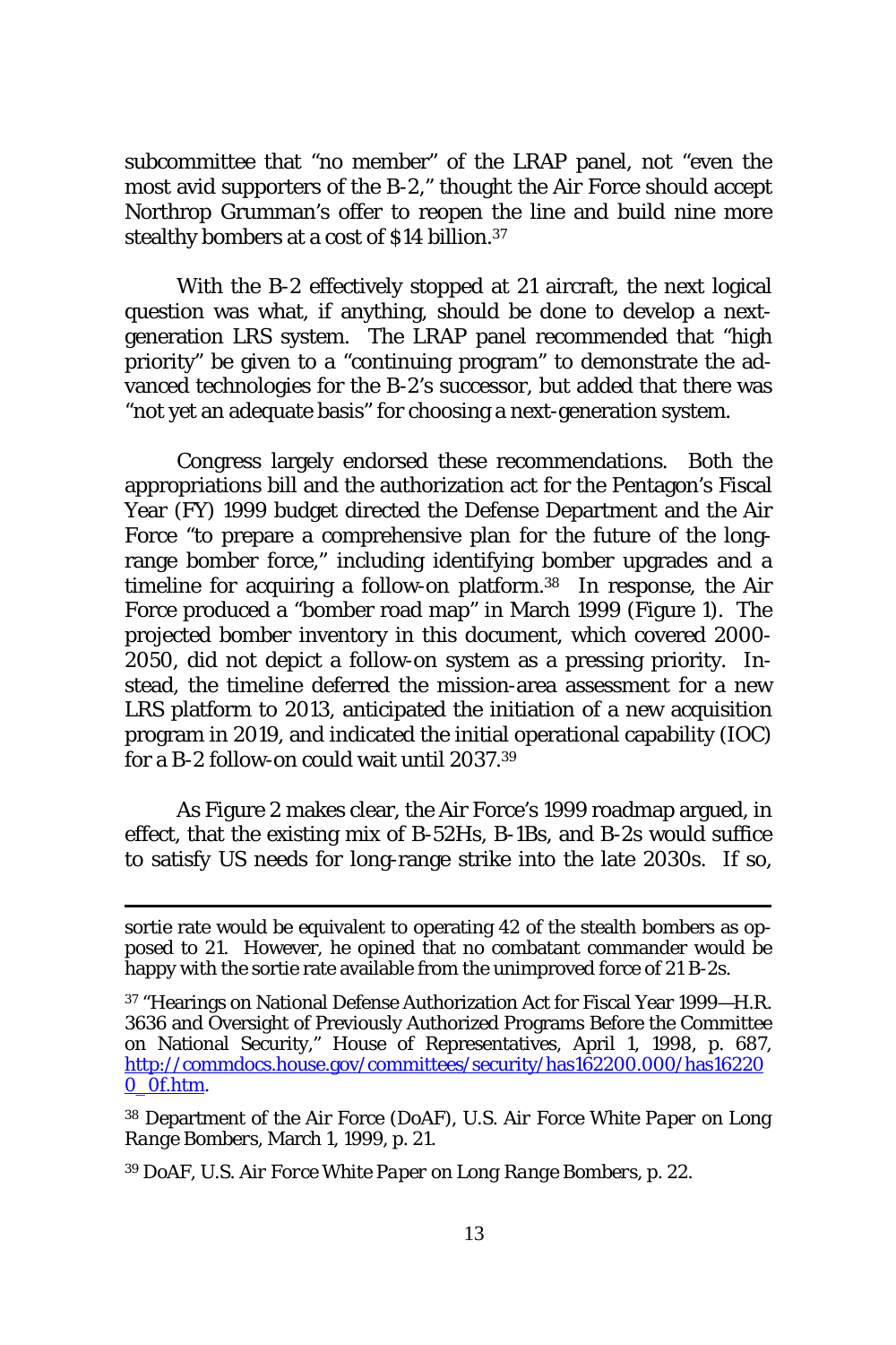subcommittee that "no member" of the LRAP panel, not "even the most avid supporters of the B-2," thought the Air Force should accept Northrop Grumman's offer to reopen the line and build nine more stealthy bombers at a cost of $14 billion.[37]

With the B-2 effectively stopped at 21 aircraft, the next logical question was what, if anything, should be done to develop a next-generation LRS system. The LRAP panel recommended that "high priority" be given to a "continuing program" to demonstrate the advanced technologies for the B-2's successor, but added that there was "not yet an adequate basis" for choosing a next-generation system.

Congress largely endorsed these recommendations. Both the appropriations bill and the authorization act for the Pentagon's Fiscal Year (FY) 1999 budget directed the Defense Department and the Air Force "to prepare a comprehensive plan for the future of the long-range bomber force," including identifying bomber upgrades and a timeline for acquiring a follow-on platform.[38] In response, the Air Force produced a "bomber road map" in March 1999 (Figure 1). The projected bomber inventory in this document, which covered 2000-2050, did not depict a follow-on system as a pressing priority. Instead, the timeline deferred the mission-area assessment for a new LRS platform to 2013, anticipated the initiation of a new acquisition program in 2019, and indicated the initial operational capability (IOC) for a B-2 follow-on could wait until 2037.[39]

As Figure 2 makes clear, the Air Force's 1999 roadmap argued, in effect, that the existing mix of B-52Hs, B-1Bs, and B-2s would suffice to satisfy US needs for long-range strike into the late 2030s. If so,

---

sortie rate would be equivalent to operating 42 of the stealth bombers as opposed to 21. However, he opined that no combatant commander would be happy with the sortie rate available from the unimproved force of 21 B-2s.

[37] "Hearings on National Defense Authorization Act for Fiscal Year 1999—H.R. 3636 and Oversight of Previously Authorized Programs Before the Committee on National Security," House of Representatives, April 1, 1998, p. 687, http://commdocs.house.gov/committees/security/has162200.000/has162200_0f.htm.

[38] Department of the Air Force (DoAF), *U.S. Air Force White Paper on Long Range Bombers*, March 1, 1999, p. 21.

[39] DoAF, *U.S. Air Force White Paper on Long Range Bombers*, p. 22.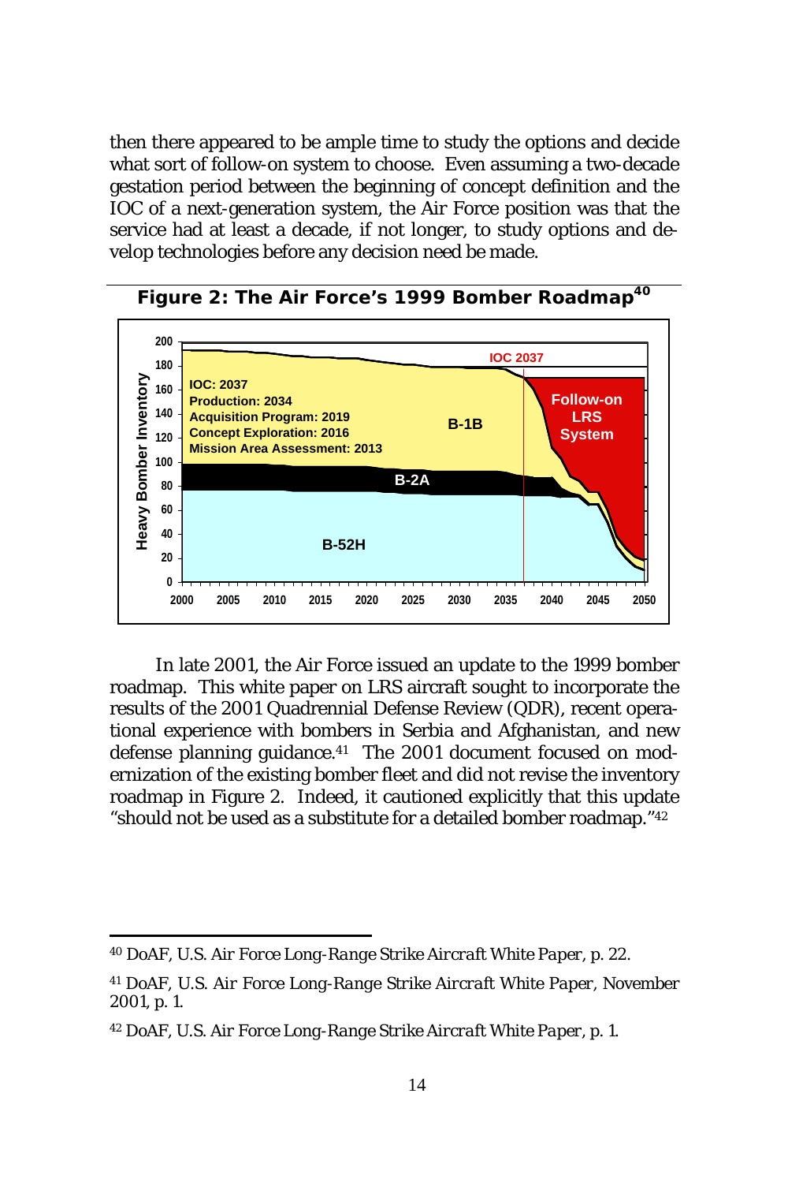then there appeared to be ample time to study the options and decide what sort of follow-on system to choose. Even assuming a two-decade gestation period between the beginning of concept definition and the IOC of a next-generation system, the Air Force position was that the service had at least a decade, if not longer, to study options and develop technologies before any decision need be made.

**Figure 2: The Air Force's 1999 Bomber Roadmap[40]**

In late 2001, the Air Force issued an update to the 1999 bomber roadmap. This white paper on LRS aircraft sought to incorporate the results of the 2001 Quadrennial Defense Review (QDR), recent operational experience with bombers in Serbia and Afghanistan, and new defense planning guidance.[41] The 2001 document focused on modernization of the existing bomber fleet and did not revise the inventory roadmap in Figure 2. Indeed, it cautioned explicitly that this update "should not be used as a substitute for a detailed bomber roadmap."[42]

---

[40] DoAF, U.S. Air Force *Long-Range Strike Aircraft White Paper*, p. 22.

[41] DoAF, U.S. Air Force *Long-Range Strike Aircraft White Paper*, November 2001, p. 1.

[42] DoAF, U.S. Air Force *Long-Range Strike Aircraft White Paper*, p. 1.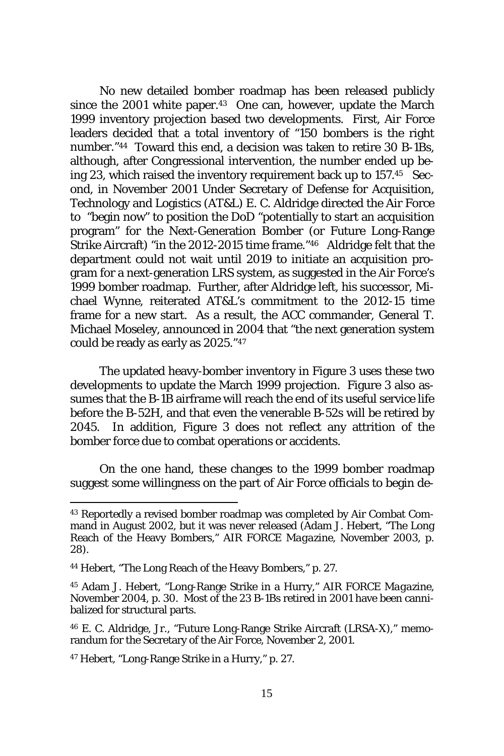No new detailed bomber roadmap has been released publicly since the 2001 white paper.[43] One can, however, update the March 1999 inventory projection based two developments. First, Air Force leaders decided that a total inventory of "150 bombers is the right number."[44] Toward this end, a decision was taken to retire 30 B-1Bs, although, after Congressional intervention, the number ended up being 23, which raised the inventory requirement back up to 157.[45] Second, in November 2001 Under Secretary of Defense for Acquisition, Technology and Logistics (AT&L) E. C. Aldridge directed the Air Force to "begin now" to position the DoD "potentially to start an acquisition program" for the Next-Generation Bomber (or Future Long-Range Strike Aircraft) "in the 2012-2015 time frame."[46] Aldridge felt that the department could not wait until 2019 to initiate an acquisition program for a next-generation LRS system, as suggested in the Air Force's 1999 bomber roadmap. Further, after Aldridge left, his successor, Michael Wynne, reiterated AT&L's commitment to the 2012-15 time frame for a new start. As a result, the ACC commander, General T. Michael Moseley, announced in 2004 that "the next generation system could be ready as early as 2025."[47]

The updated heavy-bomber inventory in Figure 3 uses these two developments to update the March 1999 projection. Figure 3 also assumes that the B-1B airframe will reach the end of its useful service life before the B-52H, and that even the venerable B-52s will be retired by 2045. In addition, Figure 3 does not reflect any attrition of the bomber force due to combat operations or accidents.

On the one hand, these changes to the 1999 bomber roadmap suggest some willingness on the part of Air Force officials to begin de-

---

[43] Reportedly a revised bomber roadmap was completed by Air Combat Command in August 2002, but it was never released (Adam J. Hebert, "The Long Reach of the Heavy Bombers," *AIR FORCE Magazine*, November 2003, p. 28).

[44] Hebert, "The Long Reach of the Heavy Bombers," p. 27.

[45] Adam J. Hebert, "Long-Range Strike in a Hurry," *AIR FORCE Magazine*, November 2004, p. 30. Most of the 23 B-1Bs retired in 2001 have been cannibalized for structural parts.

[46] E. C. Aldridge, Jr., "Future Long-Range Strike Aircraft (LRSA-X)," memorandum for the Secretary of the Air Force, November 2, 2001.

[47] Hebert, "Long-Range Strike in a Hurry," p. 27.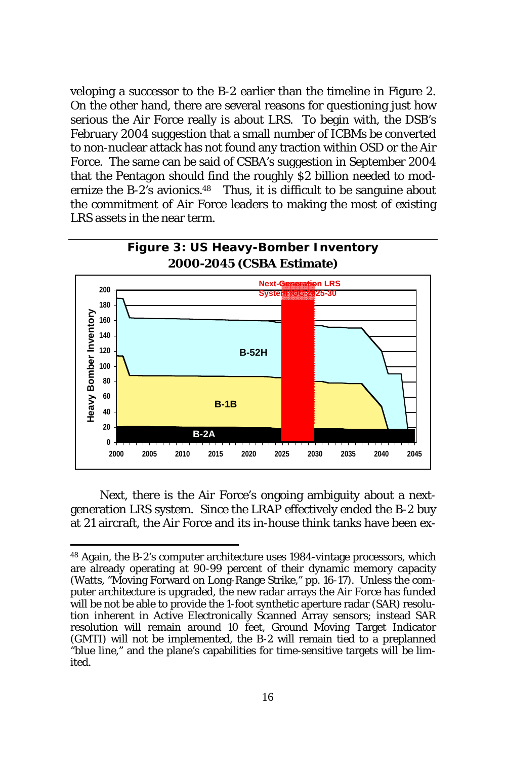veloping a successor to the B-2 earlier than the timeline in Figure 2. On the other hand, there are several reasons for questioning just how serious the Air Force really is about LRS. To begin with, the DSB's February 2004 suggestion that a small number of ICBMs be converted to non-nuclear attack has not found any traction within OSD or the Air Force. The same can be said of CSBA's suggestion in September 2004 that the Pentagon should find the roughly $2 billion needed to modernize the B-2's avionics.[48] Thus, it is difficult to be sanguine about the commitment of Air Force leaders to making the most of existing LRS assets in the near term.

**Figure 3: US Heavy-Bomber Inventory 2000-2045 (CSBA Estimate)**

Next, there is the Air Force's ongoing ambiguity about a next-generation LRS system. Since the LRAP effectively ended the B-2 buy at 21 aircraft, the Air Force and its in-house think tanks have been ex-

---

[48] Again, the B-2's computer architecture uses 1984-vintage processors, which are already operating at 90-99 percent of their dynamic memory capacity (Watts, "Moving Forward on Long-Range Strike," pp. 16-17). Unless the computer architecture is upgraded, the new radar arrays the Air Force has funded will be not be able to provide the 1-foot synthetic aperture radar (SAR) resolution inherent in Active Electronically Scanned Array sensors; instead SAR resolution will remain around 10 feet, Ground Moving Target Indicator (GMTI) will not be implemented, the B-2 will remain tied to a preplanned "blue line," and the plane's capabilities for time-sensitive targets will be limited.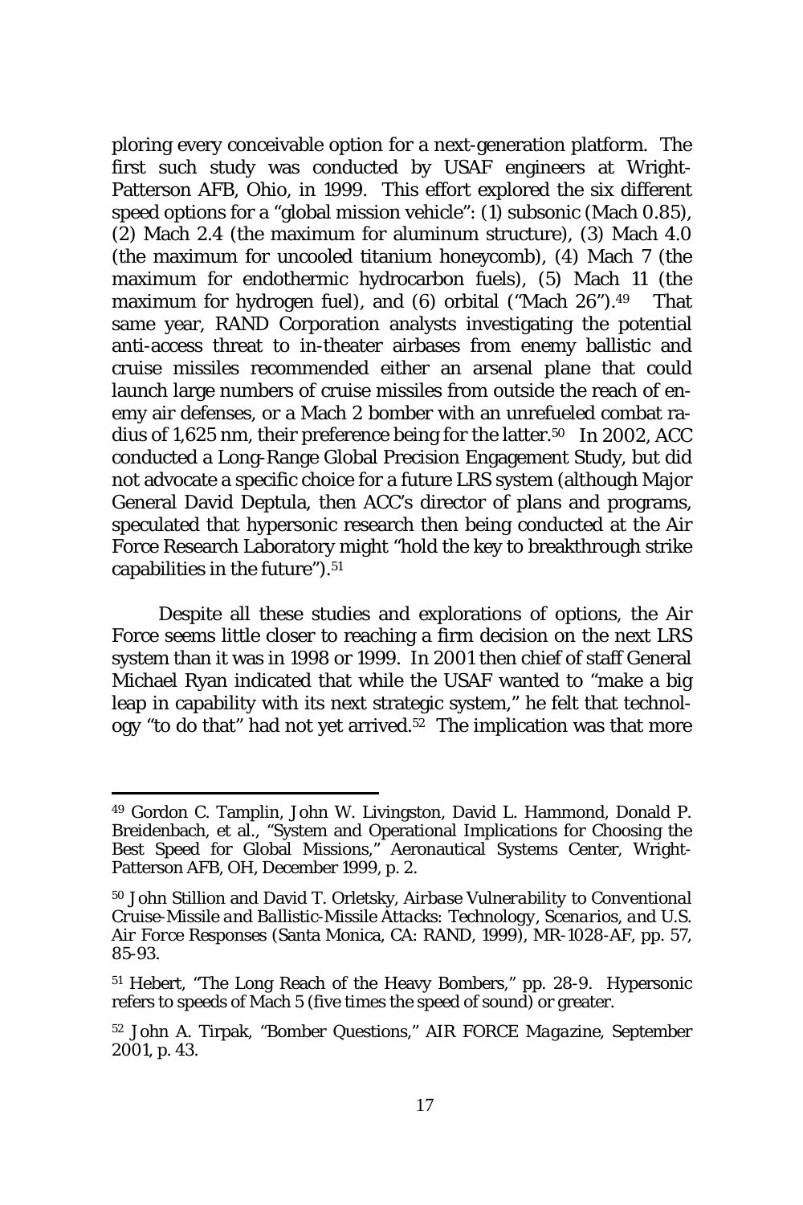ploring every conceivable option for a next-generation platform. The first such study was conducted by USAF engineers at Wright-Patterson AFB, Ohio, in 1999. This effort explored the six different speed options for a "global mission vehicle": (1) subsonic (Mach 0.85), (2) Mach 2.4 (the maximum for aluminum structure), (3) Mach 4.0 (the maximum for uncooled titanium honeycomb), (4) Mach 7 (the maximum for endothermic hydrocarbon fuels), (5) Mach 11 (the maximum for hydrogen fuel), and (6) orbital ("Mach 26").[49] That same year, RAND Corporation analysts investigating the potential anti-access threat to in-theater airbases from enemy ballistic and cruise missiles recommended either an arsenal plane that could launch large numbers of cruise missiles from outside the reach of enemy air defenses, or a Mach 2 bomber with an unrefueled combat radius of 1,625 nm, their preference being for the latter.[50] In 2002, ACC conducted a Long-Range Global Precision Engagement Study, but did not advocate a specific choice for a future LRS system (although Major General David Deptula, then ACC's director of plans and programs, speculated that hypersonic research then being conducted at the Air Force Research Laboratory might "hold the key to breakthrough strike capabilities in the future").[51]

Despite all these studies and explorations of options, the Air Force seems little closer to reaching a firm decision on the next LRS system than it was in 1998 or 1999. In 2001 then chief of staff General Michael Ryan indicated that while the USAF wanted to "make a big leap in capability with its next strategic system," he felt that technology "to do that" had not yet arrived.[52] The implication was that more

---

[49] Gordon C. Tamplin, John W. Livingston, David L. Hammond, Donald P. Breidenbach, et al., "System and Operational Implications for Choosing the Best Speed for Global Missions," Aeronautical Systems Center, Wright-Patterson AFB, OH, December 1999, p. 2.

[50] John Stillion and David T. Orletsky, *Airbase Vulnerability to Conventional Cruise-Missile and Ballistic-Missile Attacks: Technology, Scenarios, and U.S. Air Force Responses* (Santa Monica, CA: RAND, 1999), MR-1028-AF, pp. 57, 85-93.

[51] Hebert, "The Long Reach of the Heavy Bombers," pp. 28-9. Hypersonic refers to speeds of Mach 5 (five times the speed of sound) or greater.

[52] John A. Tirpak, "Bomber Questions," *AIR FORCE Magazine*, September 2001, p. 43.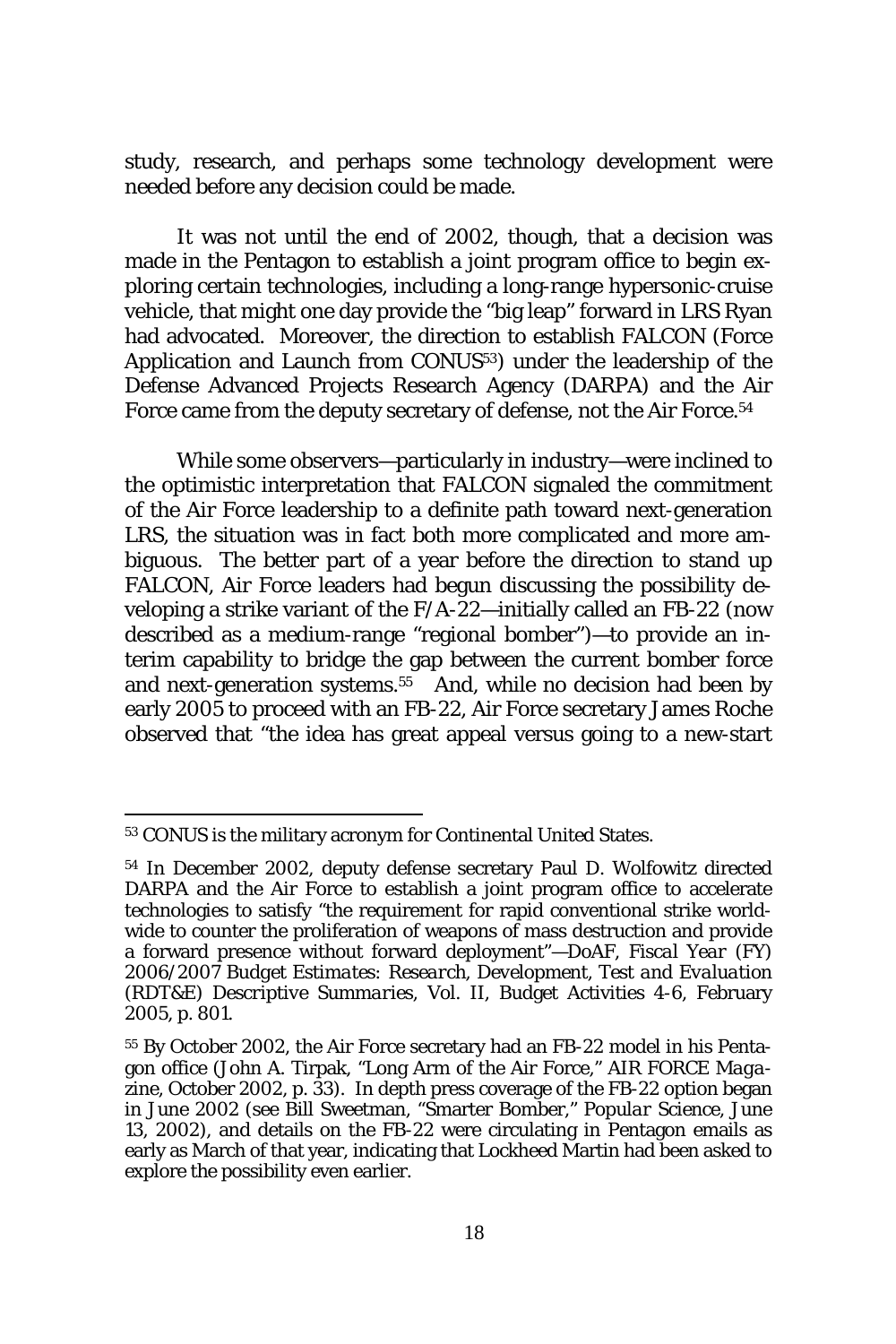study, research, and perhaps some technology development were needed before any decision could be made.

It was not until the end of 2002, though, that a decision was made in the Pentagon to establish a joint program office to begin exploring certain technologies, including a long-range hypersonic-cruise vehicle, that might one day provide the "big leap" forward in LRS Ryan had advocated. Moreover, the direction to establish FALCON (Force Application and Launch from CONUS[53]) under the leadership of the Defense Advanced Projects Research Agency (DARPA) and the Air Force came from the deputy secretary of defense, not the Air Force.[54]

While some observers—particularly in industry—were inclined to the optimistic interpretation that FALCON signaled the commitment of the Air Force leadership to a definite path toward next-generation LRS, the situation was in fact both more complicated and more ambiguous. The better part of a year before the direction to stand up FALCON, Air Force leaders had begun discussing the possibility developing a strike variant of the F/A-22—initially called an FB-22 (now described as a medium-range "regional bomber")—to provide an interim capability to bridge the gap between the current bomber force and next-generation systems.[55] And, while no decision had been by early 2005 to proceed with an FB-22, Air Force secretary James Roche observed that "the idea has great appeal versus going to a new-start

---

[53] CONUS is the military acronym for Continental United States.

[54] In December 2002, deputy defense secretary Paul D. Wolfowitz directed DARPA and the Air Force to establish a joint program office to accelerate technologies to satisfy "the requirement for rapid conventional strike worldwide to counter the proliferation of weapons of mass destruction and provide a forward presence without forward deployment"—DoAF, *Fiscal Year (FY) 2006/2007 Budget Estimates: Research, Development, Test and Evaluation (RDT&E) Descriptive Summaries*, Vol. II, Budget Activities 4-6, February 2005, p. 801.

[55] By October 2002, the Air Force secretary had an FB-22 model in his Pentagon office (John A. Tirpak, "Long Arm of the Air Force," AIR FORCE *Magazine*, October 2002, p. 33). In depth press coverage of the FB-22 option began in June 2002 (see Bill Sweetman, "Smarter Bomber," *Popular Science*, June 13, 2002), and details on the FB-22 were circulating in Pentagon emails as early as March of that year, indicating that Lockheed Martin had been asked to explore the possibility even earlier.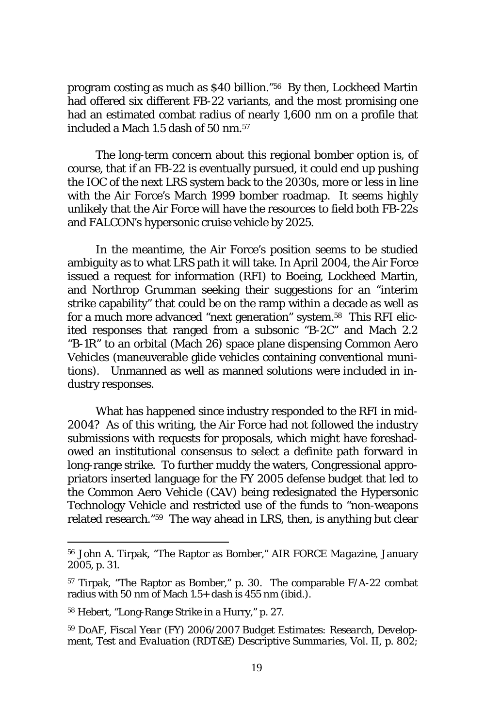program costing as much as $40 billion."[56] By then, Lockheed Martin had offered six different FB-22 variants, and the most promising one had an estimated combat radius of nearly 1,600 nm on a profile that included a Mach 1.5 dash of 50 nm.[57]

The long-term concern about this regional bomber option is, of course, that if an FB-22 is eventually pursued, it could end up pushing the IOC of the next LRS system back to the 2030s, more or less in line with the Air Force's March 1999 bomber roadmap. It seems highly unlikely that the Air Force will have the resources to field both FB-22s and FALCON's hypersonic cruise vehicle by 2025.

In the meantime, the Air Force's position seems to be studied ambiguity as to what LRS path it will take. In April 2004, the Air Force issued a request for information (RFI) to Boeing, Lockheed Martin, and Northrop Grumman seeking their suggestions for an "interim strike capability" that could be on the ramp within a decade as well as for a much more advanced "next generation" system.[58] This RFI elicited responses that ranged from a subsonic "B-2C" and Mach 2.2 "B-1R" to an orbital (Mach 26) space plane dispensing Common Aero Vehicles (maneuverable glide vehicles containing conventional munitions). Unmanned as well as manned solutions were included in industry responses.

What has happened since industry responded to the RFI in mid-2004? As of this writing, the Air Force had not followed the industry submissions with requests for proposals, which might have foreshadowed an institutional consensus to select a definite path forward in long-range strike. To further muddy the waters, Congressional appropriators inserted language for the FY 2005 defense budget that led to the Common Aero Vehicle (CAV) being redesignated the Hypersonic Technology Vehicle and restricted use of the funds to "non-weapons related research."[59] The way ahead in LRS, then, is anything but clear

---

[56] John A. Tirpak, "The Raptor as Bomber," *AIR FORCE Magazine*, January 2005, p. 31.

[57] Tirpak, "The Raptor as Bomber," p. 30. The comparable F/A-22 combat radius with 50 nm of Mach 1.5+ dash is 455 nm (ibid.).

[58] Hebert, "Long-Range Strike in a Hurry," p. 27.

[59] DoAF, *Fiscal Year (FY) 2006/2007 Budget Estimates: Research, Development, Test and Evaluation (RDT&E) Descriptive Summaries*, Vol. II, p. 802;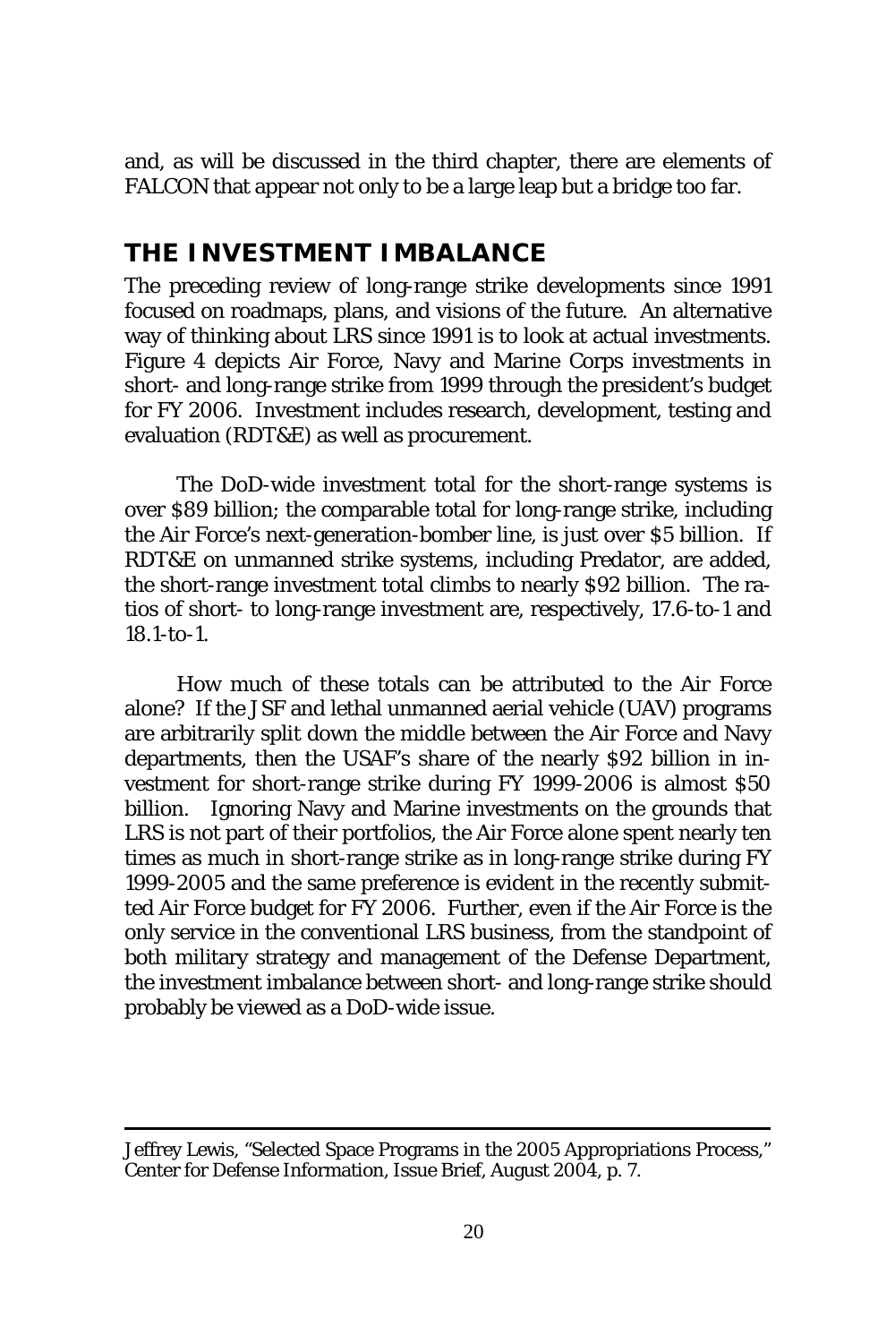and, as will be discussed in the third chapter, there are elements of FALCON that appear not only to be a large leap but a bridge too far.

## THE INVESTMENT IMBALANCE

The preceding review of long-range strike developments since 1991 focused on roadmaps, plans, and visions of the future. An alternative way of thinking about LRS since 1991 is to look at actual investments. Figure 4 depicts Air Force, Navy and Marine Corps investments in short- and long-range strike from 1999 through the president's budget for FY 2006. Investment includes research, development, testing and evaluation (RDT&E) as well as procurement.

The DoD-wide investment total for the short-range systems is over $89 billion; the comparable total for long-range strike, including the Air Force's next-generation-bomber line, is just over $5 billion. If RDT&E on unmanned strike systems, including Predator, are added, the short-range investment total climbs to nearly $92 billion. The ratios of short- to long-range investment are, respectively, 17.6-to-1 and 18.1-to-1.

How much of these totals can be attributed to the Air Force alone? If the JSF and lethal unmanned aerial vehicle (UAV) programs are arbitrarily split down the middle between the Air Force and Navy departments, then the USAF's share of the nearly $92 billion in investment for short-range strike during FY 1999-2006 is almost $50 billion. Ignoring Navy and Marine investments on the grounds that LRS is not part of their portfolios, the Air Force alone spent nearly ten times as much in short-range strike as in long-range strike during FY 1999-2005 and the same preference is evident in the recently submitted Air Force budget for FY 2006. Further, even if the Air Force is the only service in the conventional LRS business, from the standpoint of both military strategy and management of the Defense Department, the investment imbalance between short- and long-range strike should probably be viewed as a DoD-wide issue.

---

Jeffrey Lewis, "Selected Space Programs in the 2005 Appropriations Process," Center for Defense Information, Issue Brief, August 2004, p. 7.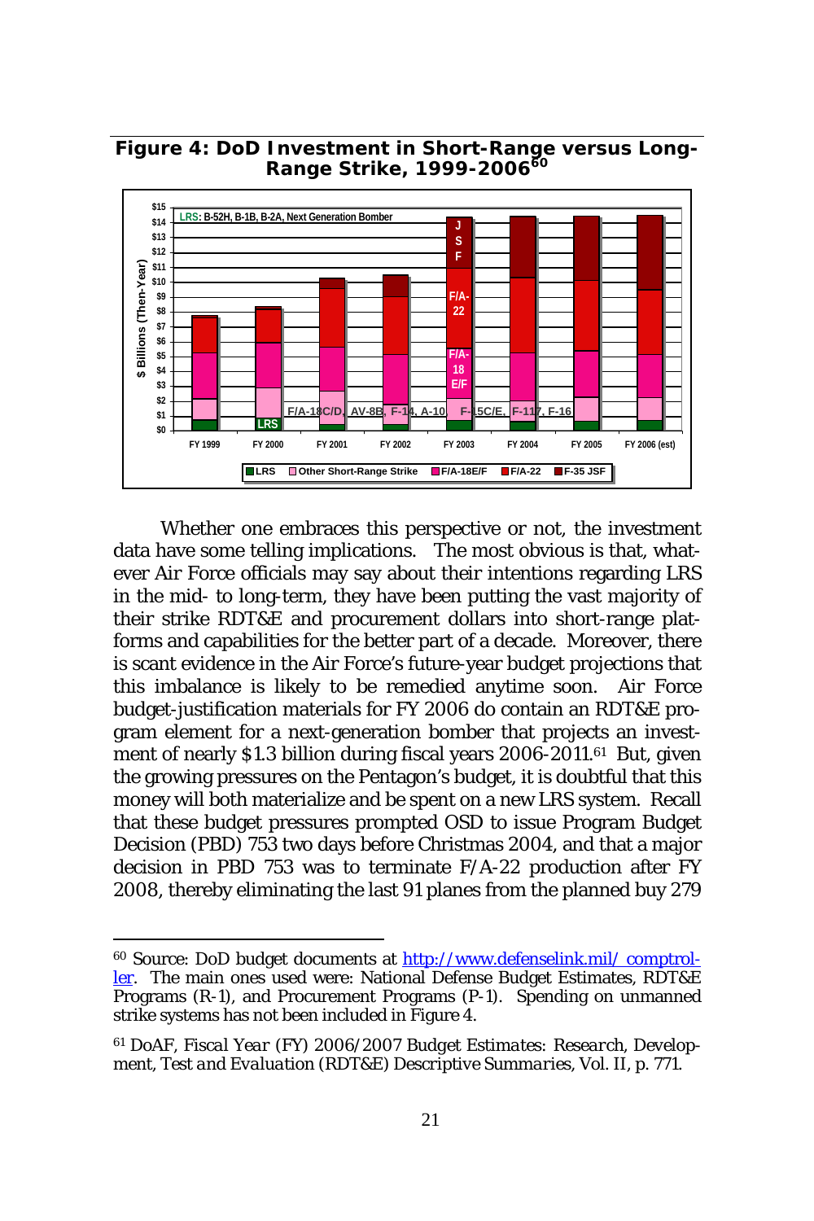**Figure 4: DoD Investment in Short-Range versus Long-Range Strike, 1999-2006**[60]

Whether one embraces this perspective or not, the investment data have some telling implications. The most obvious is that, whatever Air Force officials may say about their intentions regarding LRS in the mid- to long-term, they have been putting the vast majority of their strike RDT&E and procurement dollars into short-range platforms and capabilities for the better part of a decade. Moreover, there is scant evidence in the Air Force's future-year budget projections that this imbalance is likely to be remedied anytime soon. Air Force budget-justification materials for FY 2006 do contain an RDT&E program element for a next-generation bomber that projects an investment of nearly $1.3 billion during fiscal years 2006-2011.[61] But, given the growing pressures on the Pentagon's budget, it is doubtful that this money will both materialize and be spent on a new LRS system. Recall that these budget pressures prompted OSD to issue Program Budget Decision (PBD) 753 two days before Christmas 2004, and that a major decision in PBD 753 was to terminate F/A-22 production after FY 2008, thereby eliminating the last 91 planes from the planned buy 279

---

[60] Source: DoD budget documents at http://www.defenselink.mil/ comptroller. The main ones used were: National Defense Budget Estimates, RDT&E Programs (R-1), and Procurement Programs (P-1). Spending on unmanned strike systems has not been included in Figure 4.

[61] DoAF, *Fiscal Year (FY) 2006/2007 Budget Estimates: Research, Development, Test and Evaluation (RDT&E) Descriptive Summaries*, Vol. II, p. 771.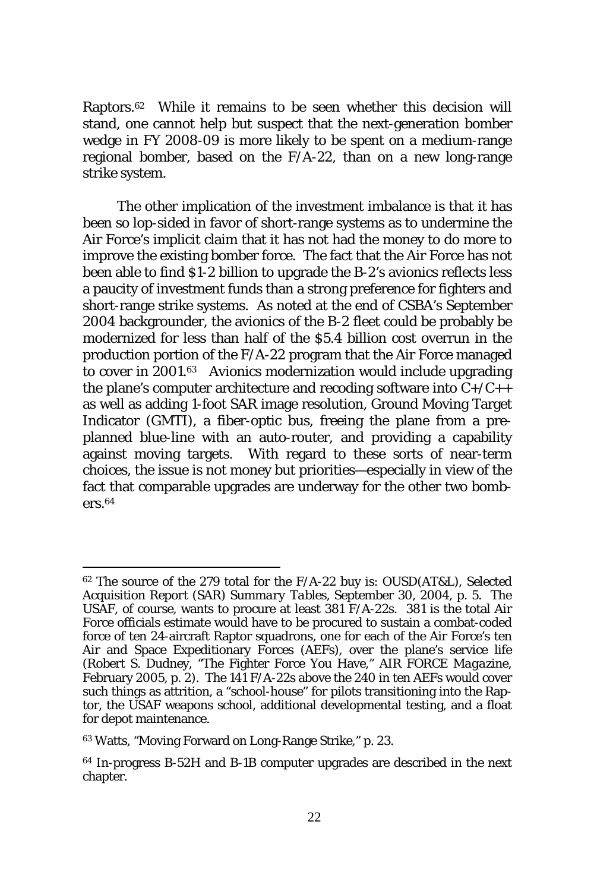Raptors.[62] While it remains to be seen whether this decision will stand, one cannot help but suspect that the next-generation bomber wedge in FY 2008-09 is more likely to be spent on a medium-range regional bomber, based on the F/A-22, than on a new long-range strike system.

The other implication of the investment imbalance is that it has been so lop-sided in favor of short-range systems as to undermine the Air Force's implicit claim that it has not had the money to do more to improve the existing bomber force. The fact that the Air Force has not been able to find $1-2 billion to upgrade the B-2's avionics reflects less a paucity of investment funds than a strong preference for fighters and short-range strike systems. As noted at the end of CSBA's September 2004 backgrounder, the avionics of the B-2 fleet could be probably be modernized for less than half of the $5.4 billion cost overrun in the production portion of the F/A-22 program that the Air Force managed to cover in 2001.[63] Avionics modernization would include upgrading the plane's computer architecture and recoding software into C+/C++ as well as adding 1-foot SAR image resolution, Ground Moving Target Indicator (GMTI), a fiber-optic bus, freeing the plane from a pre-planned blue-line with an auto-router, and providing a capability against moving targets. With regard to these sorts of near-term choices, the issue is not money but priorities—especially in view of the fact that comparable upgrades are underway for the other two bombers.[64]

---

[62] The source of the 279 total for the F/A-22 buy is: OUSD(AT&L), *Selected Acquisition Report (SAR) Summary Tables*, September 30, 2004, p. 5. The USAF, of course, wants to procure at least 381 F/A-22s. 381 is the total Air Force officials estimate would have to be procured to sustain a combat-coded force of ten 24-aircraft Raptor squadrons, one for each of the Air Force's ten Air and Space Expeditionary Forces (AEFs), over the plane's service life (Robert S. Dudney, "The Fighter Force You Have," AIR FORCE *Magazine*, February 2005, p. 2). The 141 F/A-22s above the 240 in ten AEFs would cover such things as attrition, a "school-house" for pilots transitioning into the Raptor, the USAF weapons school, additional developmental testing, and a float for depot maintenance.

[63] Watts, "Moving Forward on Long-Range Strike," p. 23.

[64] In-progress B-52H and B-1B computer upgrades are described in the next chapter.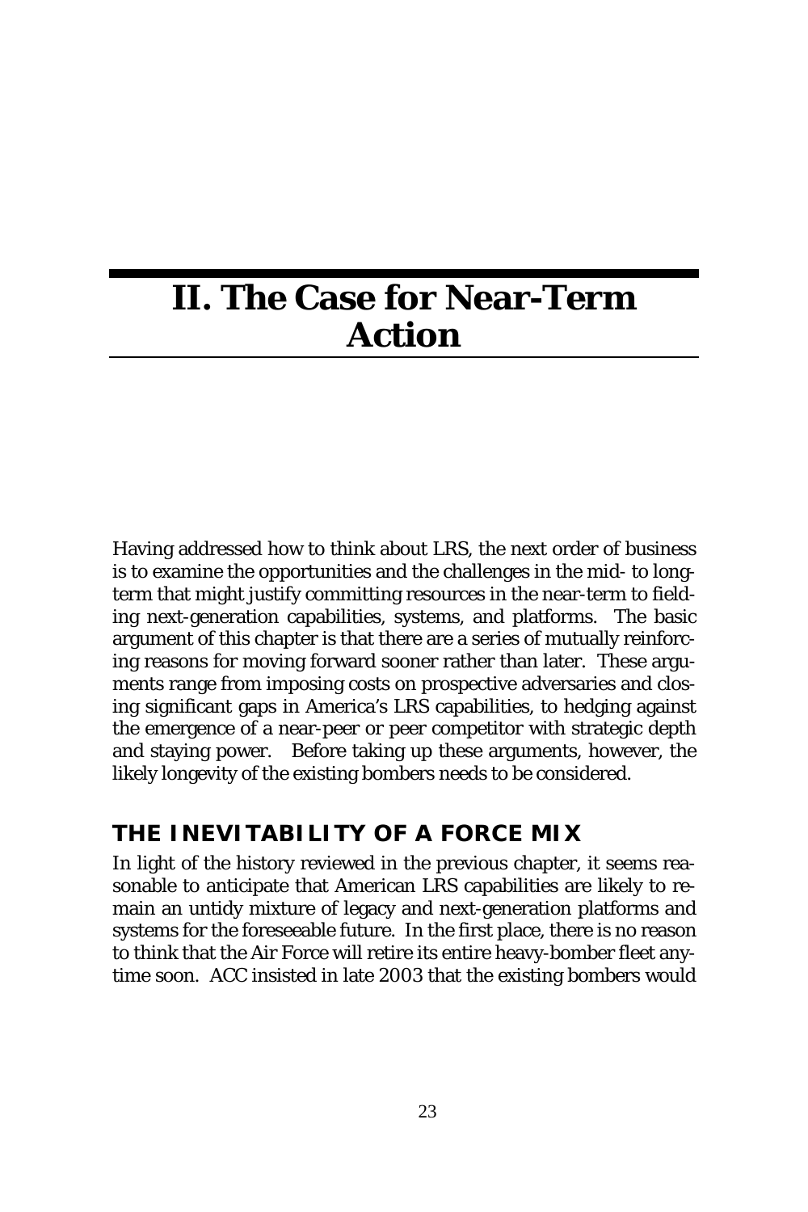# II. The Case for Near-Term Action

Having addressed how to think about LRS, the next order of business is to examine the opportunities and the challenges in the mid- to long-term that might justify committing resources in the near-term to fielding next-generation capabilities, systems, and platforms. The basic argument of this chapter is that there are a series of mutually reinforcing reasons for moving forward sooner rather than later. These arguments range from imposing costs on prospective adversaries and closing significant gaps in America's LRS capabilities, to hedging against the emergence of a near-peer or peer competitor with strategic depth and staying power. Before taking up these arguments, however, the likely longevity of the existing bombers needs to be considered.

## THE INEVITABILITY OF A FORCE MIX

In light of the history reviewed in the previous chapter, it seems reasonable to anticipate that American LRS capabilities are likely to remain an untidy mixture of legacy and next-generation platforms and systems for the foreseeable future. In the first place, there is no reason to think that the Air Force will retire its entire heavy-bomber fleet anytime soon. ACC insisted in late 2003 that the existing bombers would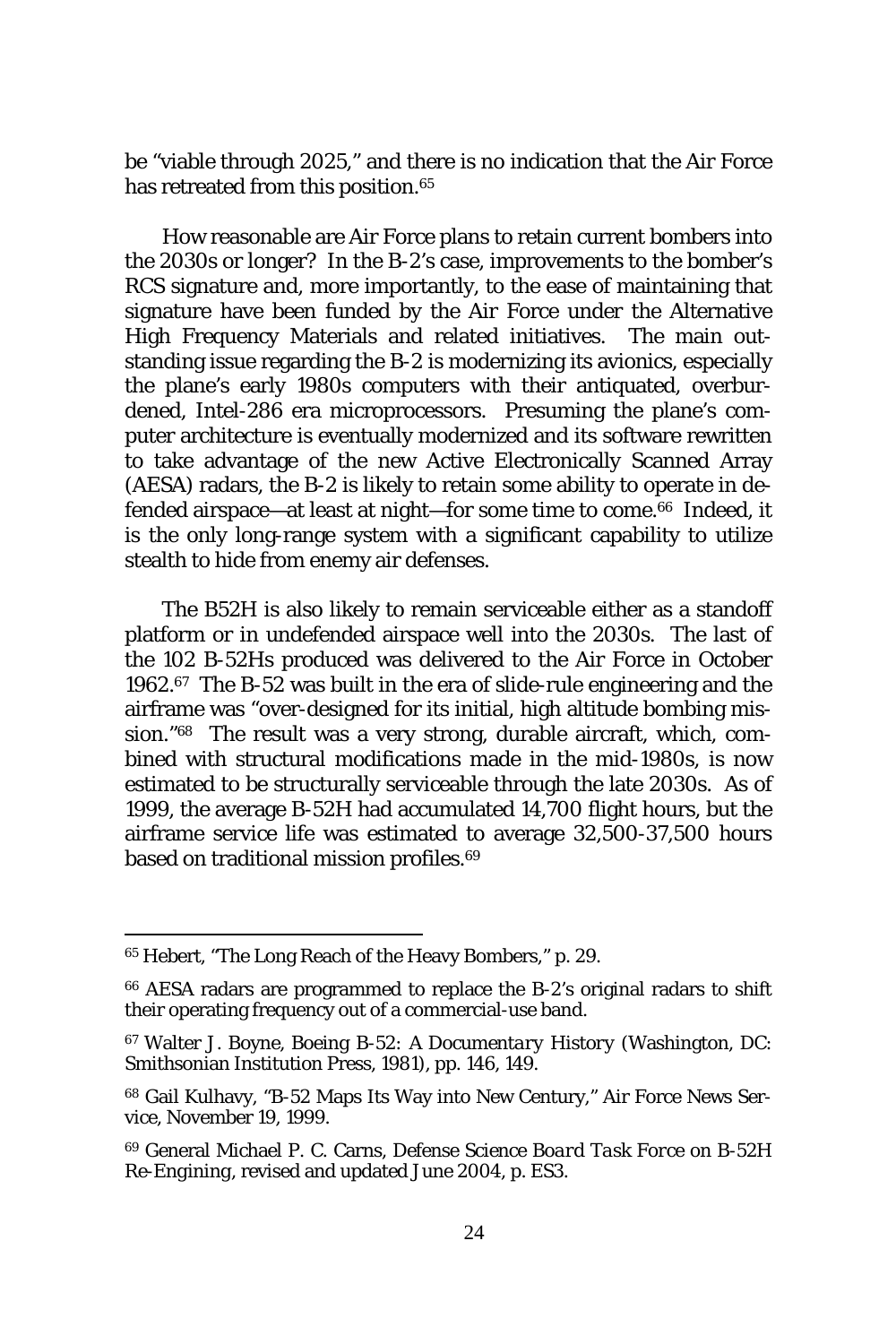be "viable through 2025," and there is no indication that the Air Force has retreated from this position.[65]

How reasonable are Air Force plans to retain current bombers into the 2030s or longer? In the B-2's case, improvements to the bomber's RCS signature and, more importantly, to the ease of maintaining that signature have been funded by the Air Force under the Alternative High Frequency Materials and related initiatives. The main outstanding issue regarding the B-2 is modernizing its avionics, especially the plane's early 1980s computers with their antiquated, overburdened, Intel-286 era microprocessors. Presuming the plane's computer architecture is eventually modernized and its software rewritten to take advantage of the new Active Electronically Scanned Array (AESA) radars, the B-2 is likely to retain some ability to operate in defended airspace—at least at night—for some time to come.[66] Indeed, it is the only long-range system with a significant capability to utilize stealth to hide from enemy air defenses.

The B52H is also likely to remain serviceable either as a standoff platform or in undefended airspace well into the 2030s. The last of the 102 B-52Hs produced was delivered to the Air Force in October 1962.[67] The B-52 was built in the era of slide-rule engineering and the airframe was "over-designed for its initial, high altitude bombing mission."[68] The result was a very strong, durable aircraft, which, combined with structural modifications made in the mid-1980s, is now estimated to be structurally serviceable through the late 2030s. As of 1999, the average B-52H had accumulated 14,700 flight hours, but the airframe service life was estimated to average 32,500-37,500 hours based on traditional mission profiles.[69]

---

[65] Hebert, "The Long Reach of the Heavy Bombers," p. 29.

[66] AESA radars are programmed to replace the B-2's original radars to shift their operating frequency out of a commercial-use band.

[67] Walter J. Boyne, *Boeing B-52: A Documentary History* (Washington, DC: Smithsonian Institution Press, 1981), pp. 146, 149.

[68] Gail Kulhavy, "B-52 Maps Its Way into New Century," Air Force News Service, November 19, 1999.

[69] General Michael P. C. Carns, *Defense Science Board Task Force on B-52H Re-Engining*, revised and updated June 2004, p. ES3.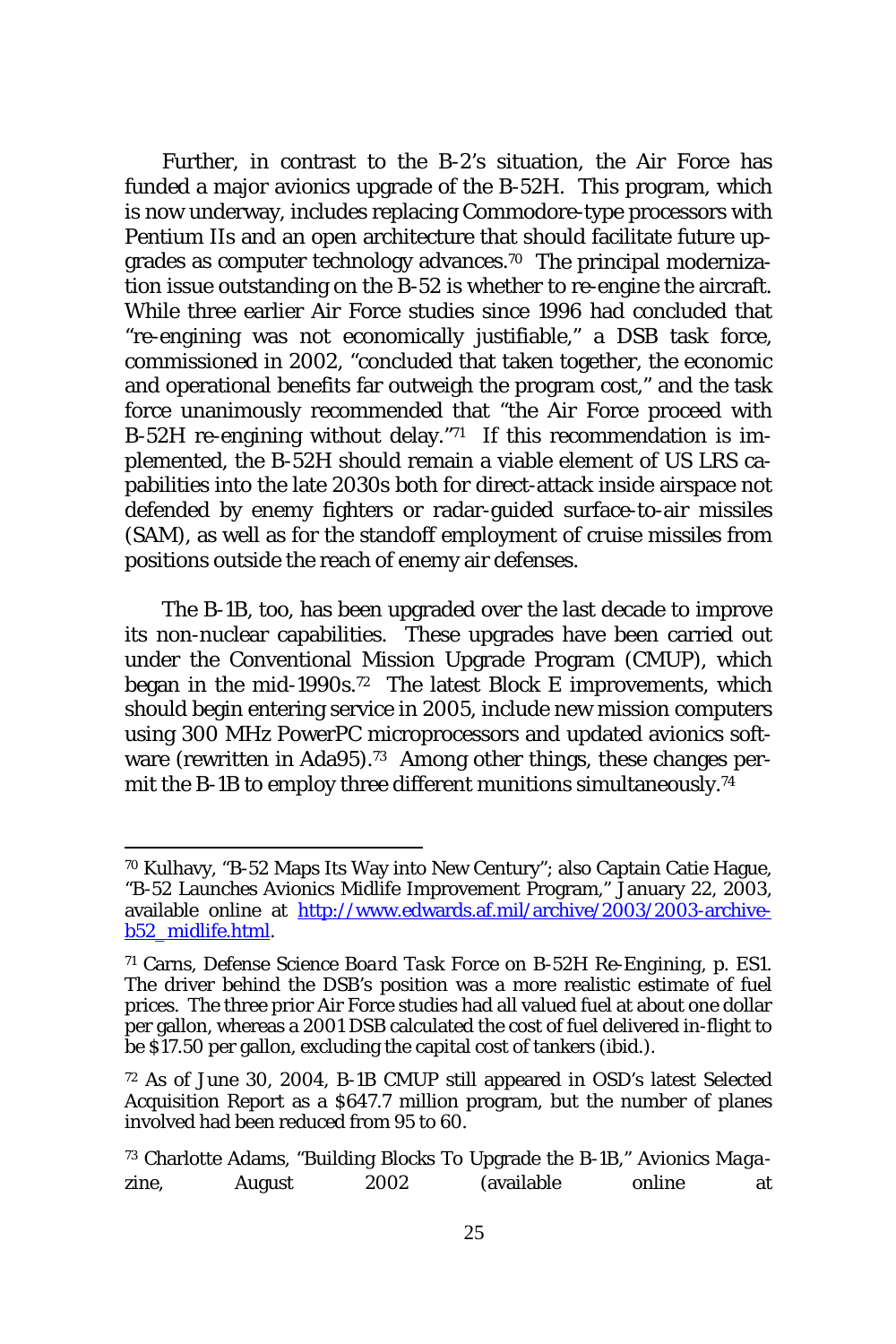Further, in contrast to the B-2's situation, the Air Force has funded a major avionics upgrade of the B-52H. This program, which is now underway, includes replacing Commodore-type processors with Pentium IIs and an open architecture that should facilitate future upgrades as computer technology advances.[70] The principal modernization issue outstanding on the B-52 is whether to re-engine the aircraft. While three earlier Air Force studies since 1996 had concluded that "re-engining was not economically justifiable," a DSB task force, commissioned in 2002, "concluded that taken together, the economic and operational benefits far outweigh the program cost," and the task force unanimously recommended that "the Air Force proceed with B-52H re-engining without delay."[71] If this recommendation is implemented, the B-52H should remain a viable element of US LRS capabilities into the late 2030s both for direct-attack inside airspace not defended by enemy fighters or radar-guided surface-to-air missiles (SAM), as well as for the standoff employment of cruise missiles from positions outside the reach of enemy air defenses.

The B-1B, too, has been upgraded over the last decade to improve its non-nuclear capabilities. These upgrades have been carried out under the Conventional Mission Upgrade Program (CMUP), which began in the mid-1990s.[72] The latest Block E improvements, which should begin entering service in 2005, include new mission computers using 300 MHz PowerPC microprocessors and updated avionics software (rewritten in Ada95).[73] Among other things, these changes permit the B-1B to employ three different munitions simultaneously.[74]

---

[70] Kulhavy, "B-52 Maps Its Way into New Century"; also Captain Catie Hague, "B-52 Launches Avionics Midlife Improvement Program," January 22, 2003, available online at http://www.edwards.af.mil/archive/2003/2003-archive-b52_midlife.html.

[71] Carns, *Defense Science Board Task Force on B-52H Re-Engining*, p. ES1. The driver behind the DSB's position was a more realistic estimate of fuel prices. The three prior Air Force studies had all valued fuel at about one dollar per gallon, whereas a 2001 DSB calculated the cost of fuel delivered in-flight to be $17.50 per gallon, excluding the capital cost of tankers (ibid.).

[72] As of June 30, 2004, B-1B CMUP still appeared in OSD's latest Selected Acquisition Report as a $647.7 million program, but the number of planes involved had been reduced from 95 to 60.

[73] Charlotte Adams, "Building Blocks To Upgrade the B-1B," *Avionics Magazine*, August 2002 (available online at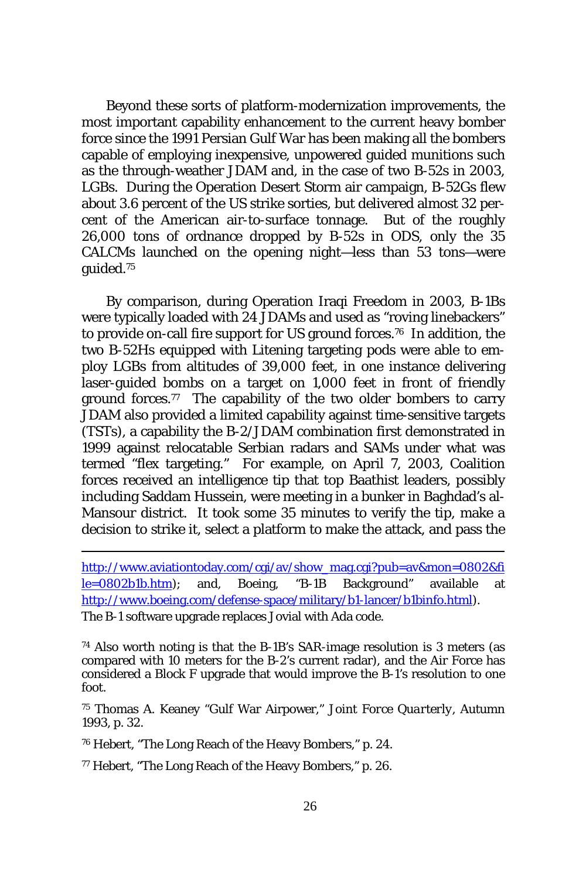Beyond these sorts of platform-modernization improvements, the most important capability enhancement to the current heavy bomber force since the 1991 Persian Gulf War has been making all the bombers capable of employing inexpensive, unpowered guided munitions such as the through-weather JDAM and, in the case of two B-52s in 2003, LGBs. During the Operation Desert Storm air campaign, B-52Gs flew about 3.6 percent of the US strike sorties, but delivered almost 32 percent of the American air-to-surface tonnage. But of the roughly 26,000 tons of ordnance dropped by B-52s in ODS, only the 35 CALCMs launched on the opening night—less than 53 tons—were guided.[75]

By comparison, during Operation Iraqi Freedom in 2003, B-1Bs were typically loaded with 24 JDAMs and used as "roving linebackers" to provide on-call fire support for US ground forces.[76] In addition, the two B-52Hs equipped with Litening targeting pods were able to employ LGBs from altitudes of 39,000 feet, in one instance delivering laser-guided bombs on a target on 1,000 feet in front of friendly ground forces.[77] The capability of the two older bombers to carry JDAM also provided a limited capability against time-sensitive targets (TSTs), a capability the B-2/JDAM combination first demonstrated in 1999 against relocatable Serbian radars and SAMs under what was termed "flex targeting." For example, on April 7, 2003, Coalition forces received an intelligence tip that top Baathist leaders, possibly including Saddam Hussein, were meeting in a bunker in Baghdad's al-Mansour district. It took some 35 minutes to verify the tip, make a decision to strike it, select a platform to make the attack, and pass the

---

http://www.aviationtoday.com/cgi/av/show_mag.cgi?pub=av&mon=0802&file=0802b1b.htm); and, Boeing, "B-1B Background" available at http://www.boeing.com/defense-space/military/b1-lancer/b1binfo.html). The B-1 software upgrade replaces Jovial with Ada code.

[74] Also worth noting is that the B-1B's SAR-image resolution is 3 meters (as compared with 10 meters for the B-2's current radar), and the Air Force has considered a Block F upgrade that would improve the B-1's resolution to one foot.

[75] Thomas A. Keaney "Gulf War Airpower," *Joint Force Quarterly*, Autumn 1993, p. 32.

[76] Hebert, "The Long Reach of the Heavy Bombers," p. 24.

[77] Hebert, "The Long Reach of the Heavy Bombers," p. 26.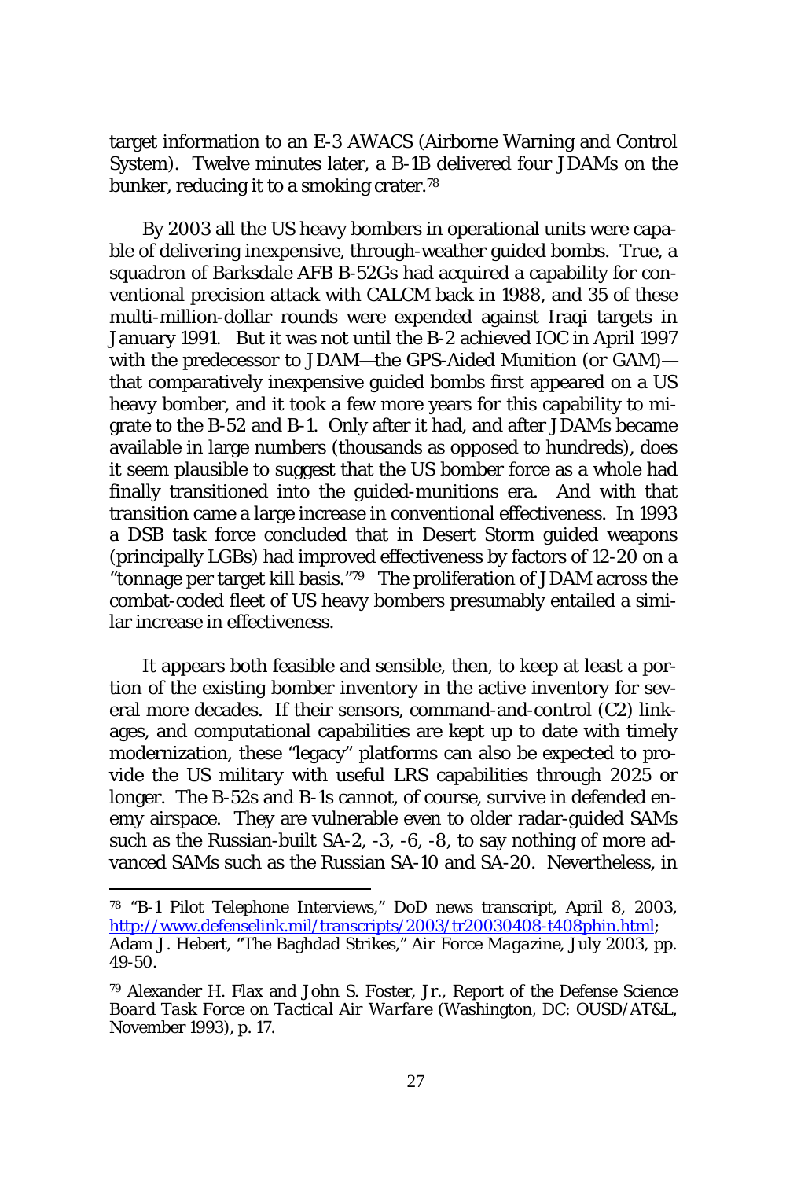target information to an E-3 AWACS (Airborne Warning and Control System). Twelve minutes later, a B-1B delivered four JDAMs on the bunker, reducing it to a smoking crater.[78]

By 2003 all the US heavy bombers in operational units were capable of delivering inexpensive, through-weather guided bombs. True, a squadron of Barksdale AFB B-52Gs had acquired a capability for conventional precision attack with CALCM back in 1988, and 35 of these multi-million-dollar rounds were expended against Iraqi targets in January 1991. But it was not until the B-2 achieved IOC in April 1997 with the predecessor to JDAM—the GPS-Aided Munition (or GAM)—that comparatively inexpensive guided bombs first appeared on a US heavy bomber, and it took a few more years for this capability to migrate to the B-52 and B-1. Only after it had, and after JDAMs became available in large numbers (thousands as opposed to hundreds), does it seem plausible to suggest that the US bomber force as a whole had finally transitioned into the guided-munitions era. And with that transition came a large increase in conventional effectiveness. In 1993 a DSB task force concluded that in Desert Storm guided weapons (principally LGBs) had improved effectiveness by factors of 12-20 on a "tonnage per target kill basis."[79] The proliferation of JDAM across the combat-coded fleet of US heavy bombers presumably entailed a similar increase in effectiveness.

It appears both feasible and sensible, then, to keep at least a portion of the existing bomber inventory in the active inventory for several more decades. If their sensors, command-and-control (C2) linkages, and computational capabilities are kept up to date with timely modernization, these "legacy" platforms can also be expected to provide the US military with useful LRS capabilities through 2025 or longer. The B-52s and B-1s cannot, of course, survive in defended enemy airspace. They are vulnerable even to older radar-guided SAMs such as the Russian-built SA-2, -3, -6, -8, to say nothing of more advanced SAMs such as the Russian SA-10 and SA-20. Nevertheless, in

---

[78] "B-1 Pilot Telephone Interviews," DoD news transcript, April 8, 2003, http://www.defenselink.mil/transcripts/2003/tr20030408-t408phin.html; Adam J. Hebert, "The Baghdad Strikes," *Air Force Magazine*, July 2003, pp. 49-50.

[79] Alexander H. Flax and John S. Foster, Jr., *Report of the Defense Science Board Task Force on Tactical Air Warfare* (Washington, DC: OUSD/AT&L, November 1993), p. 17.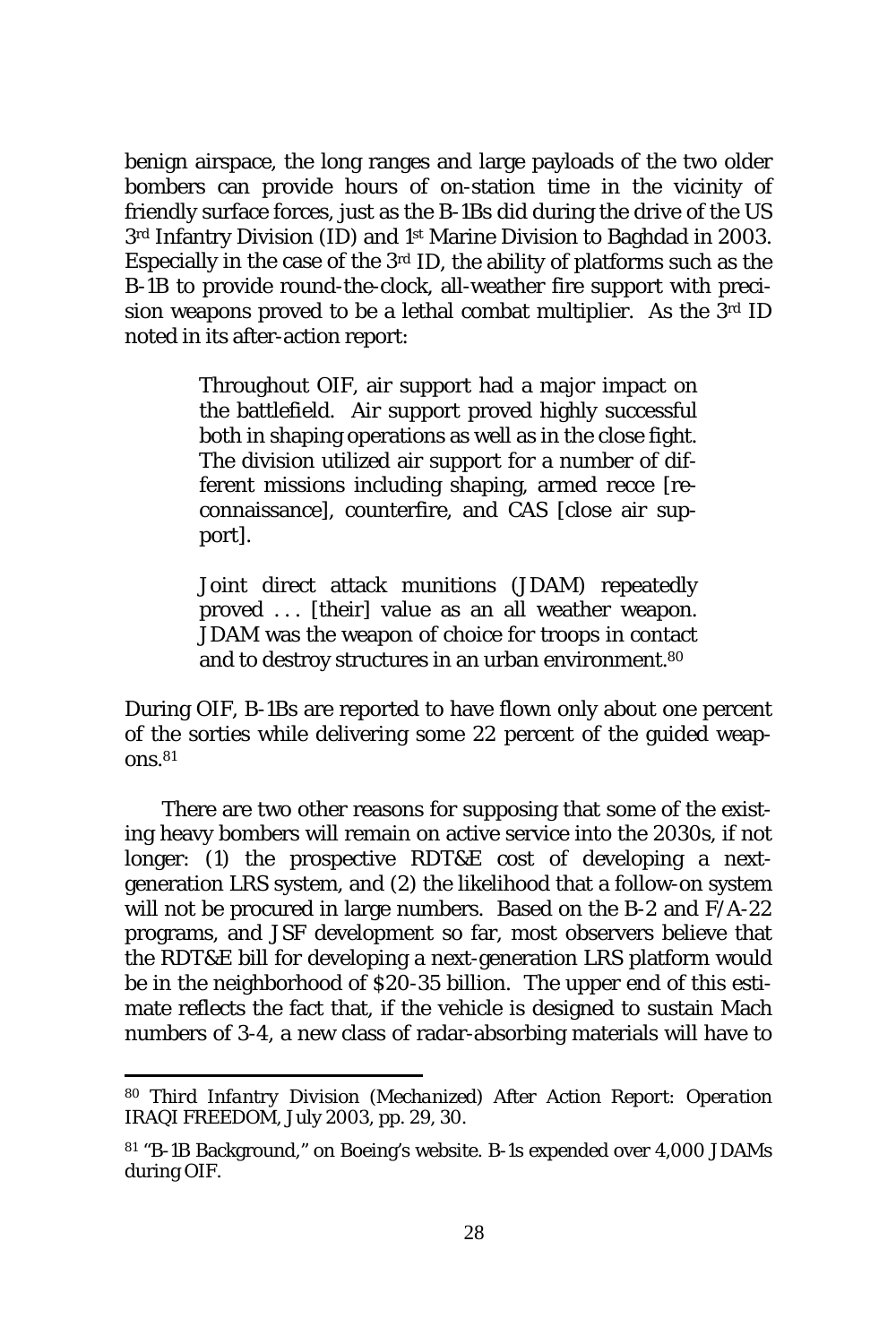benign airspace, the long ranges and large payloads of the two older bombers can provide hours of on-station time in the vicinity of friendly surface forces, just as the B-1Bs did during the drive of the US 3rd Infantry Division (ID) and 1st Marine Division to Baghdad in 2003. Especially in the case of the 3rd ID, the ability of platforms such as the B-1B to provide round-the-clock, all-weather fire support with precision weapons proved to be a lethal combat multiplier. As the 3rd ID noted in its after-action report:

> Throughout OIF, air support had a major impact on the battlefield. Air support proved highly successful both in shaping operations as well as in the close fight. The division utilized air support for a number of different missions including shaping, armed recce [reconnaissance], counterfire, and CAS [close air support].
>
> Joint direct attack munitions (JDAM) repeatedly proved . . . [their] value as an all weather weapon. JDAM was the weapon of choice for troops in contact and to destroy structures in an urban environment.[80]

During OIF, B-1Bs are reported to have flown only about one percent of the sorties while delivering some 22 percent of the guided weapons.[81]

There are two other reasons for supposing that some of the existing heavy bombers will remain on active service into the 2030s, if not longer: (1) the prospective RDT&E cost of developing a next-generation LRS system, and (2) the likelihood that a follow-on system will not be procured in large numbers. Based on the B-2 and F/A-22 programs, and JSF development so far, most observers believe that the RDT&E bill for developing a next-generation LRS platform would be in the neighborhood of $20-35 billion. The upper end of this estimate reflects the fact that, if the vehicle is designed to sustain Mach numbers of 3-4, a new class of radar-absorbing materials will have to

---

[80] *Third Infantry Division (Mechanized) After Action Report: Operation IRAQI FREEDOM*, July 2003, pp. 29, 30.

[81] "B-1B Background," on Boeing's website. B-1s expended over 4,000 JDAMs during OIF.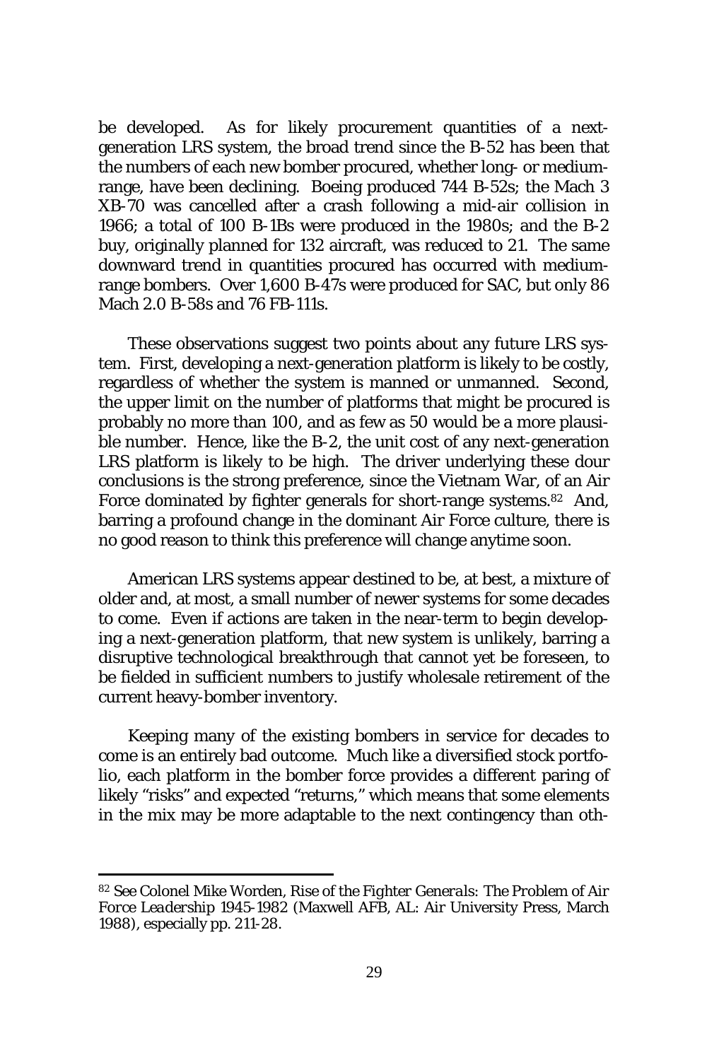be developed. As for likely procurement quantities of a next-generation LRS system, the broad trend since the B-52 has been that the numbers of each new bomber procured, whether long- or medium-range, have been declining. Boeing produced 744 B-52s; the Mach 3 XB-70 was cancelled after a crash following a mid-air collision in 1966; a total of 100 B-1Bs were produced in the 1980s; and the B-2 buy, originally planned for 132 aircraft, was reduced to 21. The same downward trend in quantities procured has occurred with medium-range bombers. Over 1,600 B-47s were produced for SAC, but only 86 Mach 2.0 B-58s and 76 FB-111s.

These observations suggest two points about any future LRS system. First, developing a next-generation platform is likely to be costly, regardless of whether the system is manned or unmanned. Second, the upper limit on the number of platforms that might be procured is probably no more than 100, and as few as 50 would be a more plausible number. Hence, like the B-2, the unit cost of any next-generation LRS platform is likely to be high. The driver underlying these dour conclusions is the strong preference, since the Vietnam War, of an Air Force dominated by fighter generals for short-range systems.[82] And, barring a profound change in the dominant Air Force culture, there is no good reason to think this preference will change anytime soon.

American LRS systems appear destined to be, at best, a mixture of older and, at most, a small number of newer systems for some decades to come. Even if actions are taken in the near-term to begin developing a next-generation platform, that new system is unlikely, barring a disruptive technological breakthrough that cannot yet be foreseen, to be fielded in sufficient numbers to justify wholesale retirement of the current heavy-bomber inventory.

Keeping many of the existing bombers in service for decades to come is an entirely bad outcome. Much like a diversified stock portfolio, each platform in the bomber force provides a different paring of likely "risks" and expected "returns," which means that some elements in the mix may be more adaptable to the next contingency than oth-

---

[82] See Colonel Mike Worden, *Rise of the Fighter Generals: The Problem of Air Force Leadership 1945-1982* (Maxwell AFB, AL: Air University Press, March 1988), especially pp. 211-28.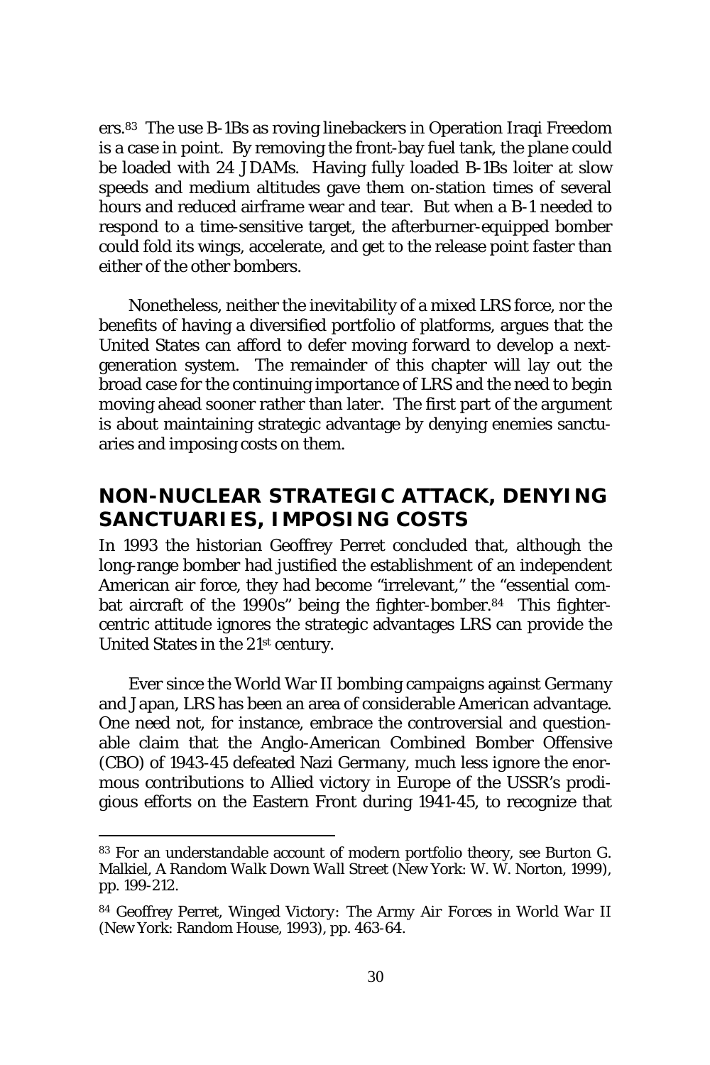ers.[83] The use B-1Bs as roving linebackers in Operation Iraqi Freedom is a case in point. By removing the front-bay fuel tank, the plane could be loaded with 24 JDAMs. Having fully loaded B-1Bs loiter at slow speeds and medium altitudes gave them on-station times of several hours and reduced airframe wear and tear. But when a B-1 needed to respond to a time-sensitive target, the afterburner-equipped bomber could fold its wings, accelerate, and get to the release point faster than either of the other bombers.

Nonetheless, neither the inevitability of a mixed LRS force, nor the benefits of having a diversified portfolio of platforms, argues that the United States can afford to defer moving forward to develop a next-generation system. The remainder of this chapter will lay out the broad case for the continuing importance of LRS and the need to begin moving ahead sooner rather than later. The first part of the argument is about maintaining strategic advantage by denying enemies sanctuaries and imposing costs on them.

## NON-NUCLEAR STRATEGIC ATTACK, DENYING SANCTUARIES, IMPOSING COSTS

In 1993 the historian Geoffrey Perret concluded that, although the long-range bomber had justified the establishment of an independent American air force, they had become "irrelevant," the "essential combat aircraft of the 1990s" being the fighter-bomber.[84] This fighter-centric attitude ignores the strategic advantages LRS can provide the United States in the 21st century.

Ever since the World War II bombing campaigns against Germany and Japan, LRS has been an area of considerable American advantage. One need not, for instance, embrace the controversial and questionable claim that the Anglo-American Combined Bomber Offensive (CBO) of 1943-45 defeated Nazi Germany, much less ignore the enormous contributions to Allied victory in Europe of the USSR's prodigious efforts on the Eastern Front during 1941-45, to recognize that

---

[83] For an understandable account of modern portfolio theory, see Burton G. Malkiel, *A Random Walk Down Wall Street* (New York: W. W. Norton, 1999), pp. 199-212.

[84] Geoffrey Perret, *Winged Victory: The Army Air Forces in World War II* (New York: Random House, 1993), pp. 463-64.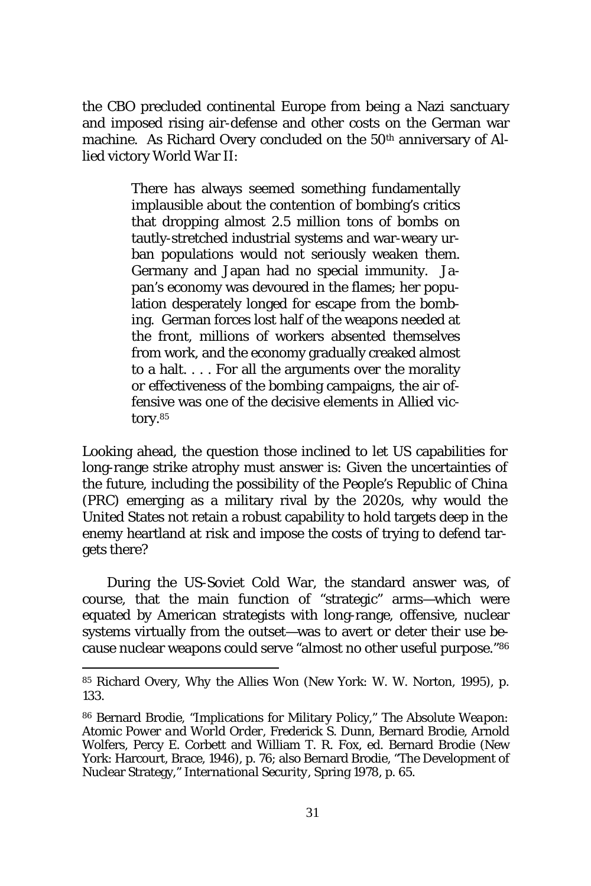the CBO precluded continental Europe from being a Nazi sanctuary and imposed rising air-defense and other costs on the German war machine. As Richard Overy concluded on the 50th anniversary of Allied victory World War II:

> There has always seemed something fundamentally implausible about the contention of bombing's critics that dropping almost 2.5 million tons of bombs on tautly-stretched industrial systems and war-weary urban populations would not seriously weaken them. Germany and Japan had no special immunity. Japan's economy was devoured in the flames; her population desperately longed for escape from the bombing. German forces lost half of the weapons needed at the front, millions of workers absented themselves from work, and the economy gradually creaked almost to a halt. . . . For all the arguments over the morality or effectiveness of the bombing campaigns, the air offensive was one of the decisive elements in Allied victory.[85]

Looking ahead, the question those inclined to let US capabilities for long-range strike atrophy must answer is: Given the uncertainties of the future, including the possibility of the People's Republic of China (PRC) emerging as a military rival by the 2020s, why would the United States not retain a robust capability to hold targets deep in the enemy heartland at risk and impose the costs of trying to defend targets there?

During the US-Soviet Cold War, the standard answer was, of course, that the main function of "strategic" arms—which were equated by American strategists with long-range, offensive, nuclear systems virtually from the outset—was to avert or deter their use because nuclear weapons could serve "almost no other useful purpose."[86]

---

[85] Richard Overy, *Why the Allies Won* (New York: W. W. Norton, 1995), p. 133.

[86] Bernard Brodie, "Implications for Military Policy," *The Absolute Weapon: Atomic Power and World Order*, Frederick S. Dunn, Bernard Brodie, Arnold Wolfers, Percy E. Corbett and William T. R. Fox, ed. Bernard Brodie (New York: Harcourt, Brace, 1946), p. 76; also Bernard Brodie, "The Development of Nuclear Strategy," *International Security*, Spring 1978, p. 65.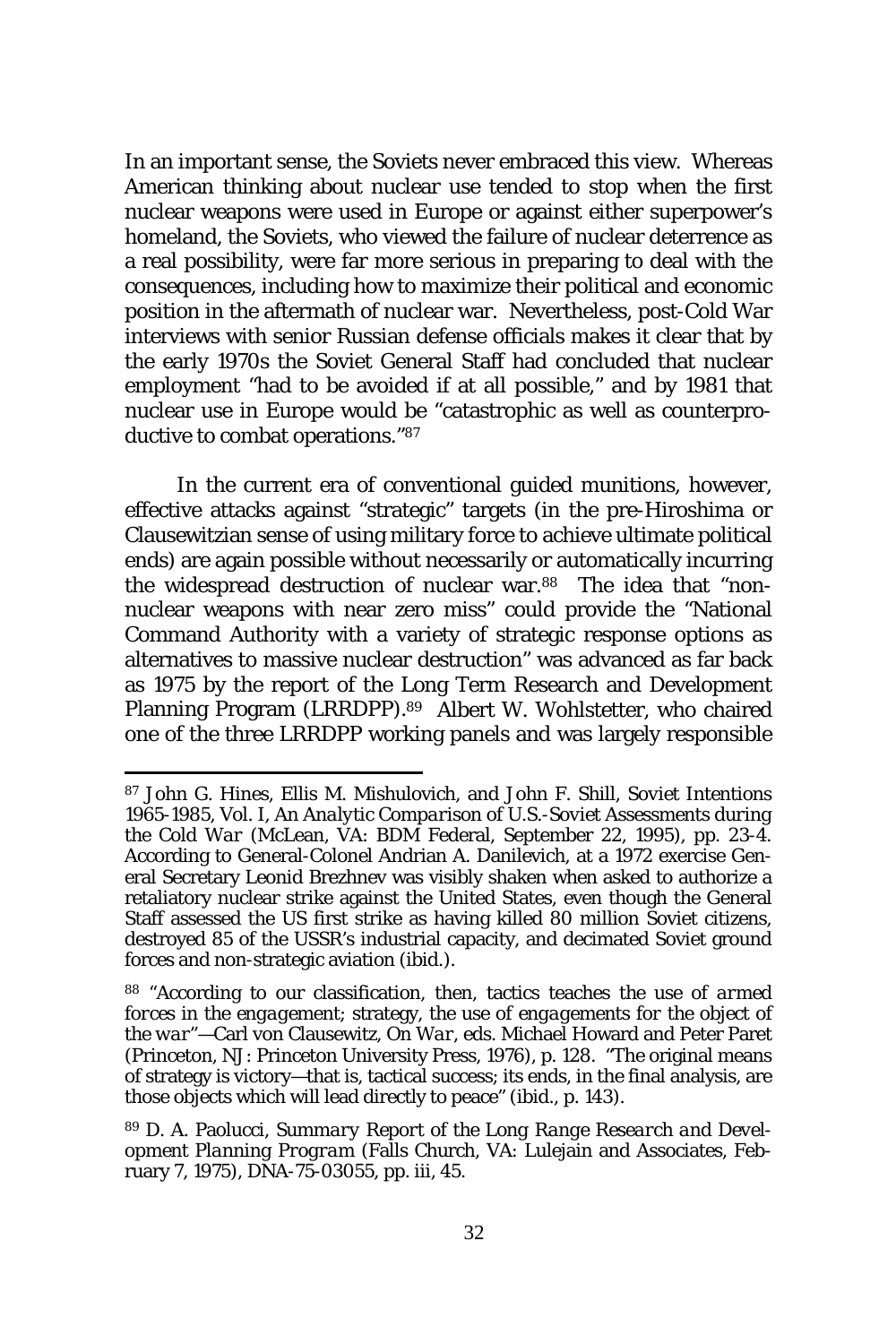In an important sense, the Soviets never embraced this view. Whereas American thinking about nuclear use tended to stop when the first nuclear weapons were used in Europe or against either superpower's homeland, the Soviets, who viewed the failure of nuclear deterrence as a real possibility, were far more serious in preparing to deal with the consequences, including how to maximize their political and economic position in the aftermath of nuclear war. Nevertheless, post-Cold War interviews with senior Russian defense officials makes it clear that by the early 1970s the Soviet General Staff had concluded that nuclear employment "had to be avoided if at all possible," and by 1981 that nuclear use in Europe would be "catastrophic as well as counterproductive to combat operations."[87]

In the current era of conventional guided munitions, however, effective attacks against "strategic" targets (in the pre-Hiroshima or Clausewitzian sense of using military force to achieve ultimate political ends) are again possible without necessarily or automatically incurring the widespread destruction of nuclear war.[88] The idea that "non-nuclear weapons with near zero miss" could provide the "National Command Authority with a variety of strategic response options as alternatives to massive nuclear destruction" was advanced as far back as 1975 by the report of the Long Term Research and Development Planning Program (LRRDPP).[89] Albert W. Wohlstetter, who chaired one of the three LRRDPP working panels and was largely responsible

---

[87] John G. Hines, Ellis M. Mishulovich, and John F. Shill, Soviet Intentions 1965-1985, Vol. I, *An Analytic Comparison of U.S.-Soviet Assessments during the Cold War* (McLean, VA: BDM Federal, September 22, 1995), pp. 23-4. According to General-Colonel Andrian A. Danilevich, at a 1972 exercise General Secretary Leonid Brezhnev was visibly shaken when asked to authorize a retaliatory nuclear strike against the United States, even though the General Staff assessed the US first strike as having killed 80 million Soviet citizens, destroyed 85 of the USSR's industrial capacity, and decimated Soviet ground forces and non-strategic aviation (ibid.).

[88] "According to our classification, then, tactics teaches the use of *armed forces in the engagement*; strategy, the use of *engagements for the object of the war*"—Carl von Clausewitz, *On War*, eds. Michael Howard and Peter Paret (Princeton, NJ: Princeton University Press, 1976), p. 128. "The original means of strategy is victory—that is, tactical success; its ends, in the final analysis, are those objects which will lead directly to peace" (ibid., p. 143).

[89] D. A. Paolucci, *Summary Report of the Long Range Research and Development Planning Program* (Falls Church, VA: Lulejain and Associates, February 7, 1975), DNA-75-03055, pp. iii, 45.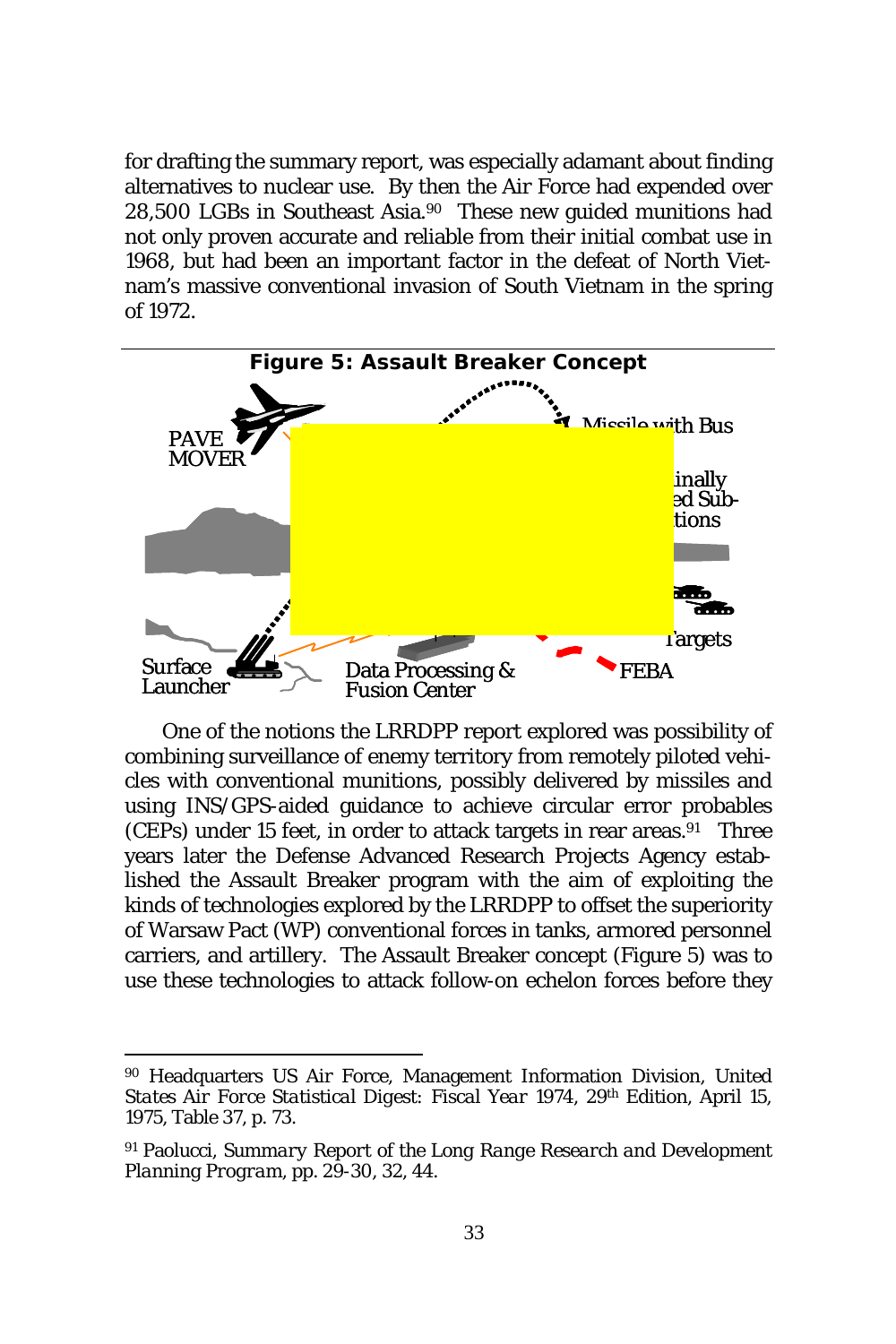for drafting the summary report, was especially adamant about finding alternatives to nuclear use. By then the Air Force had expended over 28,500 LGBs in Southeast Asia.[90] These new guided munitions had not only proven accurate and reliable from their initial combat use in 1968, but had been an important factor in the defeat of North Vietnam's massive conventional invasion of South Vietnam in the spring of 1972.

**Figure 5: Assault Breaker Concept**

PAVE MOVER
Missile with Bus
inally ed Sub- tions
Targets
Surface Launcher
Data Processing & Fusion Center
FEBA

One of the notions the LRRDPP report explored was possibility of combining surveillance of enemy territory from remotely piloted vehicles with conventional munitions, possibly delivered by missiles and using INS/GPS-aided guidance to achieve circular error probables (CEPs) under 15 feet, in order to attack targets in rear areas.[91] Three years later the Defense Advanced Research Projects Agency established the Assault Breaker program with the aim of exploiting the kinds of technologies explored by the LRRDPP to offset the superiority of Warsaw Pact (WP) conventional forces in tanks, armored personnel carriers, and artillery. The Assault Breaker concept (Figure 5) was to use these technologies to attack follow-on echelon forces before they

---

[90] Headquarters US Air Force, Management Information Division, *United States Air Force Statistical Digest: Fiscal Year 1974*, 29th Edition, April 15, 1975, Table 37, p. 73.

[91] Paolucci, *Summary Report of the Long Range Research and Development Planning Program*, pp. 29-30, 32, 44.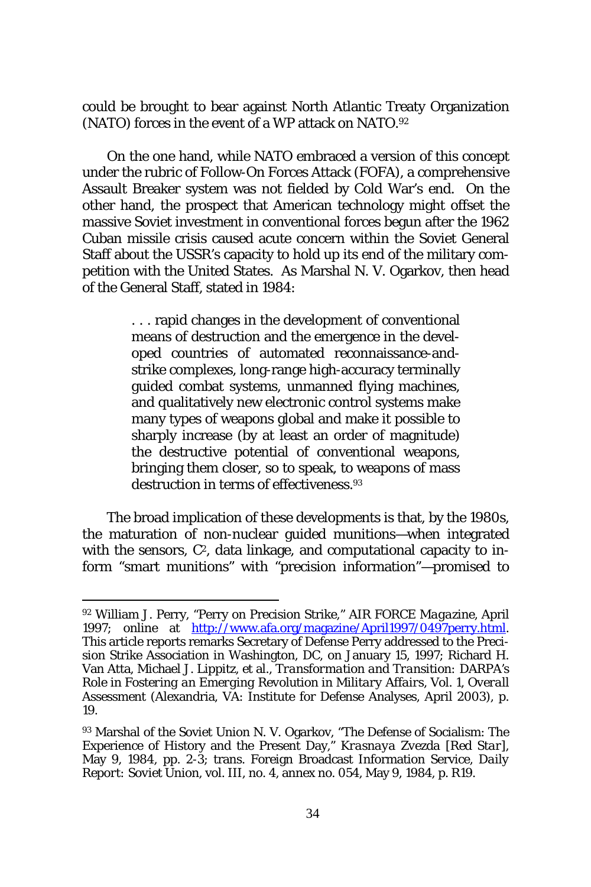could be brought to bear against North Atlantic Treaty Organization (NATO) forces in the event of a WP attack on NATO.[92]

On the one hand, while NATO embraced a version of this concept under the rubric of Follow-On Forces Attack (FOFA), a comprehensive Assault Breaker system was not fielded by Cold War's end. On the other hand, the prospect that American technology might offset the massive Soviet investment in conventional forces begun after the 1962 Cuban missile crisis caused acute concern within the Soviet General Staff about the USSR's capacity to hold up its end of the military competition with the United States. As Marshal N. V. Ogarkov, then head of the General Staff, stated in 1984:

> . . . rapid changes in the development of conventional means of destruction and the emergence in the developed countries of automated reconnaissance-and-strike complexes, long-range high-accuracy terminally guided combat systems, unmanned flying machines, and qualitatively new electronic control systems make many types of weapons global and make it possible to sharply increase (by at least an order of magnitude) the destructive potential of conventional weapons, bringing them closer, so to speak, to weapons of mass destruction in terms of effectiveness.[93]

The broad implication of these developments is that, by the 1980s, the maturation of non-nuclear guided munitions—when integrated with the sensors, $C^2$, data linkage, and computational capacity to inform "smart munitions" with "precision information"—promised to

---

[92] William J. Perry, "Perry on Precision Strike," *AIR FORCE Magazine*, April 1997; online at http://www.afa.org/magazine/April1997/0497perry.html. This article reports remarks Secretary of Defense Perry addressed to the Precision Strike Association in Washington, DC, on January 15, 1997; Richard H. Van Atta, Michael J. Lippitz, et al., *Transformation and Transition: DARPA's Role in Fostering an Emerging Revolution in Military Affairs*, Vol. 1, *Overall Assessment* (Alexandria, VA: Institute for Defense Analyses, April 2003), p. 19.

[93] Marshal of the Soviet Union N. V. Ogarkov, "The Defense of Socialism: The Experience of History and the Present Day," *Krasnaya Zvezda* [*Red Star*], May 9, 1984, pp. 2-3; trans. Foreign Broadcast Information Service, *Daily Report: Soviet Union*, vol. III, no. 4, annex no. 054, May 9, 1984, p. R19.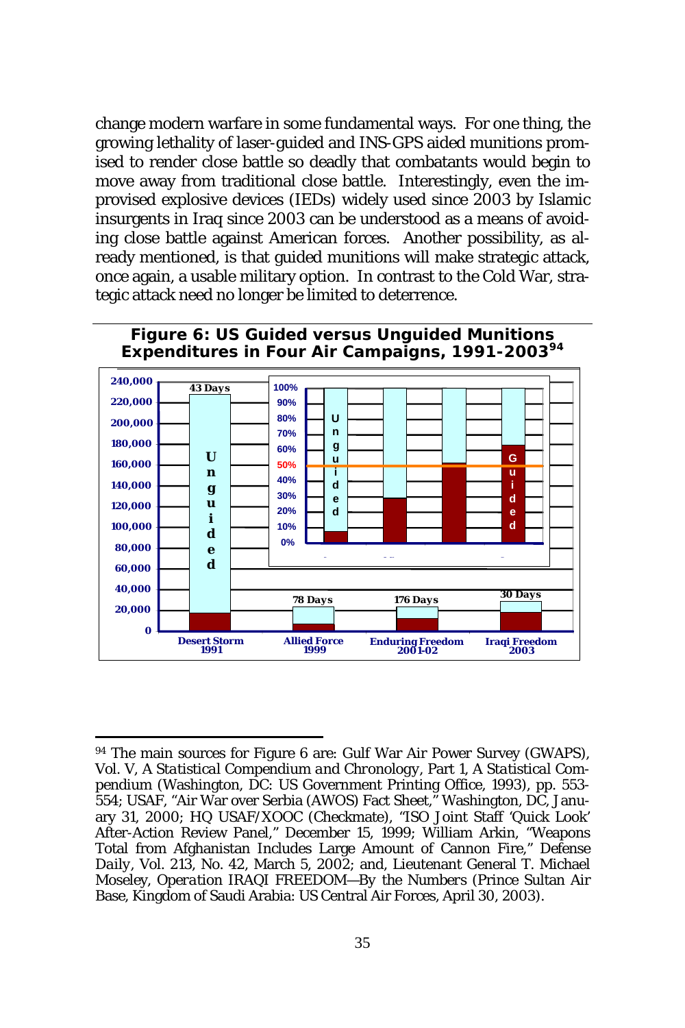change modern warfare in some fundamental ways. For one thing, the growing lethality of laser-guided and INS-GPS aided munitions promised to render close battle so deadly that combatants would begin to move away from traditional close battle. Interestingly, even the improvised explosive devices (IEDs) widely used since 2003 by Islamic insurgents in Iraq since 2003 can be understood as a means of avoiding close battle against American forces. Another possibility, as already mentioned, is that guided munitions will make strategic attack, once again, a usable military option. In contrast to the Cold War, strategic attack need no longer be limited to deterrence.

**Figure 6: US Guided versus Unguided Munitions Expenditures in Four Air Campaigns, 1991-2003**[94]

[94] The main sources for Figure 6 are: Gulf War Air Power Survey (GWAPS), Vol. V, *A Statistical Compendium and Chronology*, Part 1, *A Statistical Compendium* (Washington, DC: US Government Printing Office, 1993), pp. 553-554; USAF, "Air War over Serbia (AWOS) Fact Sheet," Washington, DC, January 31, 2000; HQ USAF/XOOC (Checkmate), "ISO Joint Staff 'Quick Look' After-Action Review Panel," December 15, 1999; William Arkin, "Weapons Total from Afghanistan Includes Large Amount of Cannon Fire," *Defense Daily*, Vol. 213, No. 42, March 5, 2002; and, Lieutenant General T. Michael Moseley, *Operation IRAQI FREEDOM—By the Numbers* (Prince Sultan Air Base, Kingdom of Saudi Arabia: US Central Air Forces, April 30, 2003).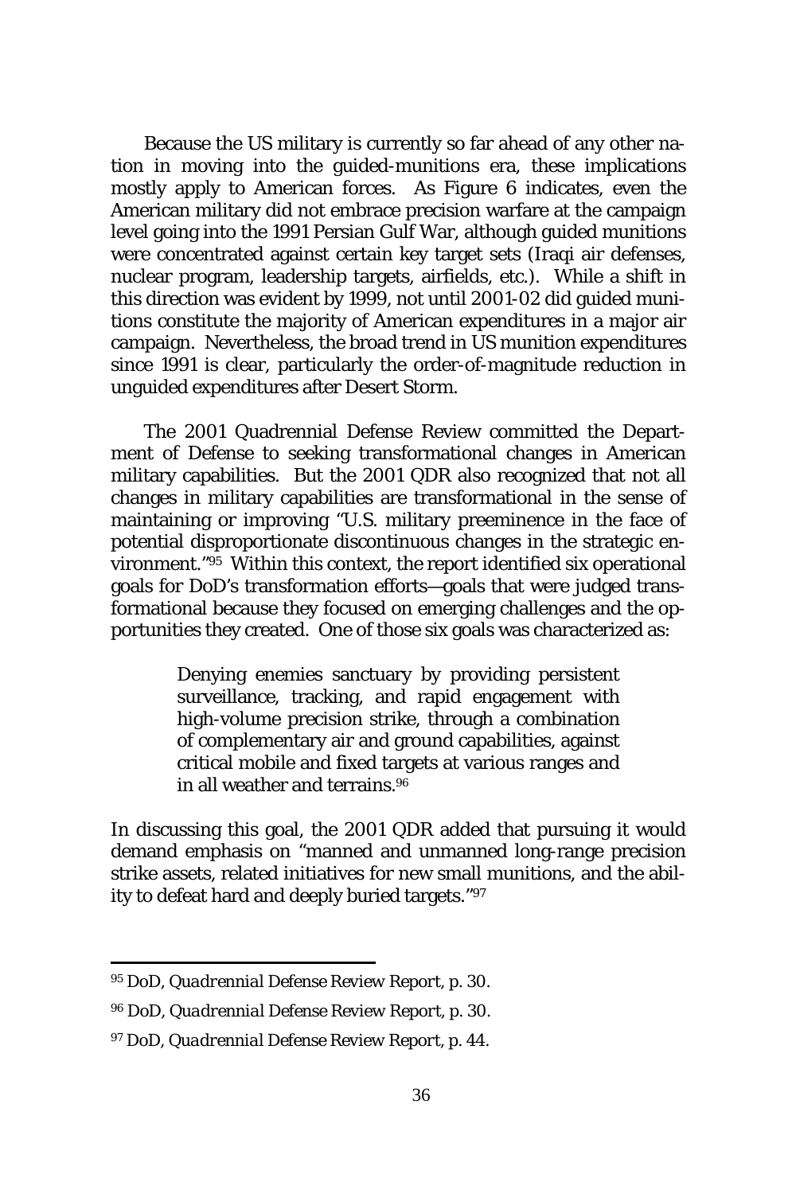Because the US military is currently so far ahead of any other nation in moving into the guided-munitions era, these implications mostly apply to American forces. As Figure 6 indicates, even the American military did not embrace precision warfare at the campaign level going into the 1991 Persian Gulf War, although guided munitions were concentrated against certain key target sets (Iraqi air defenses, nuclear program, leadership targets, airfields, etc.). While a shift in this direction was evident by 1999, not until 2001-02 did guided munitions constitute the majority of American expenditures in a major air campaign. Nevertheless, the broad trend in US munition expenditures since 1991 is clear, particularly the order-of-magnitude reduction in unguided expenditures after Desert Storm.

The 2001 Quadrennial Defense Review committed the Department of Defense to seeking transformational changes in American military capabilities. But the 2001 QDR also recognized that not all changes in military capabilities are transformational in the sense of maintaining or improving "U.S. military preeminence in the face of potential disproportionate discontinuous changes in the strategic environment."[95] Within this context, the report identified six operational goals for DoD's transformation efforts—goals that were judged transformational because they focused on emerging challenges and the opportunities they created. One of those six goals was characterized as:

> Denying enemies sanctuary by providing persistent surveillance, tracking, and rapid engagement with high-volume precision strike, through a combination of complementary air and ground capabilities, against critical mobile and fixed targets at various ranges and in all weather and terrains.[96]

In discussing this goal, the 2001 QDR added that pursuing it would demand emphasis on "manned and unmanned long-range precision strike assets, related initiatives for new small munitions, and the ability to defeat hard and deeply buried targets."[97]

---

[95] DoD, *Quadrennial Defense Review Report*, p. 30.

[96] DoD, *Quadrennial Defense Review Report*, p. 30.

[97] DoD, *Quadrennial Defense Review Report*, p. 44.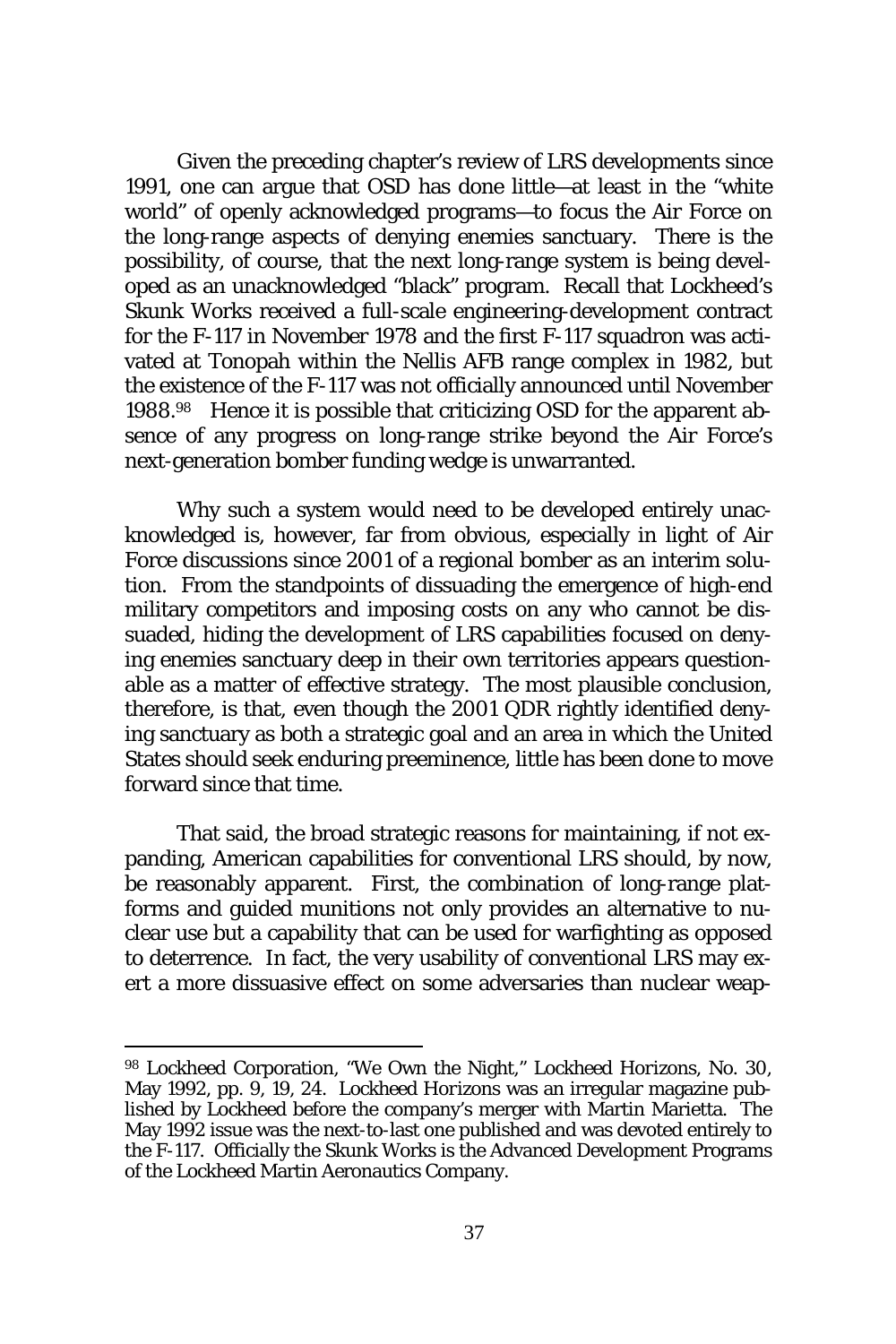Given the preceding chapter's review of LRS developments since 1991, one can argue that OSD has done little—at least in the "white world" of openly acknowledged programs—to focus the Air Force on the long-range aspects of denying enemies sanctuary. There is the possibility, of course, that the next long-range system is being developed as an unacknowledged "black" program. Recall that Lockheed's Skunk Works received a full-scale engineering-development contract for the F-117 in November 1978 and the first F-117 squadron was activated at Tonopah within the Nellis AFB range complex in 1982, but the existence of the F-117 was not officially announced until November 1988.[98] Hence it is possible that criticizing OSD for the apparent absence of any progress on long-range strike beyond the Air Force's next-generation bomber funding wedge is unwarranted.

Why such a system would need to be developed entirely unacknowledged is, however, far from obvious, especially in light of Air Force discussions since 2001 of a regional bomber as an interim solution. From the standpoints of dissuading the emergence of high-end military competitors and imposing costs on any who cannot be dissuaded, hiding the development of LRS capabilities focused on denying enemies sanctuary deep in their own territories appears questionable as a matter of effective strategy. The most plausible conclusion, therefore, is that, even though the 2001 QDR rightly identified denying sanctuary as both a strategic goal and an area in which the United States should seek enduring preeminence, little has been done to move forward since that time.

That said, the broad strategic reasons for maintaining, if not expanding, American capabilities for conventional LRS should, by now, be reasonably apparent. First, the combination of long-range platforms and guided munitions not only provides an alternative to nuclear use but a capability that can be used for warfighting as opposed to deterrence. In fact, the very usability of conventional LRS may exert a more dissuasive effect on some adversaries than nuclear weap-

---

[98] Lockheed Corporation, "We Own the Night," Lockheed Horizons, No. 30, May 1992, pp. 9, 19, 24. Lockheed Horizons was an irregular magazine published by Lockheed before the company's merger with Martin Marietta. The May 1992 issue was the next-to-last one published and was devoted entirely to the F-117. Officially the Skunk Works is the Advanced Development Programs of the Lockheed Martin Aeronautics Company.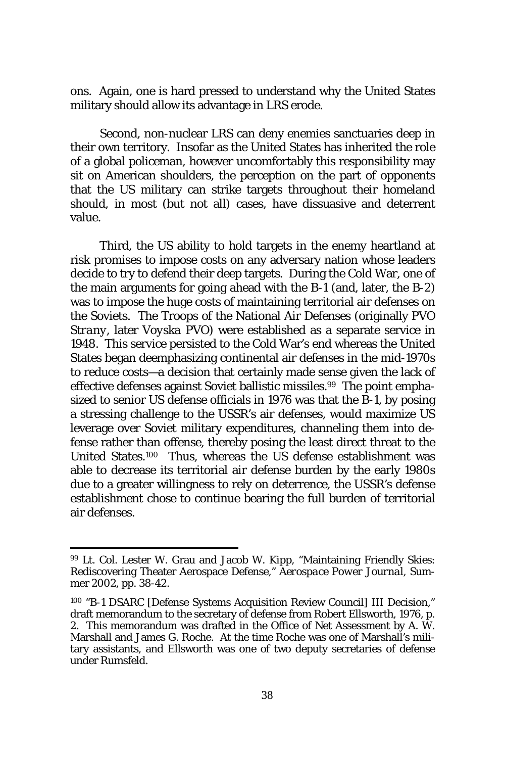ons. Again, one is hard pressed to understand why the United States military should allow its advantage in LRS erode.

Second, non-nuclear LRS can deny enemies sanctuaries deep in their own territory. Insofar as the United States has inherited the role of a global policeman, however uncomfortably this responsibility may sit on American shoulders, the perception on the part of opponents that the US military can strike targets throughout their homeland should, in most (but not all) cases, have dissuasive and deterrent value.

Third, the US ability to hold targets in the enemy heartland at risk promises to impose costs on any adversary nation whose leaders decide to try to defend their deep targets. During the Cold War, one of the main arguments for going ahead with the B-1 (and, later, the B-2) was to impose the huge costs of maintaining territorial air defenses on the Soviets. The Troops of the National Air Defenses (originally PVO *Strany*, later *Voyska* PVO) were established as a separate service in 1948. This service persisted to the Cold War's end whereas the United States began deemphasizing continental air defenses in the mid-1970s to reduce costs—a decision that certainly made sense given the lack of effective defenses against Soviet ballistic missiles.[99] The point emphasized to senior US defense officials in 1976 was that the B-1, by posing a stressing challenge to the USSR's air defenses, would maximize US leverage over Soviet military expenditures, channeling them into defense rather than offense, thereby posing the least direct threat to the United States.[100] Thus, whereas the US defense establishment was able to decrease its territorial air defense burden by the early 1980s due to a greater willingness to rely on deterrence, the USSR's defense establishment chose to continue bearing the full burden of territorial air defenses.

---

[99] Lt. Col. Lester W. Grau and Jacob W. Kipp, "Maintaining Friendly Skies: Rediscovering Theater Aerospace Defense," *Aerospace Power Journal*, Summer 2002, pp. 38-42.

[100] "B-1 DSARC [Defense Systems Acquisition Review Council] III Decision," draft memorandum to the secretary of defense from Robert Ellsworth, 1976, p. 2. This memorandum was drafted in the Office of Net Assessment by A. W. Marshall and James G. Roche. At the time Roche was one of Marshall's military assistants, and Ellsworth was one of two deputy secretaries of defense under Rumsfeld.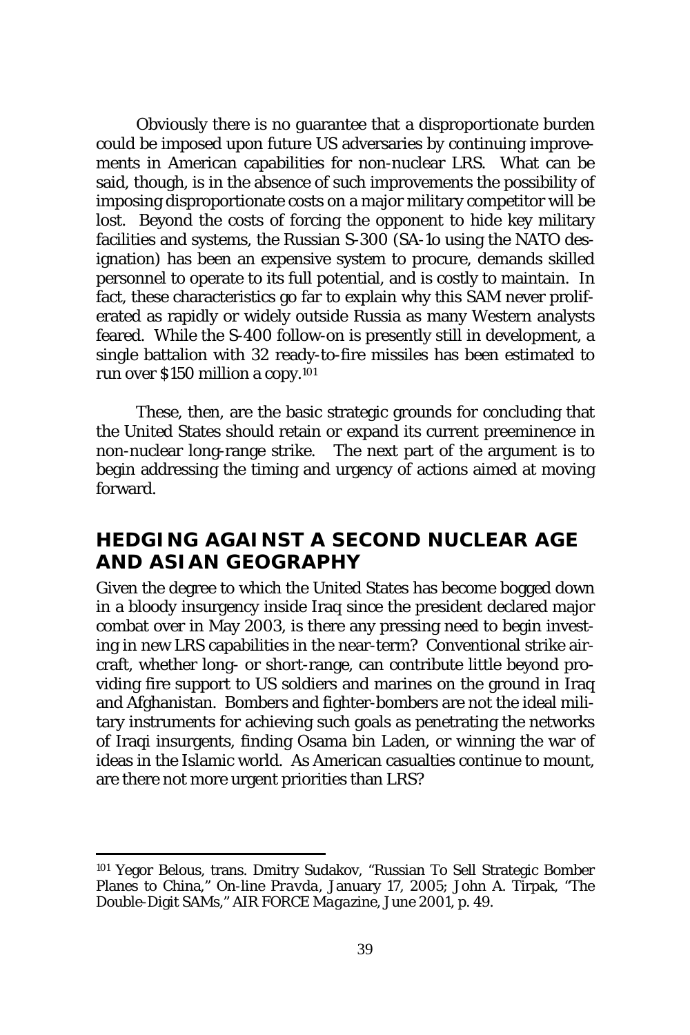Obviously there is no guarantee that a disproportionate burden could be imposed upon future US adversaries by continuing improvements in American capabilities for non-nuclear LRS. What can be said, though, is in the absence of such improvements the possibility of imposing disproportionate costs on a major military competitor will be lost. Beyond the costs of forcing the opponent to hide key military facilities and systems, the Russian S-300 (SA-1o using the NATO designation) has been an expensive system to procure, demands skilled personnel to operate to its full potential, and is costly to maintain. In fact, these characteristics go far to explain why this SAM never proliferated as rapidly or widely outside Russia as many Western analysts feared. While the S-400 follow-on is presently still in development, a single battalion with 32 ready-to-fire missiles has been estimated to run over $150 million a copy.[101]

These, then, are the basic strategic grounds for concluding that the United States should retain or expand its current preeminence in non-nuclear long-range strike. The next part of the argument is to begin addressing the timing and urgency of actions aimed at moving forward.

## HEDGING AGAINST A SECOND NUCLEAR AGE AND ASIAN GEOGRAPHY

Given the degree to which the United States has become bogged down in a bloody insurgency inside Iraq since the president declared major combat over in May 2003, is there any pressing need to begin investing in new LRS capabilities in the near-term? Conventional strike aircraft, whether long- or short-range, can contribute little beyond providing fire support to US soldiers and marines on the ground in Iraq and Afghanistan. Bombers and fighter-bombers are not the ideal military instruments for achieving such goals as penetrating the networks of Iraqi insurgents, finding Osama bin Laden, or winning the war of ideas in the Islamic world. As American casualties continue to mount, are there not more urgent priorities than LRS?

---

[101] Yegor Belous, trans. Dmitry Sudakov, "Russian To Sell Strategic Bomber Planes to China," *On-line Pravda*, January 17, 2005; John A. Tirpak, "The Double-Digit SAMs," *AIR FORCE Magazine*, June 2001, p. 49.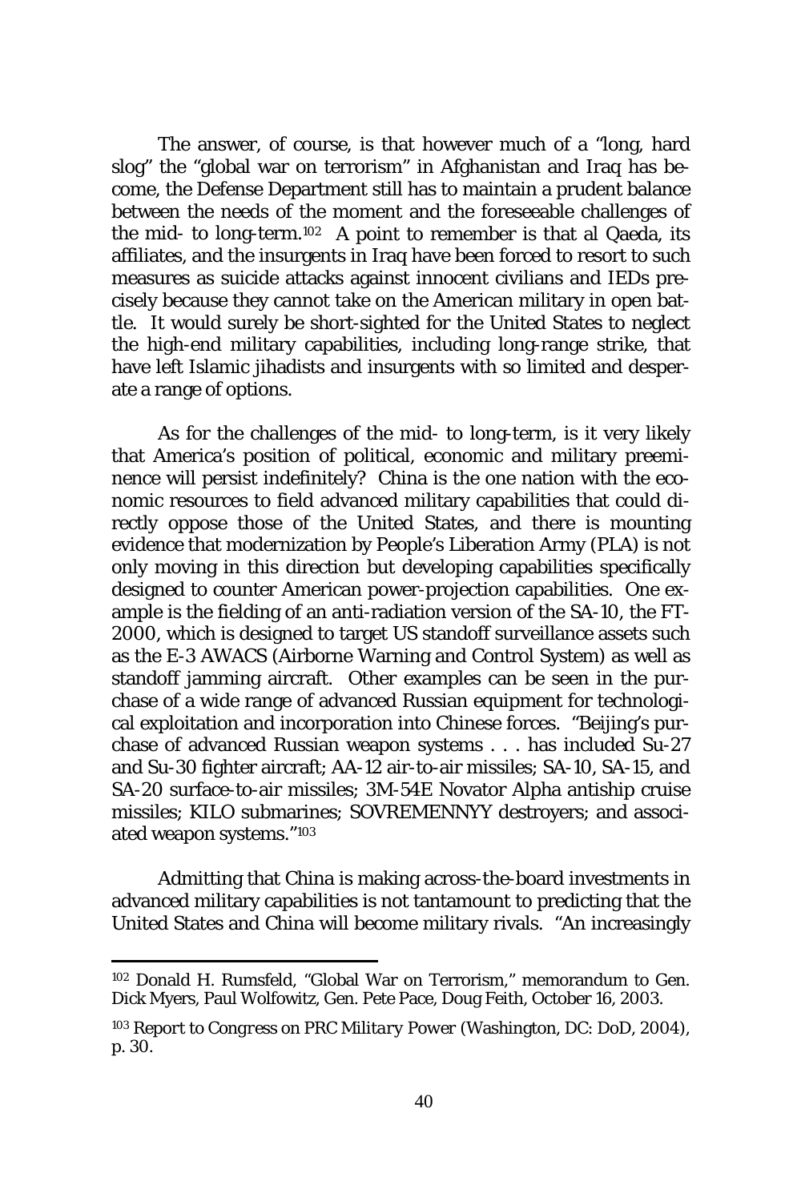The answer, of course, is that however much of a "long, hard slog" the "global war on terrorism" in Afghanistan and Iraq has become, the Defense Department still has to maintain a prudent balance between the needs of the moment and the foreseeable challenges of the mid- to long-term.[102] A point to remember is that al Qaeda, its affiliates, and the insurgents in Iraq have been forced to resort to such measures as suicide attacks against innocent civilians and IEDs precisely because they cannot take on the American military in open battle. It would surely be short-sighted for the United States to neglect the high-end military capabilities, including long-range strike, that have left Islamic jihadists and insurgents with so limited and desperate a range of options.

As for the challenges of the mid- to long-term, is it very likely that America's position of political, economic and military preeminence will persist indefinitely? China is the one nation with the economic resources to field advanced military capabilities that could directly oppose those of the United States, and there is mounting evidence that modernization by People's Liberation Army (PLA) is not only moving in this direction but developing capabilities specifically designed to counter American power-projection capabilities. One example is the fielding of an anti-radiation version of the SA-10, the FT-2000, which is designed to target US standoff surveillance assets such as the E-3 AWACS (Airborne Warning and Control System) as well as standoff jamming aircraft. Other examples can be seen in the purchase of a wide range of advanced Russian equipment for technological exploitation and incorporation into Chinese forces. "Beijing's purchase of advanced Russian weapon systems . . . has included Su-27 and Su-30 fighter aircraft; AA-12 air-to-air missiles; SA-10, SA-15, and SA-20 surface-to-air missiles; 3M-54E Novator Alpha antiship cruise missiles; KILO submarines; SOVREMENNYY destroyers; and associated weapon systems."[103]

Admitting that China is making across-the-board investments in advanced military capabilities is not tantamount to predicting that the United States and China will become military rivals. "An increasingly

---

[102] Donald H. Rumsfeld, "Global War on Terrorism," memorandum to Gen. Dick Myers, Paul Wolfowitz, Gen. Pete Pace, Doug Feith, October 16, 2003.

[103] *Report to Congress on PRC Military Power* (Washington, DC: DoD, 2004), p. 30.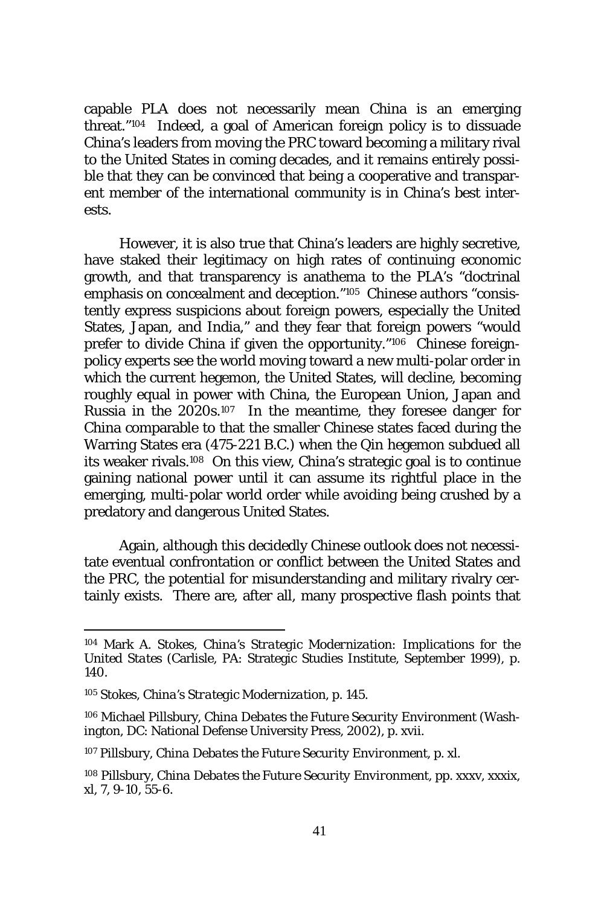capable PLA does not necessarily mean China is an emerging threat."[104] Indeed, a goal of American foreign policy is to dissuade China's leaders from moving the PRC toward becoming a military rival to the United States in coming decades, and it remains entirely possible that they can be convinced that being a cooperative and transparent member of the international community is in China's best interests.

However, it is also true that China's leaders are highly secretive, have staked their legitimacy on high rates of continuing economic growth, and that transparency is anathema to the PLA's "doctrinal emphasis on concealment and deception."[105] Chinese authors "consistently express suspicions about foreign powers, especially the United States, Japan, and India," and they fear that foreign powers "would prefer to divide China if given the opportunity."[106] Chinese foreign-policy experts see the world moving toward a new multi-polar order in which the current hegemon, the United States, will decline, becoming roughly equal in power with China, the European Union, Japan and Russia in the 2020s.[107] In the meantime, they foresee danger for China comparable to that the smaller Chinese states faced during the Warring States era (475-221 B.C.) when the Qin hegemon subdued all its weaker rivals.[108] On this view, China's strategic goal is to continue gaining national power until it can assume its rightful place in the emerging, multi-polar world order while avoiding being crushed by a predatory and dangerous United States.

Again, although this decidedly Chinese outlook does not necessitate eventual confrontation or conflict between the United States and the PRC, the *potential* for misunderstanding and military rivalry certainly exists. There are, after all, many prospective flash points that

---

[104] Mark A. Stokes, *China's Strategic Modernization: Implications for the United States* (Carlisle, PA: Strategic Studies Institute, September 1999), p. 140.

[105] Stokes, *China's Strategic Modernization*, p. 145.

[106] Michael Pillsbury, *China Debates the Future Security Environment* (Washington, DC: National Defense University Press, 2002), p. xvii.

[107] Pillsbury, *China Debates the Future Security Environment*, p. xl.

[108] Pillsbury, *China Debates the Future Security Environment*, pp. xxxv, xxxix, xl, 7, 9-10, 55-6.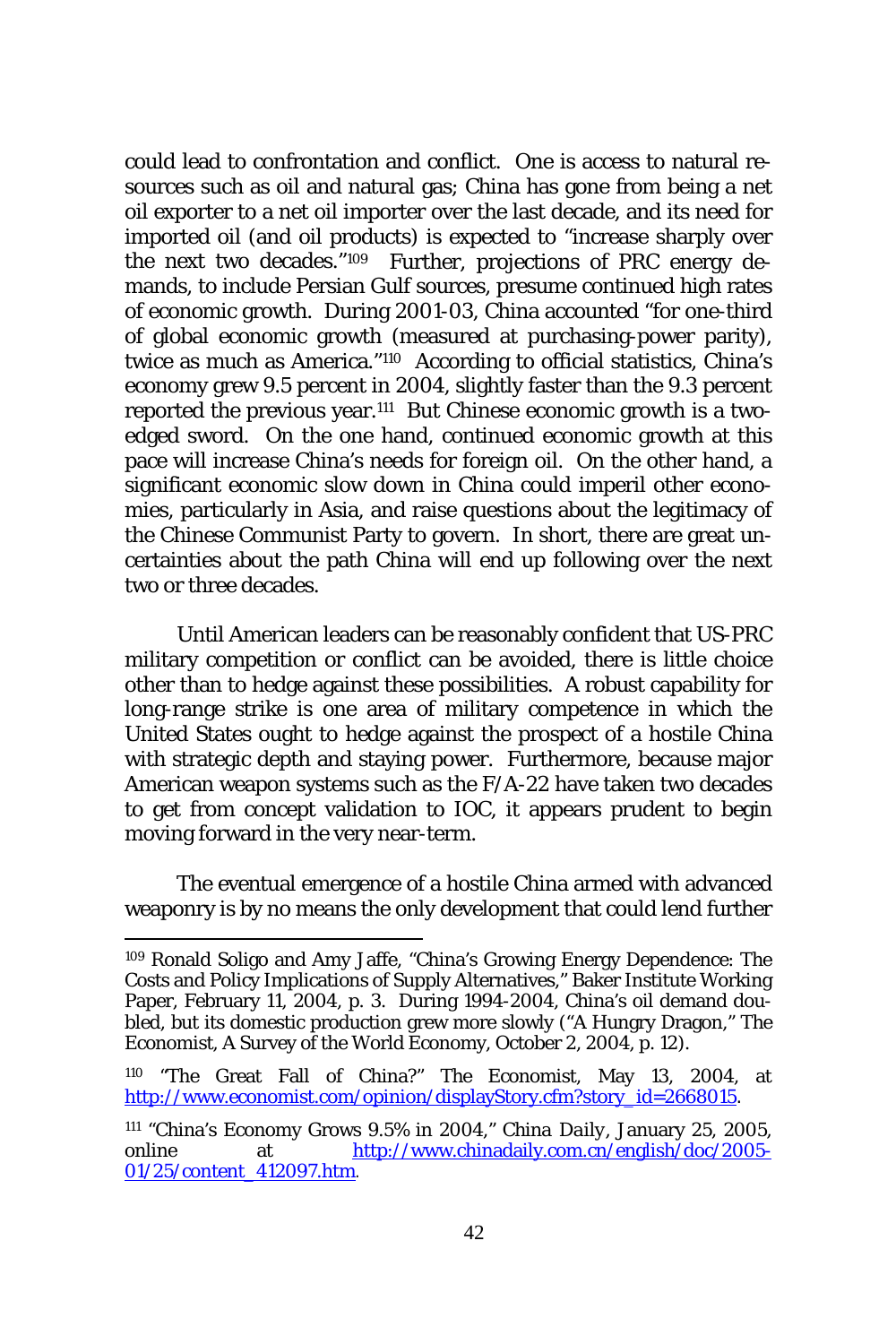could lead to confrontation and conflict. One is access to natural resources such as oil and natural gas; China has gone from being a net oil exporter to a net oil importer over the last decade, and its need for imported oil (and oil products) is expected to "increase sharply over the next two decades."[109] Further, projections of PRC energy demands, to include Persian Gulf sources, presume continued high rates of economic growth. During 2001-03, China accounted "for one-third of global economic growth (measured at purchasing-power parity), twice as much as America."[110] According to official statistics, China's economy grew 9.5 percent in 2004, slightly faster than the 9.3 percent reported the previous year.[111] But Chinese economic growth is a two-edged sword. On the one hand, continued economic growth at this pace will increase China's needs for foreign oil. On the other hand, a significant economic slow down in China could imperil other economies, particularly in Asia, and raise questions about the legitimacy of the Chinese Communist Party to govern. In short, there are great uncertainties about the path China will end up following over the next two or three decades.

Until American leaders can be reasonably confident that US-PRC military competition or conflict can be avoided, there is little choice other than to hedge against these possibilities. A robust capability for long-range strike is one area of military competence in which the United States ought to hedge against the prospect of a hostile China with strategic depth and staying power. Furthermore, because major American weapon systems such as the F/A-22 have taken two decades to get from concept validation to IOC, it appears prudent to begin moving forward in the very near-term.

The eventual emergence of a hostile China armed with advanced weaponry is by no means the only development that could lend further

---

[109] Ronald Soligo and Amy Jaffe, "China's Growing Energy Dependence: The Costs and Policy Implications of Supply Alternatives," Baker Institute Working Paper, February 11, 2004, p. 3. During 1994-2004, China's oil demand doubled, but its domestic production grew more slowly ("A Hungry Dragon," The Economist, A Survey of the World Economy, October 2, 2004, p. 12).

[110] "The Great Fall of China?" The Economist, May 13, 2004, at http://www.economist.com/opinion/displayStory.cfm?story_id=2668015.

[111] "China's Economy Grows 9.5% in 2004," *China Daily*, January 25, 2005, online at http://www.chinadaily.com.cn/english/doc/2005-01/25/content_412097.htm.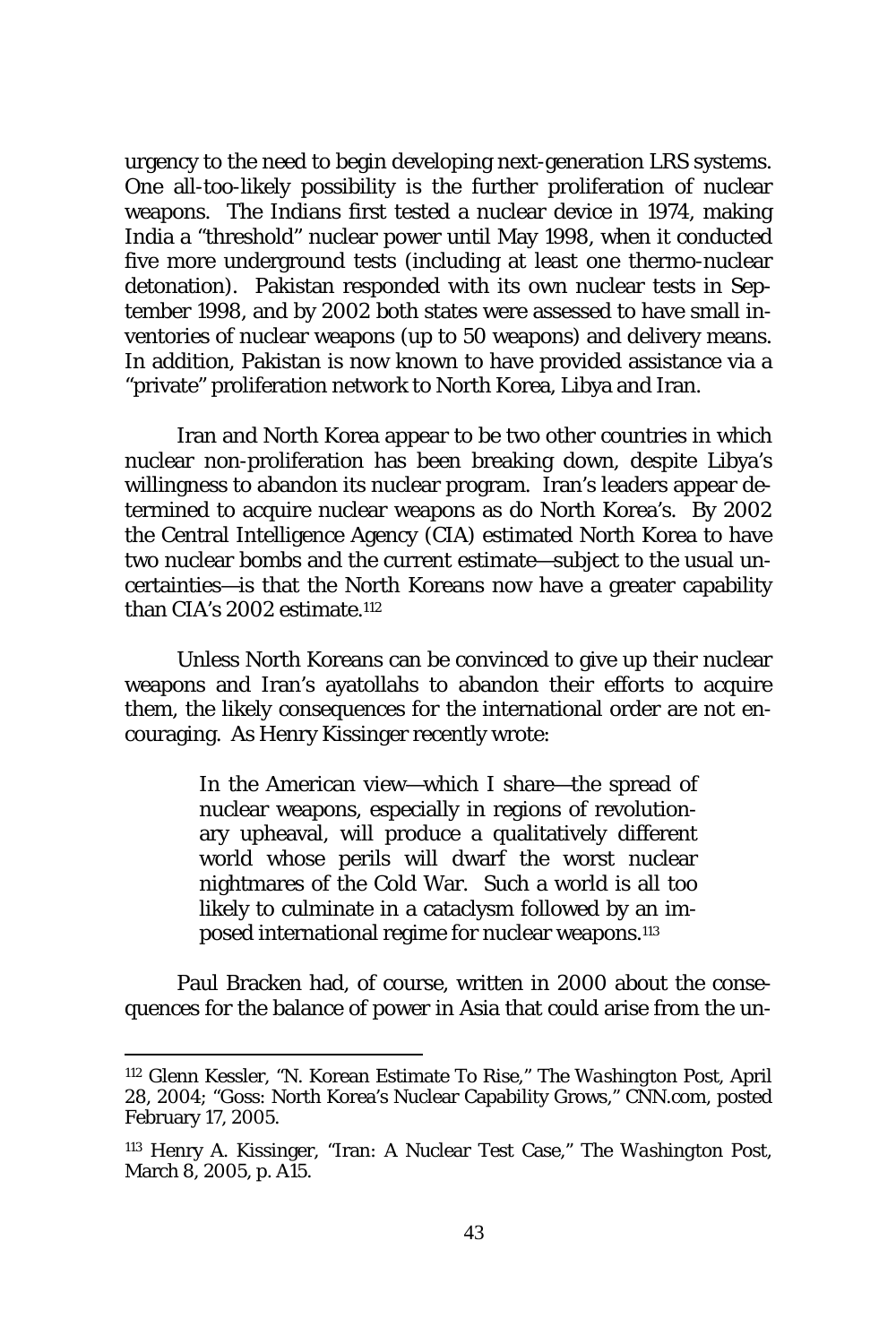urgency to the need to begin developing next-generation LRS systems. One all-too-likely possibility is the further proliferation of nuclear weapons. The Indians first tested a nuclear device in 1974, making India a "threshold" nuclear power until May 1998, when it conducted five more underground tests (including at least one thermo-nuclear detonation). Pakistan responded with its own nuclear tests in September 1998, and by 2002 both states were assessed to have small inventories of nuclear weapons (up to 50 weapons) and delivery means. In addition, Pakistan is now known to have provided assistance via a "private" proliferation network to North Korea, Libya and Iran.

Iran and North Korea appear to be two other countries in which nuclear non-proliferation has been breaking down, despite Libya's willingness to abandon its nuclear program. Iran's leaders appear determined to acquire nuclear weapons as do North Korea's. By 2002 the Central Intelligence Agency (CIA) estimated North Korea to have two nuclear bombs and the current estimate—subject to the usual uncertainties—is that the North Koreans now have a greater capability than CIA's 2002 estimate.[112]

Unless North Koreans can be convinced to give up their nuclear weapons and Iran's ayatollahs to abandon their efforts to acquire them, the likely consequences for the international order are not encouraging. As Henry Kissinger recently wrote:

> In the American view—which I share—the spread of nuclear weapons, especially in regions of revolutionary upheaval, will produce a qualitatively different world whose perils will dwarf the worst nuclear nightmares of the Cold War. Such a world is all too likely to culminate in a cataclysm followed by an imposed international regime for nuclear weapons.[113]

Paul Bracken had, of course, written in 2000 about the consequences for the balance of power in Asia that could arise from the un-

---

[112] Glenn Kessler, "N. Korean Estimate To Rise," *The Washington Post*, April 28, 2004; "Goss: North Korea's Nuclear Capability Grows," CNN.com, posted February 17, 2005.

[113] Henry A. Kissinger, "Iran: A Nuclear Test Case," *The Washington Post*, March 8, 2005, p. A15.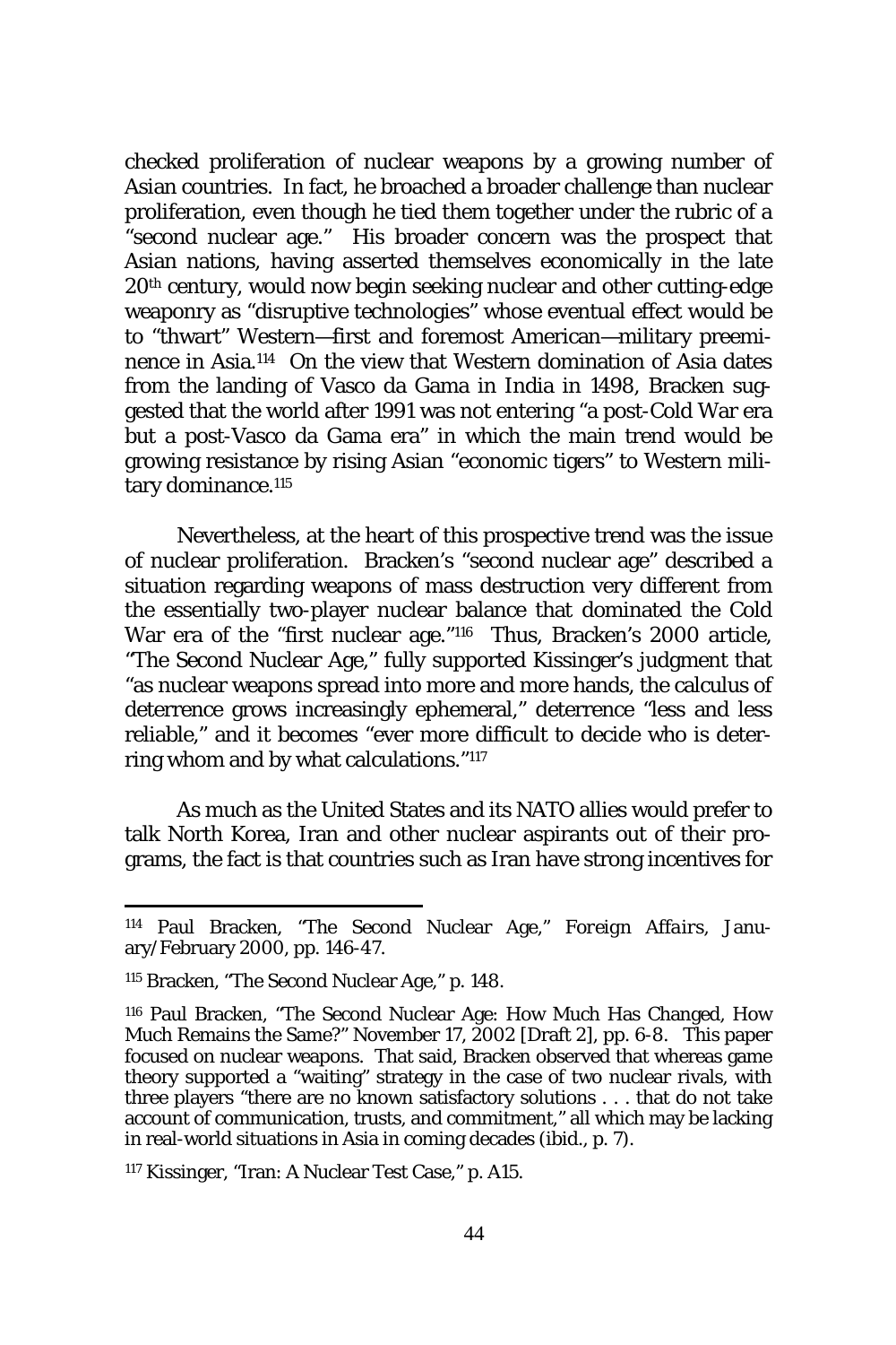checked proliferation of nuclear weapons by a growing number of Asian countries. In fact, he broached a broader challenge than nuclear proliferation, even though he tied them together under the rubric of a "second nuclear age." His broader concern was the prospect that Asian nations, having asserted themselves economically in the late 20th century, would now begin seeking nuclear and other cutting-edge weaponry as "disruptive technologies" whose eventual effect would be to "thwart" Western—first and foremost American—military preeminence in Asia.[114] On the view that Western domination of Asia dates from the landing of Vasco da Gama in India in 1498, Bracken suggested that the world after 1991 was not entering "a post-Cold War era but a post-Vasco da Gama era" in which the main trend would be growing resistance by rising Asian "economic tigers" to Western military dominance.[115]

Nevertheless, at the heart of this prospective trend was the issue of nuclear proliferation. Bracken's "second nuclear age" described a situation regarding weapons of mass destruction very different from the essentially two-player nuclear balance that dominated the Cold War era of the "first nuclear age."[116] Thus, Bracken's 2000 article, "The Second Nuclear Age," fully supported Kissinger's judgment that "as nuclear weapons spread into more and more hands, the calculus of deterrence grows increasingly ephemeral," deterrence "less and less reliable," and it becomes "ever more difficult to decide who is deterring whom and by what calculations."[117]

As much as the United States and its NATO allies would prefer to talk North Korea, Iran and other nuclear aspirants out of their programs, the fact is that countries such as Iran have strong incentives for

---

[114] Paul Bracken, "The Second Nuclear Age," *Foreign Affairs*, January/February 2000, pp. 146-47.

[115] Bracken, "The Second Nuclear Age," p. 148.

[116] Paul Bracken, "The Second Nuclear Age: How Much Has Changed, How Much Remains the Same?" November 17, 2002 [Draft 2], pp. 6-8. This paper focused on nuclear weapons. That said, Bracken observed that whereas game theory supported a "waiting" strategy in the case of two nuclear rivals, with three players "there are no known satisfactory solutions . . . that do not take account of communication, trusts, and commitment," all which may be lacking in real-world situations in Asia in coming decades (ibid., p. 7).

[117] Kissinger, "Iran: A Nuclear Test Case," p. A15.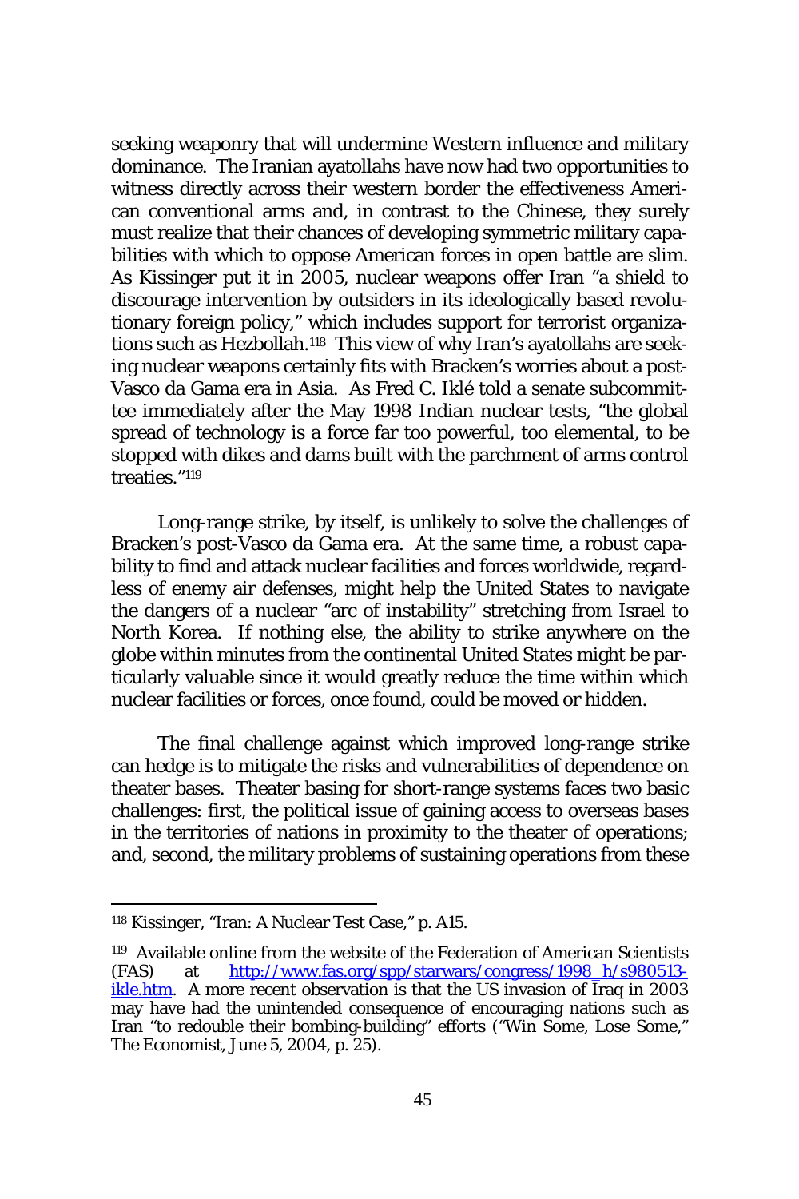seeking weaponry that will undermine Western influence and military dominance. The Iranian ayatollahs have now had two opportunities to witness directly across their western border the effectiveness American conventional arms and, in contrast to the Chinese, they surely must realize that their chances of developing symmetric military capabilities with which to oppose American forces in open battle are slim. As Kissinger put it in 2005, nuclear weapons offer Iran "a shield to discourage intervention by outsiders in its ideologically based revolutionary foreign policy," which includes support for terrorist organizations such as Hezbollah.[118] This view of why Iran's ayatollahs are seeking nuclear weapons certainly fits with Bracken's worries about a post-Vasco da Gama era in Asia. As Fred C. Iklé told a senate subcommittee immediately after the May 1998 Indian nuclear tests, "the global spread of technology is a force far too powerful, too elemental, to be stopped with dikes and dams built with the parchment of arms control treaties."[119]

Long-range strike, by itself, is unlikely to solve the challenges of Bracken's post-Vasco da Gama era. At the same time, a robust capability to find and attack nuclear facilities and forces worldwide, regardless of enemy air defenses, might help the United States to navigate the dangers of a nuclear "arc of instability" stretching from Israel to North Korea. If nothing else, the ability to strike anywhere on the globe within minutes from the continental United States might be particularly valuable since it would greatly reduce the time within which nuclear facilities or forces, once found, could be moved or hidden.

The final challenge against which improved long-range strike can hedge is to mitigate the risks and vulnerabilities of dependence on theater bases. Theater basing for short-range systems faces two basic challenges: first, the political issue of gaining access to overseas bases in the territories of nations in proximity to the theater of operations; and, second, the military problems of sustaining operations from these

---

[118] Kissinger, "Iran: A Nuclear Test Case," p. A15.

[119] Available online from the website of the Federation of American Scientists (FAS) at http://www.fas.org/spp/starwars/congress/1998_h/s980513-ikle.htm. A more recent observation is that the US invasion of Iraq in 2003 may have had the unintended consequence of encouraging nations such as Iran "to redouble their bombing-building" efforts ("Win Some, Lose Some," The Economist, June 5, 2004, p. 25).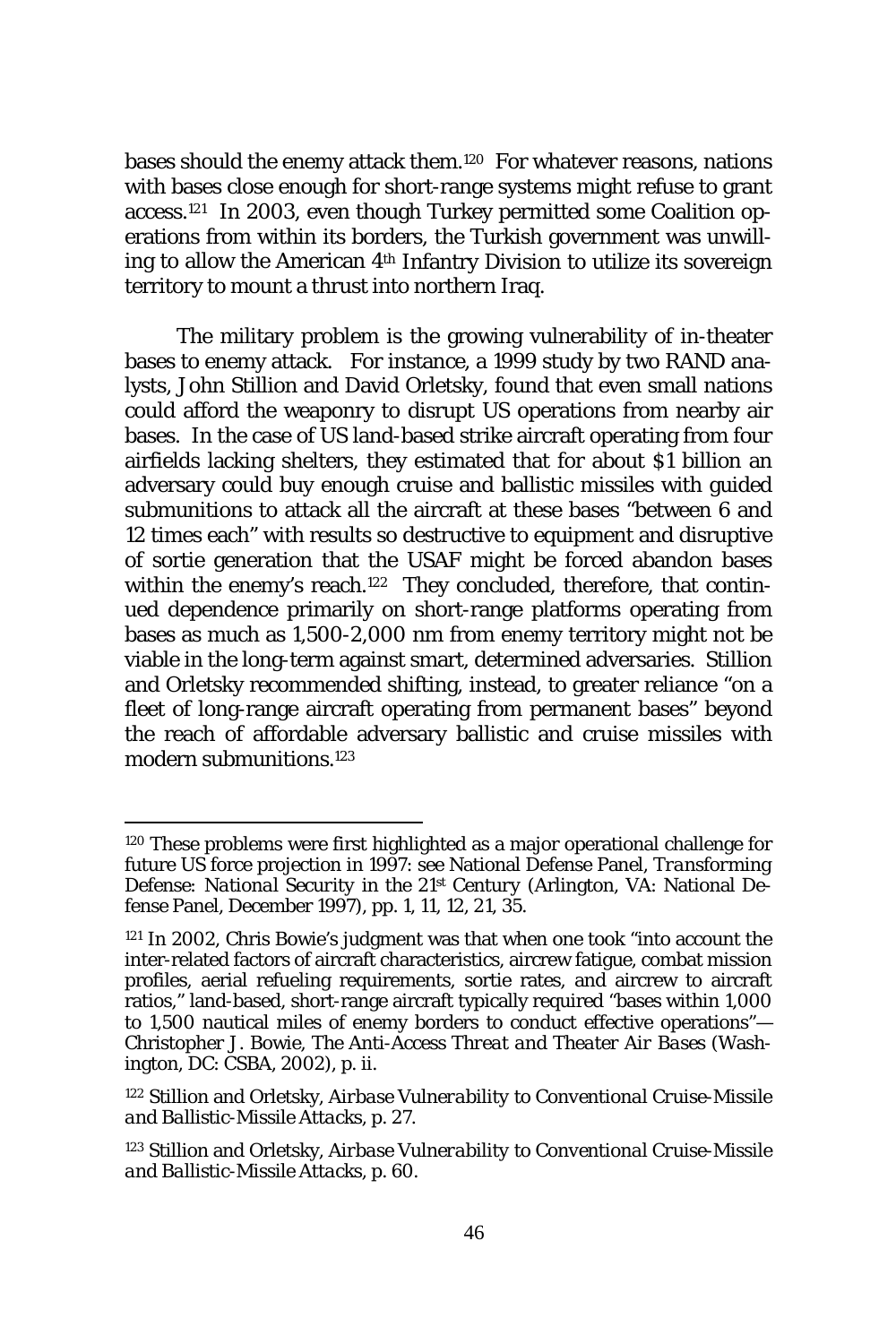bases should the enemy attack them.[120] For whatever reasons, nations with bases close enough for short-range systems might refuse to grant access.[121] In 2003, even though Turkey permitted some Coalition operations from within its borders, the Turkish government was unwilling to allow the American 4th Infantry Division to utilize its sovereign territory to mount a thrust into northern Iraq.

The military problem is the growing vulnerability of in-theater bases to enemy attack. For instance, a 1999 study by two RAND analysts, John Stillion and David Orletsky, found that even small nations could afford the weaponry to disrupt US operations from nearby air bases. In the case of US land-based strike aircraft operating from four airfields lacking shelters, they estimated that for about $1 billion an adversary could buy enough cruise and ballistic missiles with guided submunitions to attack all the aircraft at these bases "between 6 and 12 times each" with results so destructive to equipment and disruptive of sortie generation that the USAF might be forced abandon bases within the enemy's reach.[122] They concluded, therefore, that continued dependence primarily on short-range platforms operating from bases as much as 1,500-2,000 nm from enemy territory might not be viable in the long-term against smart, determined adversaries. Stillion and Orletsky recommended shifting, instead, to greater reliance "on a fleet of long-range aircraft operating from permanent bases" beyond the reach of affordable adversary ballistic and cruise missiles with modern submunitions.[123]

---

[120] These problems were first highlighted as a major operational challenge for future US force projection in 1997: see National Defense Panel, *Transforming Defense: National Security in the 21st Century* (Arlington, VA: National Defense Panel, December 1997), pp. 1, 11, 12, 21, 35.

[121] In 2002, Chris Bowie's judgment was that when one took "into account the inter-related factors of aircraft characteristics, aircrew fatigue, combat mission profiles, aerial refueling requirements, sortie rates, and aircrew to aircraft ratios," land-based, short-range aircraft typically required "bases within 1,000 to 1,500 nautical miles of enemy borders to conduct effective operations"—Christopher J. Bowie, *The Anti-Access Threat and Theater Air Bases* (Washington, DC: CSBA, 2002), p. ii.

[122] Stillion and Orletsky, *Airbase Vulnerability to Conventional Cruise-Missile and Ballistic-Missile Attacks*, p. 27.

[123] Stillion and Orletsky, *Airbase Vulnerability to Conventional Cruise-Missile and Ballistic-Missile Attacks*, p. 60.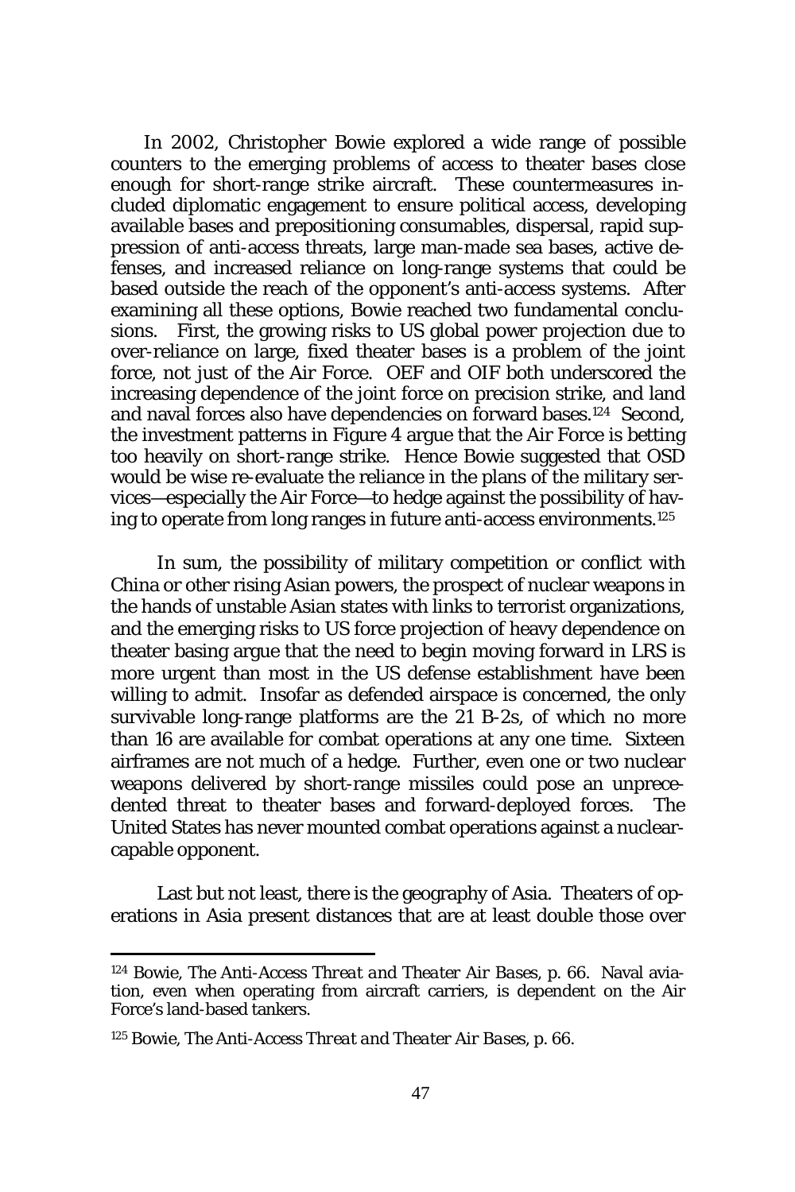In 2002, Christopher Bowie explored a wide range of possible counters to the emerging problems of access to theater bases close enough for short-range strike aircraft. These countermeasures included diplomatic engagement to ensure political access, developing available bases and prepositioning consumables, dispersal, rapid suppression of anti-access threats, large man-made sea bases, active defenses, and increased reliance on long-range systems that could be based outside the reach of the opponent's anti-access systems. After examining all these options, Bowie reached two fundamental conclusions. First, the growing risks to US global power projection due to over-reliance on large, fixed theater bases is a problem of the joint force, not just of the Air Force. OEF and OIF both underscored the increasing dependence of the joint force on precision strike, and land and naval forces also have dependencies on forward bases.[124] Second, the investment patterns in Figure 4 argue that the Air Force is betting too heavily on short-range strike. Hence Bowie suggested that OSD would be wise re-evaluate the reliance in the plans of the military services—especially the Air Force—to hedge against the possibility of having to operate from long ranges in future anti-access environments.[125]

In sum, the possibility of military competition or conflict with China or other rising Asian powers, the prospect of nuclear weapons in the hands of unstable Asian states with links to terrorist organizations, and the emerging risks to US force projection of heavy dependence on theater basing argue that the need to begin moving forward in LRS is more urgent than most in the US defense establishment have been willing to admit. Insofar as defended airspace is concerned, the only survivable long-range platforms are the 21 B-2s, of which no more than 16 are available for combat operations at any one time. Sixteen airframes are not much of a hedge. Further, even one or two nuclear weapons delivered by short-range missiles could pose an unprecedented threat to theater bases and forward-deployed forces. The United States has never mounted combat operations against a nuclear-capable opponent.

Last but not least, there is the geography of Asia. Theaters of operations in Asia present distances that are at least double those over

---

[124] Bowie, *The Anti-Access Threat and Theater Air Bases*, p. 66. Naval aviation, even when operating from aircraft carriers, is dependent on the Air Force's land-based tankers.

[125] Bowie, *The Anti-Access Threat and Theater Air Bases*, p. 66.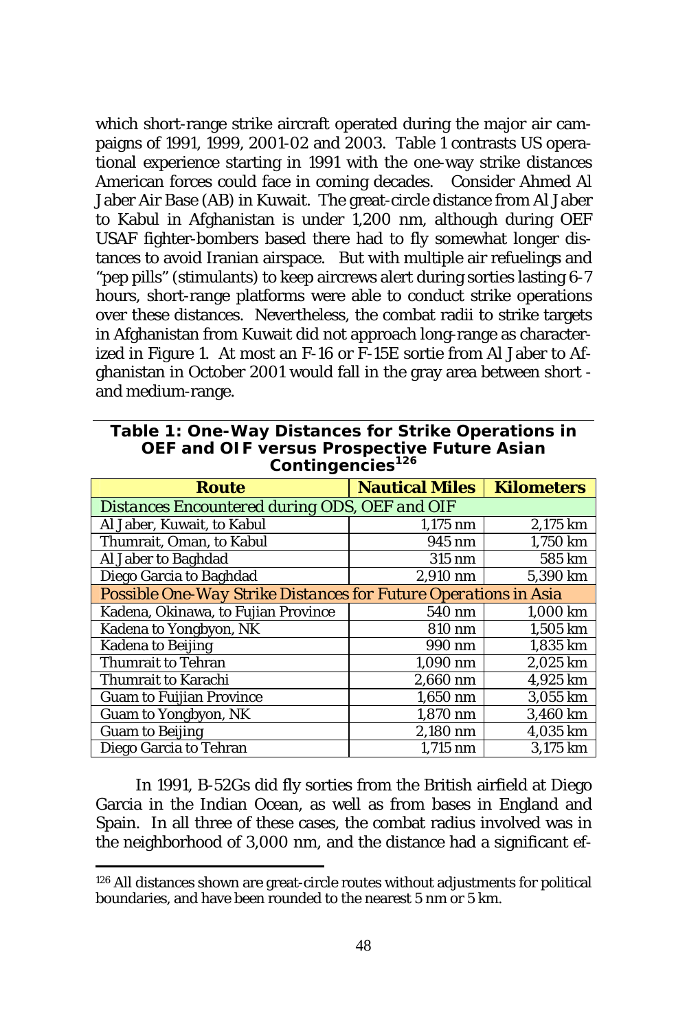which short-range strike aircraft operated during the major air campaigns of 1991, 1999, 2001-02 and 2003. Table 1 contrasts US operational experience starting in 1991 with the one-way strike distances American forces could face in coming decades. Consider Ahmed Al Jaber Air Base (AB) in Kuwait. The great-circle distance from Al Jaber to Kabul in Afghanistan is under 1,200 nm, although during OEF USAF fighter-bombers based there had to fly somewhat longer distances to avoid Iranian airspace. But with multiple air refuelings and "pep pills" (stimulants) to keep aircrews alert during sorties lasting 6-7 hours, short-range platforms were able to conduct strike operations over these distances. Nevertheless, the combat radii to strike targets in Afghanistan from Kuwait did not approach long-range as characterized in Figure 1. At most an F-16 or F-15E sortie from Al Jaber to Afghanistan in October 2001 would fall in the gray area between short - and medium-range.

**Table 1: One-Way Distances for Strike Operations in OEF and OIF versus Prospective Future Asian Contingencies**[126]

| Route | Nautical Miles | Kilometers |
|---|---|---|
| *Distances Encountered during ODS, OEF and OIF* | | |
| Al Jaber, Kuwait, to Kabul | 1,175 nm | 2,175 km |
| Thumrait, Oman, to Kabul | 945 nm | 1,750 km |
| Al Jaber to Baghdad | 315 nm | 585 km |
| Diego Garcia to Baghdad | 2,910 nm | 5,390 km |
| *Possible One-Way Strike Distances for Future Operations in Asia* | | |
| Kadena, Okinawa, to Fujian Province | 540 nm | 1,000 km |
| Kadena to Yongbyon, NK | 810 nm | 1,505 km |
| Kadena to Beijing | 990 nm | 1,835 km |
| Thumrait to Tehran | 1,090 nm | 2,025 km |
| Thumrait to Karachi | 2,660 nm | 4,925 km |
| Guam to Fuijian Province | 1,650 nm | 3,055 km |
| Guam to Yongbyon, NK | 1,870 nm | 3,460 km |
| Guam to Beijing | 2,180 nm | 4,035 km |
| Diego Garcia to Tehran | 1,715 nm | 3,175 km |

In 1991, B-52Gs did fly sorties from the British airfield at Diego Garcia in the Indian Ocean, as well as from bases in England and Spain. In all three of these cases, the combat radius involved was in the neighborhood of 3,000 nm, and the distance had a significant ef-

[126] All distances shown are great-circle routes without adjustments for political boundaries, and have been rounded to the nearest 5 nm or 5 km.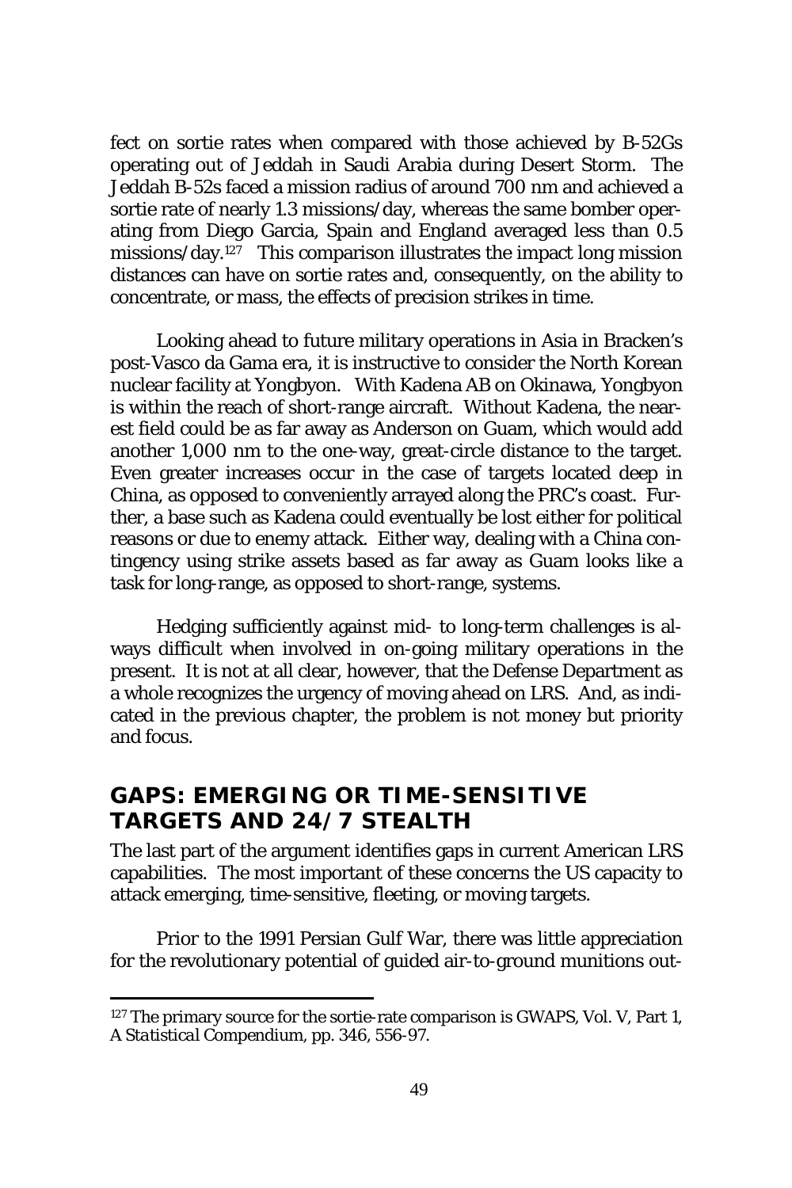fect on sortie rates when compared with those achieved by B-52Gs operating out of Jeddah in Saudi Arabia during Desert Storm. The Jeddah B-52s faced a mission radius of around 700 nm and achieved a sortie rate of nearly 1.3 missions/day, whereas the same bomber operating from Diego Garcia, Spain and England averaged less than 0.5 missions/day.[127] This comparison illustrates the impact long mission distances can have on sortie rates and, consequently, on the ability to concentrate, or mass, the effects of precision strikes in time.

Looking ahead to future military operations in Asia in Bracken's post-Vasco da Gama era, it is instructive to consider the North Korean nuclear facility at Yongbyon. With Kadena AB on Okinawa, Yongbyon is within the reach of short-range aircraft. Without Kadena, the nearest field could be as far away as Anderson on Guam, which would add another 1,000 nm to the one-way, great-circle distance to the target. Even greater increases occur in the case of targets located deep in China, as opposed to conveniently arrayed along the PRC's coast. Further, a base such as Kadena could eventually be lost either for political reasons or due to enemy attack. Either way, dealing with a China contingency using strike assets based as far away as Guam looks like a task for long-range, as opposed to short-range, systems.

Hedging sufficiently against mid- to long-term challenges is always difficult when involved in on-going military operations in the present. It is not at all clear, however, that the Defense Department as a whole recognizes the urgency of moving ahead on LRS. And, as indicated in the previous chapter, the problem is not money but priority and focus.

## GAPS: EMERGING OR TIME-SENSITIVE TARGETS AND 24/7 STEALTH

The last part of the argument identifies gaps in current American LRS capabilities. The most important of these concerns the US capacity to attack emerging, time-sensitive, fleeting, or moving targets.

Prior to the 1991 Persian Gulf War, there was little appreciation for the revolutionary potential of guided air-to-ground munitions out-

---

[127] The primary source for the sortie-rate comparison is GWAPS, Vol. V, Part 1, *A Statistical Compendium*, pp. 346, 556-97.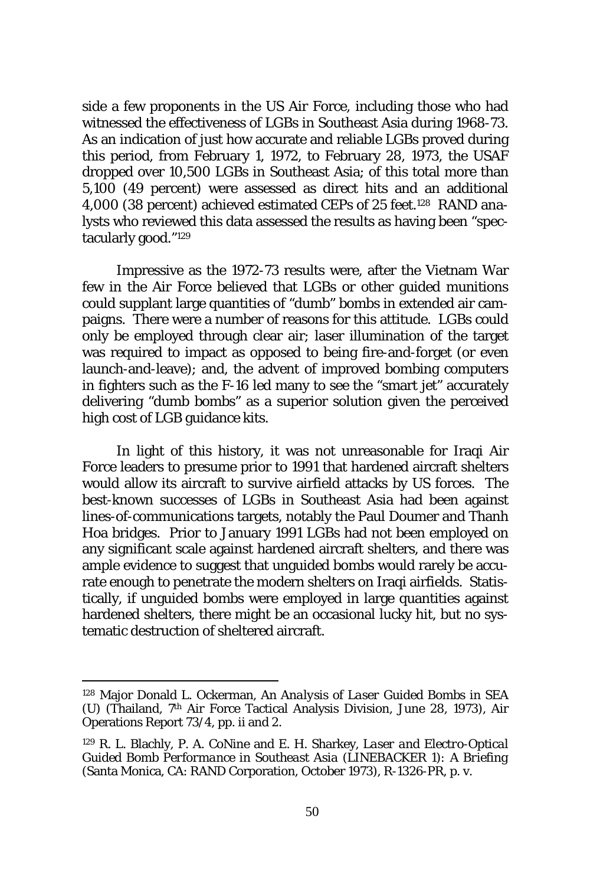side a few proponents in the US Air Force, including those who had witnessed the effectiveness of LGBs in Southeast Asia during 1968-73. As an indication of just how accurate and reliable LGBs proved during this period, from February 1, 1972, to February 28, 1973, the USAF dropped over 10,500 LGBs in Southeast Asia; of this total more than 5,100 (49 percent) were assessed as direct hits and an additional 4,000 (38 percent) achieved estimated CEPs of 25 feet.[128] RAND analysts who reviewed this data assessed the results as having been "spectacularly good."[129]

Impressive as the 1972-73 results were, after the Vietnam War few in the Air Force believed that LGBs or other guided munitions could supplant large quantities of "dumb" bombs in extended air campaigns. There were a number of reasons for this attitude. LGBs could only be employed through clear air; laser illumination of the target was required to impact as opposed to being fire-and-forget (or even launch-and-leave); and, the advent of improved bombing computers in fighters such as the F-16 led many to see the "smart jet" accurately delivering "dumb bombs" as a superior solution given the perceived high cost of LGB guidance kits.

In light of this history, it was not unreasonable for Iraqi Air Force leaders to presume prior to 1991 that hardened aircraft shelters would allow its aircraft to survive airfield attacks by US forces. The best-known successes of LGBs in Southeast Asia had been against lines-of-communications targets, notably the Paul Doumer and Thanh Hoa bridges. Prior to January 1991 LGBs had not been employed on any significant scale against hardened aircraft shelters, and there was ample evidence to suggest that unguided bombs would rarely be accurate enough to penetrate the modern shelters on Iraqi airfields. Statistically, if unguided bombs were employed in large quantities against hardened shelters, there might be an occasional lucky hit, but no systematic destruction of sheltered aircraft.

---

[128] Major Donald L. Ockerman, *An Analysis of Laser Guided Bombs in SEA (U)* (Thailand, 7th Air Force Tactical Analysis Division, June 28, 1973), Air Operations Report 73/4, pp. ii and 2.

[129] R. L. Blachly, P. A. CoNine and E. H. Sharkey, *Laser and Electro-Optical Guided Bomb Performance in Southeast Asia (LINEBACKER 1): A Briefing* (Santa Monica, CA: RAND Corporation, October 1973), R-1326-PR, p. v.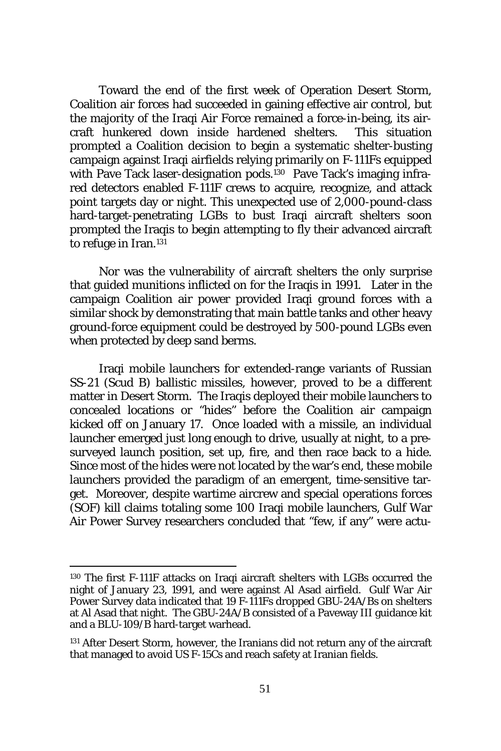Toward the end of the first week of Operation Desert Storm, Coalition air forces had succeeded in gaining effective air control, but the majority of the Iraqi Air Force remained a force-in-being, its aircraft hunkered down inside hardened shelters. This situation prompted a Coalition decision to begin a systematic shelter-busting campaign against Iraqi airfields relying primarily on F-111Fs equipped with Pave Tack laser-designation pods.[130] Pave Tack's imaging infrared detectors enabled F-111F crews to acquire, recognize, and attack point targets day or night. This unexpected use of 2,000-pound-class hard-target-penetrating LGBs to bust Iraqi aircraft shelters soon prompted the Iraqis to begin attempting to fly their advanced aircraft to refuge in Iran.[131]

Nor was the vulnerability of aircraft shelters the only surprise that guided munitions inflicted on for the Iraqis in 1991. Later in the campaign Coalition air power provided Iraqi ground forces with a similar shock by demonstrating that main battle tanks and other heavy ground-force equipment could be destroyed by 500-pound LGBs even when protected by deep sand berms.

Iraqi mobile launchers for extended-range variants of Russian SS-21 (Scud B) ballistic missiles, however, proved to be a different matter in Desert Storm. The Iraqis deployed their mobile launchers to concealed locations or "hides" before the Coalition air campaign kicked off on January 17. Once loaded with a missile, an individual launcher emerged just long enough to drive, usually at night, to a pre-surveyed launch position, set up, fire, and then race back to a hide. Since most of the hides were not located by the war's end, these mobile launchers provided the paradigm of an emergent, time-sensitive target. Moreover, despite wartime aircrew and special operations forces (SOF) kill claims totaling some 100 Iraqi mobile launchers, Gulf War Air Power Survey researchers concluded that "few, if any" were actu-

---

[130] The first F-111F attacks on Iraqi aircraft shelters with LGBs occurred the night of January 23, 1991, and were against Al Asad airfield. Gulf War Air Power Survey data indicated that 19 F-111Fs dropped GBU-24A/Bs on shelters at Al Asad that night. The GBU-24A/B consisted of a Paveway III guidance kit and a BLU-109/B hard-target warhead.

[131] After Desert Storm, however, the Iranians did not return any of the aircraft that managed to avoid US F-15Cs and reach safety at Iranian fields.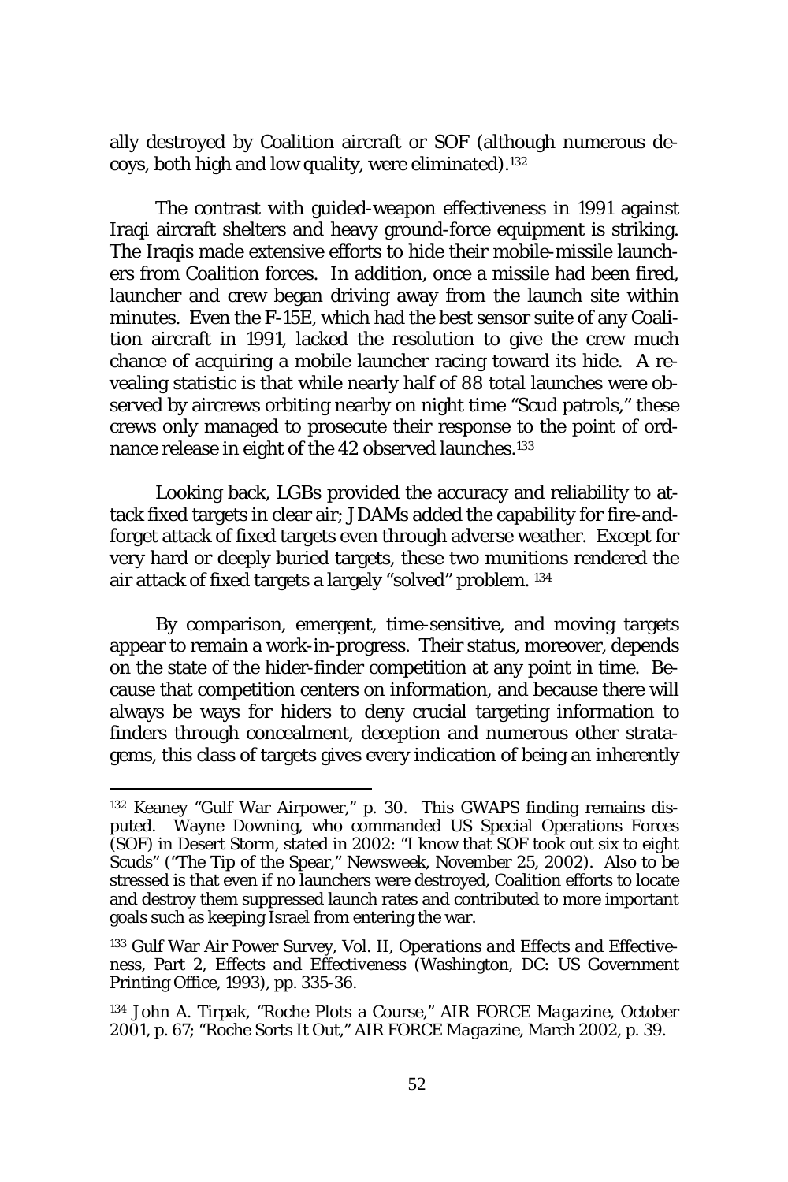ally destroyed by Coalition aircraft or SOF (although numerous decoys, both high and low quality, were eliminated).[132]

The contrast with guided-weapon effectiveness in 1991 against Iraqi aircraft shelters and heavy ground-force equipment is striking. The Iraqis made extensive efforts to hide their mobile-missile launchers from Coalition forces. In addition, once a missile had been fired, launcher and crew began driving away from the launch site within minutes. Even the F-15E, which had the best sensor suite of any Coalition aircraft in 1991, lacked the resolution to give the crew much chance of acquiring a mobile launcher racing toward its hide. A revealing statistic is that while nearly half of 88 total launches were observed by aircrews orbiting nearby on night time "Scud patrols," these crews only managed to prosecute their response to the point of ordnance release in eight of the 42 observed launches.[133]

Looking back, LGBs provided the accuracy and reliability to attack fixed targets in clear air; JDAMs added the capability for fire-and-forget attack of fixed targets even through adverse weather. Except for very hard or deeply buried targets, these two munitions rendered the air attack of fixed targets a largely "solved" problem. [134]

By comparison, emergent, time-sensitive, and moving targets appear to remain a work-in-progress. Their status, moreover, depends on the state of the hider-finder competition at any point in time. Because that competition centers on information, and because there will always be ways for hiders to deny crucial targeting information to finders through concealment, deception and numerous other stratagems, this class of targets gives every indication of being an inherently

---

[132] Keaney "Gulf War Airpower," p. 30. This GWAPS finding remains disputed. Wayne Downing, who commanded US Special Operations Forces (SOF) in Desert Storm, stated in 2002: "I know that SOF took out six to eight Scuds" ("The Tip of the Spear," Newsweek, November 25, 2002). Also to be stressed is that even if no launchers were destroyed, Coalition efforts to locate and destroy them suppressed launch rates and contributed to more important goals such as keeping Israel from entering the war.

[133] Gulf War Air Power Survey, Vol. II, *Operations and Effects and Effectiveness*, Part 2, *Effects and Effectiveness* (Washington, DC: US Government Printing Office, 1993), pp. 335-36.

[134] John A. Tirpak, "Roche Plots a Course," *AIR FORCE Magazine*, October 2001, p. 67; "Roche Sorts It Out," *AIR FORCE Magazine*, March 2002, p. 39.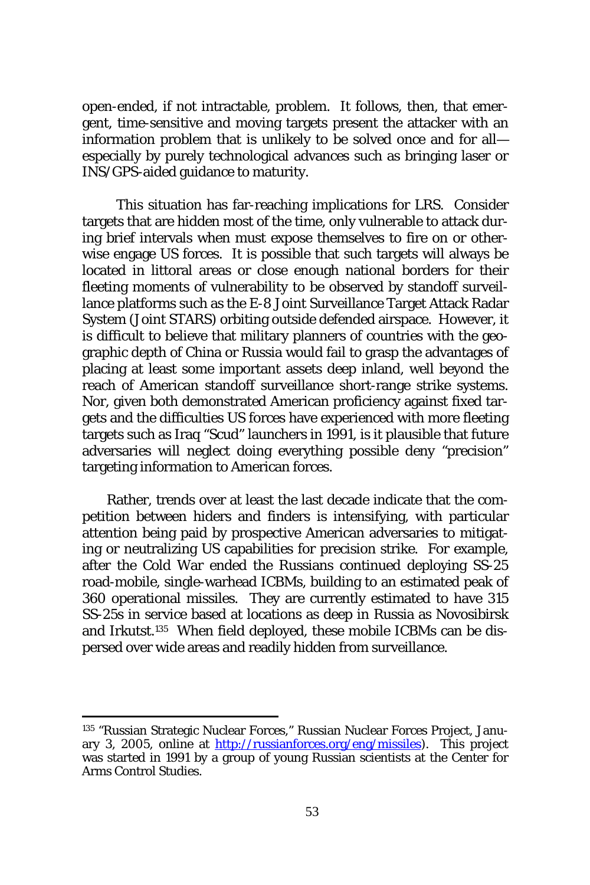open-ended, if not intractable, problem. It follows, then, that emergent, time-sensitive and moving targets present the attacker with an information problem that is unlikely to be solved once and for all—especially by purely technological advances such as bringing laser or INS/GPS-aided guidance to maturity.

This situation has far-reaching implications for LRS. Consider targets that are hidden most of the time, only vulnerable to attack during brief intervals when must expose themselves to fire on or otherwise engage US forces. It is possible that such targets will always be located in littoral areas or close enough national borders for their fleeting moments of vulnerability to be observed by standoff surveillance platforms such as the E-8 Joint Surveillance Target Attack Radar System (Joint STARS) orbiting outside defended airspace. However, it is difficult to believe that military planners of countries with the geographic depth of China or Russia would fail to grasp the advantages of placing at least some important assets deep inland, well beyond the reach of American standoff surveillance short-range strike systems. Nor, given both demonstrated American proficiency against fixed targets and the difficulties US forces have experienced with more fleeting targets such as Iraq "Scud" launchers in 1991, is it plausible that future adversaries will neglect doing everything possible deny "precision" targeting information to American forces.

Rather, trends over at least the last decade indicate that the competition between hiders and finders is intensifying, with particular attention being paid by prospective American adversaries to mitigating or neutralizing US capabilities for precision strike. For example, after the Cold War ended the Russians continued deploying SS-25 road-mobile, single-warhead ICBMs, building to an estimated peak of 360 operational missiles. They are currently estimated to have 315 SS-25s in service based at locations as deep in Russia as Novosibirsk and Irkutst.[135] When field deployed, these mobile ICBMs can be dispersed over wide areas and readily hidden from surveillance.

---

[135] "Russian Strategic Nuclear Forces," Russian Nuclear Forces Project, January 3, 2005, online at http://russianforces.org/eng/missiles). This project was started in 1991 by a group of young Russian scientists at the Center for Arms Control Studies.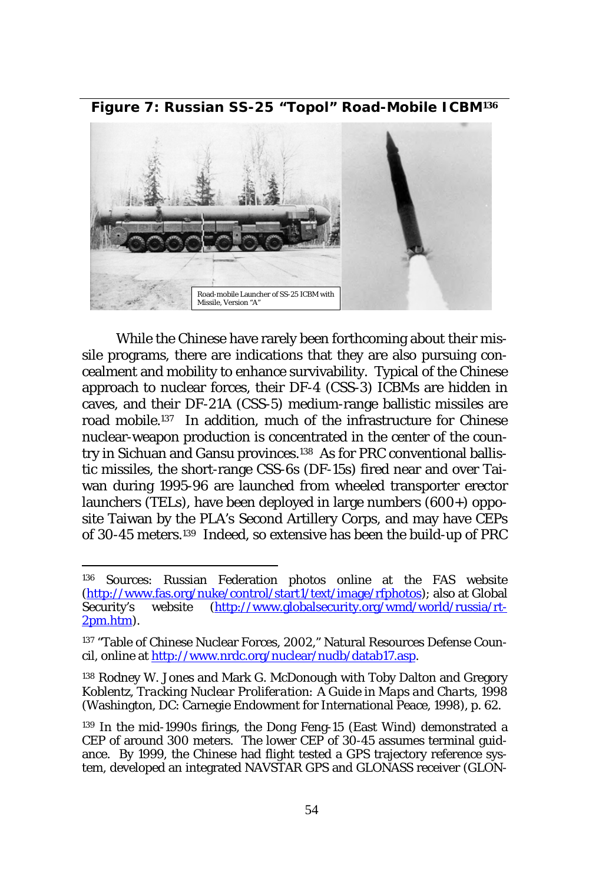**Figure 7: Russian SS-25 "Topol" Road-Mobile ICBM[136]**

Road-mobile Launcher of SS-25 ICBM with Missile, Version "A"

While the Chinese have rarely been forthcoming about their missile programs, there are indications that they are also pursuing concealment and mobility to enhance survivability. Typical of the Chinese approach to nuclear forces, their DF-4 (CSS-3) ICBMs are hidden in caves, and their DF-21A (CSS-5) medium-range ballistic missiles are road mobile.[137] In addition, much of the infrastructure for Chinese nuclear-weapon production is concentrated in the center of the country in Sichuan and Gansu provinces.[138] As for PRC conventional ballistic missiles, the short-range CSS-6s (DF-15s) fired near and over Taiwan during 1995-96 are launched from wheeled transporter erector launchers (TELs), have been deployed in large numbers (600+) opposite Taiwan by the PLA's Second Artillery Corps, and may have CEPs of 30-45 meters.[139] Indeed, so extensive has been the build-up of PRC

---

[136] Sources: Russian Federation photos online at the FAS website (http://www.fas.org/nuke/control/start1/text/image/rfphotos); also at Global Security's website (http://www.globalsecurity.org/wmd/world/russia/rt-2pm.htm).

[137] "Table of Chinese Nuclear Forces, 2002," Natural Resources Defense Council, online at http://www.nrdc.org/nuclear/nudb/datab17.asp.

[138] Rodney W. Jones and Mark G. McDonough with Toby Dalton and Gregory Koblentz, *Tracking Nuclear Proliferation: A Guide in Maps and Charts, 1998* (Washington, DC: Carnegie Endowment for International Peace, 1998), p. 62.

[139] In the mid-1990s firings, the Dong Feng-15 (East Wind) demonstrated a CEP of around 300 meters. The lower CEP of 30-45 assumes terminal guidance. By 1999, the Chinese had flight tested a GPS trajectory reference system, developed an integrated NAVSTAR GPS and GLONASS receiver (GLON-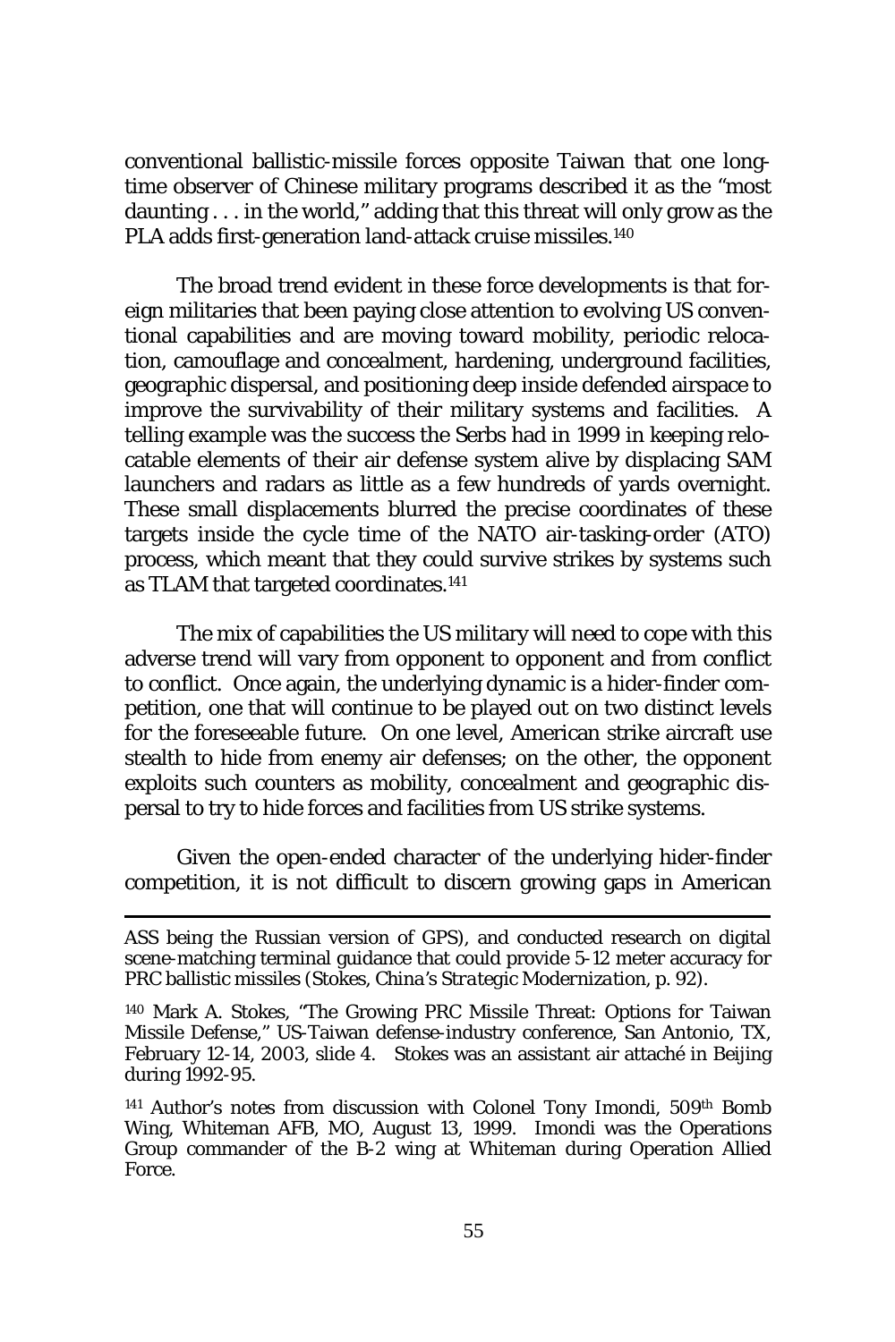conventional ballistic-missile forces opposite Taiwan that one long-time observer of Chinese military programs described it as the "most daunting . . . in the world," adding that this threat will only grow as the PLA adds first-generation land-attack cruise missiles.[140]

The broad trend evident in these force developments is that foreign militaries that been paying close attention to evolving US conventional capabilities and are moving toward mobility, periodic relocation, camouflage and concealment, hardening, underground facilities, geographic dispersal, and positioning deep inside defended airspace to improve the survivability of their military systems and facilities. A telling example was the success the Serbs had in 1999 in keeping relocatable elements of their air defense system alive by displacing SAM launchers and radars as little as a few hundreds of yards overnight. These small displacements blurred the precise coordinates of these targets inside the cycle time of the NATO air-tasking-order (ATO) process, which meant that they could survive strikes by systems such as TLAM that targeted coordinates.[141]

The mix of capabilities the US military will need to cope with this adverse trend will vary from opponent to opponent and from conflict to conflict. Once again, the underlying dynamic is a hider-finder competition, one that will continue to be played out on two distinct levels for the foreseeable future. On one level, American strike aircraft use stealth to hide from enemy air defenses; on the other, the opponent exploits such counters as mobility, concealment and geographic dispersal to try to hide forces and facilities from US strike systems.

Given the open-ended character of the underlying hider-finder competition, it is not difficult to discern growing gaps in American

---

ASS being the Russian version of GPS), and conducted research on digital scene-matching terminal guidance that could provide 5-12 meter accuracy for PRC ballistic missiles (Stokes, *China's Strategic Modernization*, p. 92).

[140] Mark A. Stokes, "The Growing PRC Missile Threat: Options for Taiwan Missile Defense," US-Taiwan defense-industry conference, San Antonio, TX, February 12-14, 2003, slide 4. Stokes was an assistant air attaché in Beijing during 1992-95.

[141] Author's notes from discussion with Colonel Tony Imondi, 509th Bomb Wing, Whiteman AFB, MO, August 13, 1999. Imondi was the Operations Group commander of the B-2 wing at Whiteman during Operation Allied Force.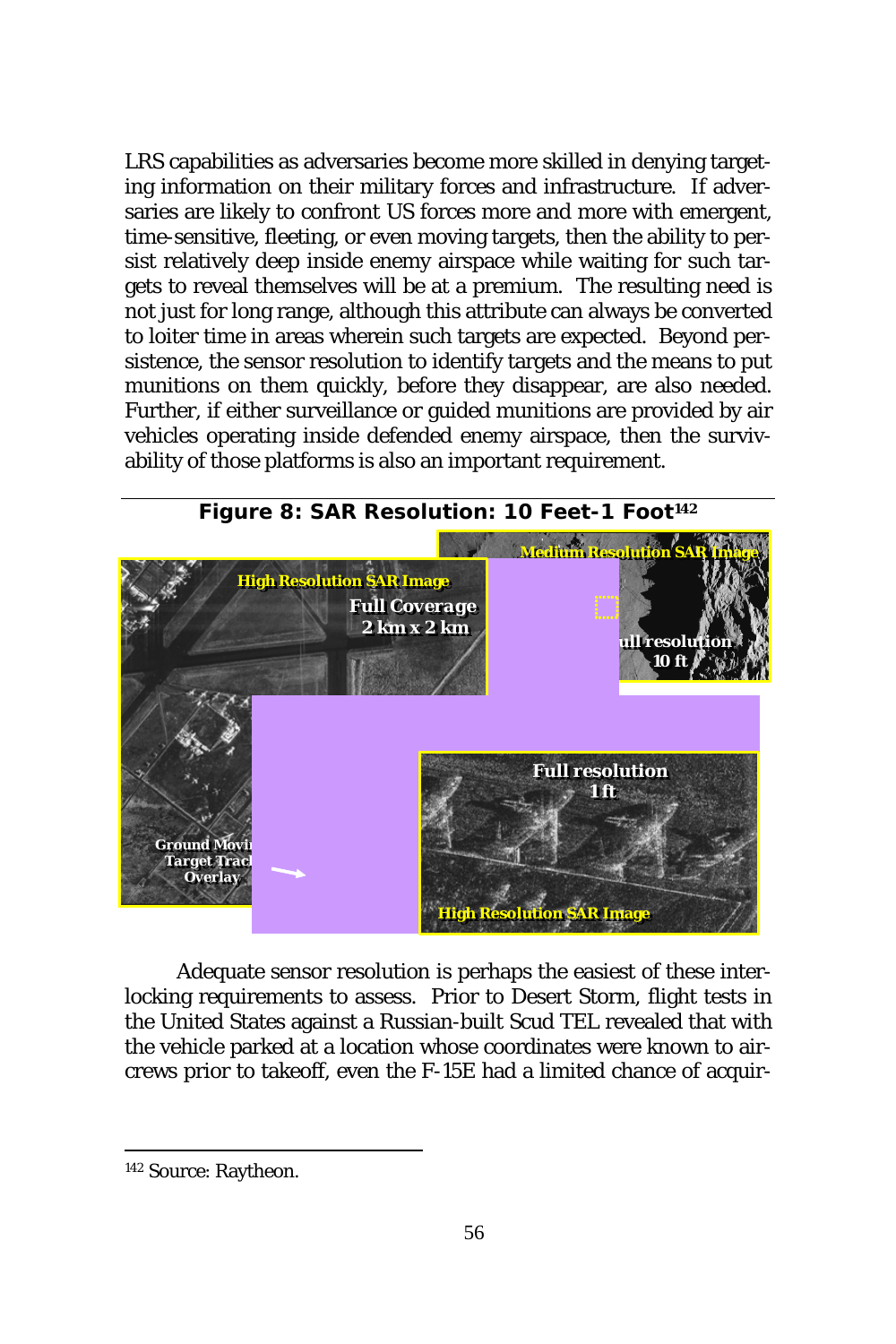LRS capabilities as adversaries become more skilled in denying targeting information on their military forces and infrastructure. If adversaries are likely to confront US forces more and more with emergent, time-sensitive, fleeting, or even moving targets, then the ability to persist relatively deep inside enemy airspace while waiting for such targets to reveal themselves will be at a premium. The resulting need is not just for long range, although this attribute can always be converted to loiter time in areas wherein such targets are expected. Beyond persistence, the sensor resolution to identify targets and the means to put munitions on them quickly, before they disappear, are also needed. Further, if either surveillance or guided munitions are provided by air vehicles operating inside defended enemy airspace, then the survivability of those platforms is also an important requirement.

**Figure 8: SAR Resolution: 10 Feet-1 Foot[142]**

Adequate sensor resolution is perhaps the easiest of these interlocking requirements to assess. Prior to Desert Storm, flight tests in the United States against a Russian-built Scud TEL revealed that with the vehicle parked at a location whose coordinates were known to aircrews prior to takeoff, even the F-15E had a limited chance of acquir-

---

[142] Source: Raytheon.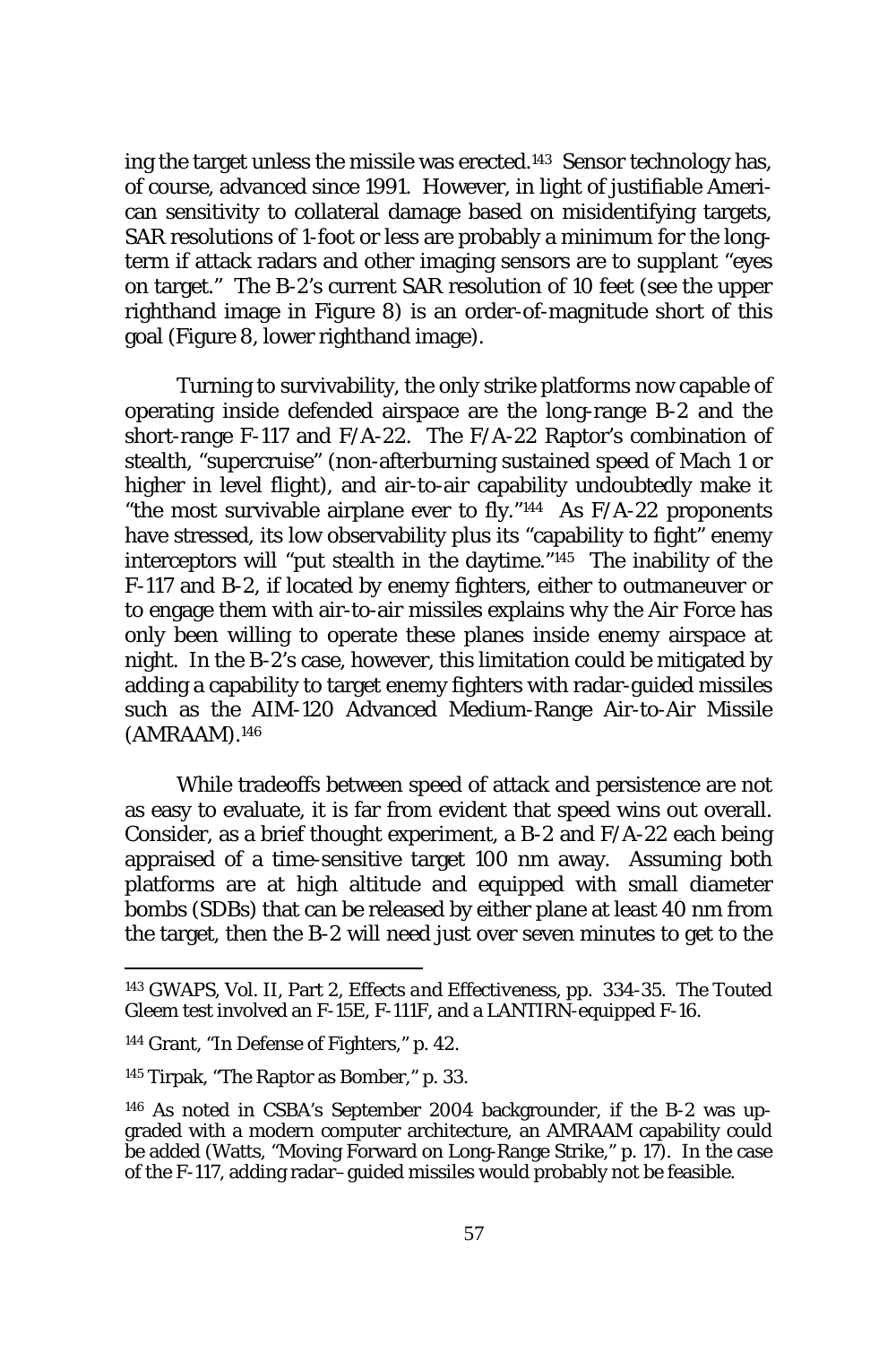ing the target unless the missile was erected.[143] Sensor technology has, of course, advanced since 1991. However, in light of justifiable American sensitivity to collateral damage based on misidentifying targets, SAR resolutions of 1-foot or less are probably a minimum for the long-term if attack radars and other imaging sensors are to supplant "eyes on target." The B-2's current SAR resolution of 10 feet (see the upper righthand image in Figure 8) is an order-of-magnitude short of this goal (Figure 8, lower righthand image).

Turning to survivability, the only strike platforms now capable of operating inside defended airspace are the long-range B-2 and the short-range F-117 and F/A-22. The F/A-22 Raptor's combination of stealth, "supercruise" (non-afterburning sustained speed of Mach 1 or higher in level flight), and air-to-air capability undoubtedly make it "the most survivable airplane ever to fly."[144] As F/A-22 proponents have stressed, its low observability plus its "capability to fight" enemy interceptors will "put stealth in the daytime."[145] The inability of the F-117 and B-2, if located by enemy fighters, either to outmaneuver or to engage them with air-to-air missiles explains why the Air Force has only been willing to operate these planes inside enemy airspace at night. In the B-2's case, however, this limitation could be mitigated by adding a capability to target enemy fighters with radar-guided missiles such as the AIM-120 Advanced Medium-Range Air-to-Air Missile (AMRAAM).[146]

While tradeoffs between speed of attack and persistence are not as easy to evaluate, it is far from evident that speed wins out overall. Consider, as a brief thought experiment, a B-2 and F/A-22 each being appraised of a time-sensitive target 100 nm away. Assuming both platforms are at high altitude and equipped with small diameter bombs (SDBs) that can be released by either plane at least 40 nm from the target, then the B-2 will need just over seven minutes to get to the

---

[143] GWAPS, Vol. II, Part 2, *Effects and Effectiveness*, pp. 334-35. The Touted Gleem test involved an F-15E, F-111F, and a LANTIRN-equipped F-16.

[144] Grant, "In Defense of Fighters," p. 42.

[145] Tirpak, "The Raptor as Bomber," p. 33.

[146] As noted in CSBA's September 2004 backgrounder, if the B-2 was upgraded with a modern computer architecture, an AMRAAM capability could be added (Watts, "Moving Forward on Long-Range Strike," p. 17). In the case of the F-117, adding radar–guided missiles would probably not be feasible.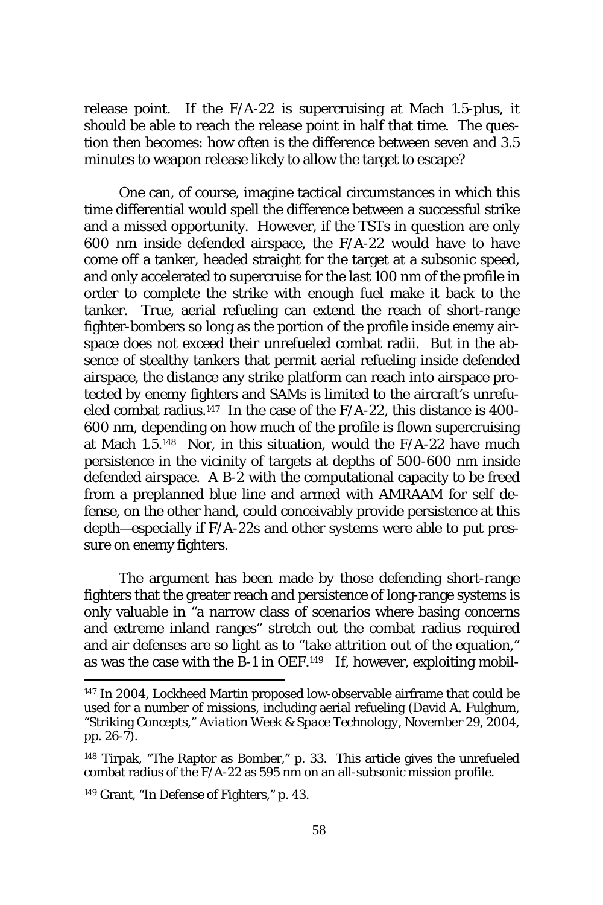release point. If the F/A-22 is supercruising at Mach 1.5-plus, it should be able to reach the release point in half that time. The question then becomes: how often is the difference between seven and 3.5 minutes to weapon release likely to allow the target to escape?

One can, of course, imagine tactical circumstances in which this time differential would spell the difference between a successful strike and a missed opportunity. However, if the TSTs in question are only 600 nm inside defended airspace, the F/A-22 would have to have come off a tanker, headed straight for the target at a subsonic speed, and only accelerated to supercruise for the last 100 nm of the profile in order to complete the strike with enough fuel make it back to the tanker. True, aerial refueling can extend the reach of short-range fighter-bombers so long as the portion of the profile inside enemy airspace does not exceed their unrefueled combat radii. But in the absence of stealthy tankers that permit aerial refueling inside defended airspace, the distance any strike platform can reach into airspace protected by enemy fighters and SAMs is limited to the aircraft's unrefueled combat radius.[147] In the case of the F/A-22, this distance is 400-600 nm, depending on how much of the profile is flown supercruising at Mach 1.5.[148] Nor, in this situation, would the F/A-22 have much persistence in the vicinity of targets at depths of 500-600 nm inside defended airspace. A B-2 with the computational capacity to be freed from a preplanned blue line and armed with AMRAAM for self defense, on the other hand, could conceivably provide persistence at this depth—especially if F/A-22s and other systems were able to put pressure on enemy fighters.

The argument has been made by those defending short-range fighters that the greater reach and persistence of long-range systems is only valuable in "a narrow class of scenarios where basing concerns and extreme inland ranges" stretch out the combat radius required and air defenses are so light as to "take attrition out of the equation," as was the case with the B-1 in OEF.[149] If, however, exploiting mobil-

---

[147] In 2004, Lockheed Martin proposed low-observable airframe that could be used for a number of missions, including aerial refueling (David A. Fulghum, "Striking Concepts," *Aviation Week & Space Technology*, November 29, 2004, pp. 26-7).

[148] Tirpak, "The Raptor as Bomber," p. 33. This article gives the unrefueled combat radius of the F/A-22 as 595 nm on an all-subsonic mission profile.

[149] Grant, "In Defense of Fighters," p. 43.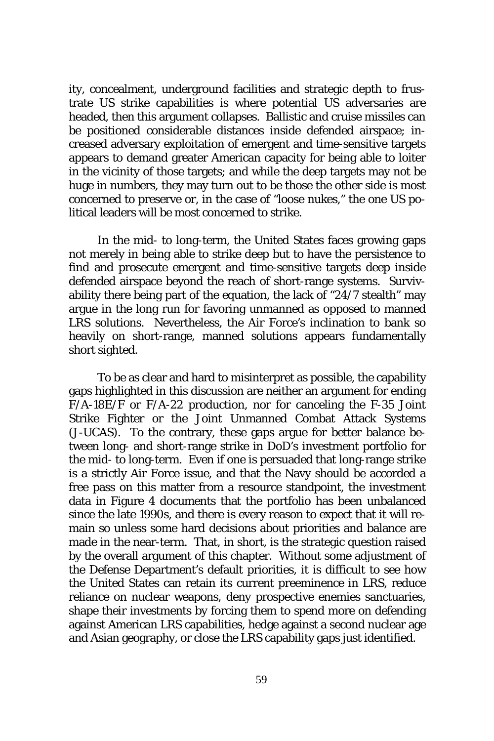ity, concealment, underground facilities and strategic depth to frustrate US strike capabilities is where potential US adversaries are headed, then this argument collapses. Ballistic and cruise missiles can be positioned considerable distances inside defended airspace; increased adversary exploitation of emergent and time-sensitive targets appears to demand greater American capacity for being able to loiter in the vicinity of those targets; and while the deep targets may not be huge in numbers, they may turn out to be those the other side is most concerned to preserve or, in the case of "loose nukes," the one US political leaders will be most concerned to strike.

In the mid- to long-term, the United States faces growing gaps not merely in being able to strike deep but to have the persistence to find and prosecute emergent and time-sensitive targets deep inside defended airspace beyond the reach of short-range systems. Survivability there being part of the equation, the lack of "24/7 stealth" may argue in the long run for favoring unmanned as opposed to manned LRS solutions. Nevertheless, the Air Force's inclination to bank so heavily on short-range, manned solutions appears fundamentally short sighted.

To be as clear and hard to misinterpret as possible, the capability gaps highlighted in this discussion are neither an argument for ending F/A-18E/F or F/A-22 production, nor for canceling the F-35 Joint Strike Fighter or the Joint Unmanned Combat Attack Systems (J-UCAS). To the contrary, these gaps argue for better balance between long- and short-range strike in DoD's investment portfolio for the mid- to long-term. Even if one is persuaded that long-range strike is a strictly Air Force issue, and that the Navy should be accorded a free pass on this matter from a resource standpoint, the investment data in Figure 4 documents that the portfolio has been unbalanced since the late 1990s, and there is every reason to expect that it will remain so unless some hard decisions about priorities and balance are made in the near-term. That, in short, is the strategic question raised by the overall argument of this chapter. Without some adjustment of the Defense Department's default priorities, it is difficult to see how the United States can retain its current preeminence in LRS, reduce reliance on nuclear weapons, deny prospective enemies sanctuaries, shape their investments by forcing them to spend more on defending against American LRS capabilities, hedge against a second nuclear age and Asian geography, or close the LRS capability gaps just identified.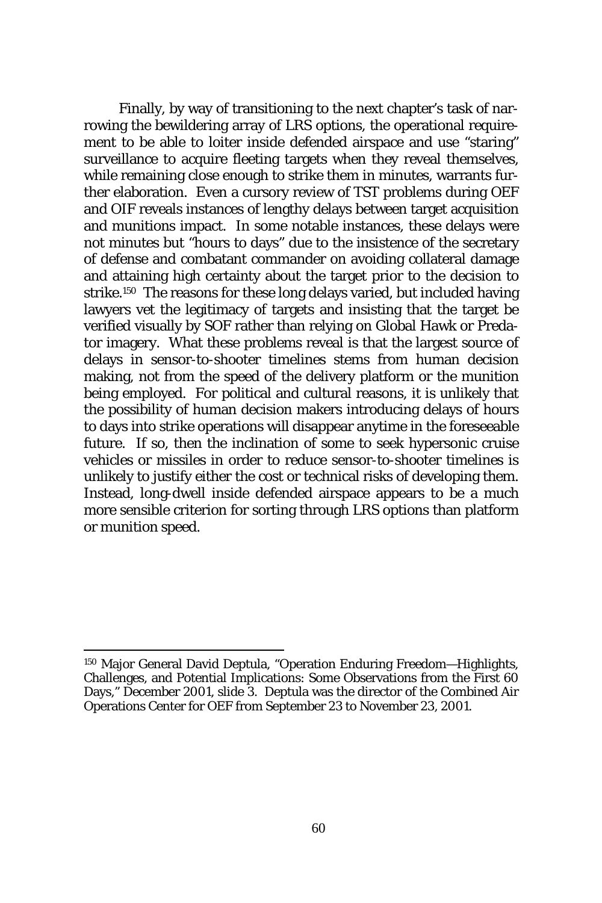Finally, by way of transitioning to the next chapter's task of narrowing the bewildering array of LRS options, the operational requirement to be able to loiter inside defended airspace and use "staring" surveillance to acquire fleeting targets when they reveal themselves, while remaining close enough to strike them in minutes, warrants further elaboration. Even a cursory review of TST problems during OEF and OIF reveals instances of lengthy delays between target acquisition and munitions impact. In some notable instances, these delays were not minutes but "hours to days" due to the insistence of the secretary of defense and combatant commander on avoiding collateral damage and attaining high certainty about the target prior to the decision to strike.[150] The reasons for these long delays varied, but included having lawyers vet the legitimacy of targets and insisting that the target be verified visually by SOF rather than relying on Global Hawk or Predator imagery. What these problems reveal is that the largest source of delays in sensor-to-shooter timelines stems from human decision making, not from the speed of the delivery platform or the munition being employed. For political and cultural reasons, it is unlikely that the possibility of human decision makers introducing delays of hours to days into strike operations will disappear anytime in the foreseeable future. If so, then the inclination of some to seek hypersonic cruise vehicles or missiles in order to reduce sensor-to-shooter timelines is unlikely to justify either the cost or technical risks of developing them. Instead, long-dwell inside defended airspace appears to be a much more sensible criterion for sorting through LRS options than platform or munition speed.

---

[150] Major General David Deptula, "Operation Enduring Freedom—Highlights, Challenges, and Potential Implications: Some Observations from the First 60 Days," December 2001, slide 3. Deptula was the director of the Combined Air Operations Center for OEF from September 23 to November 23, 2001.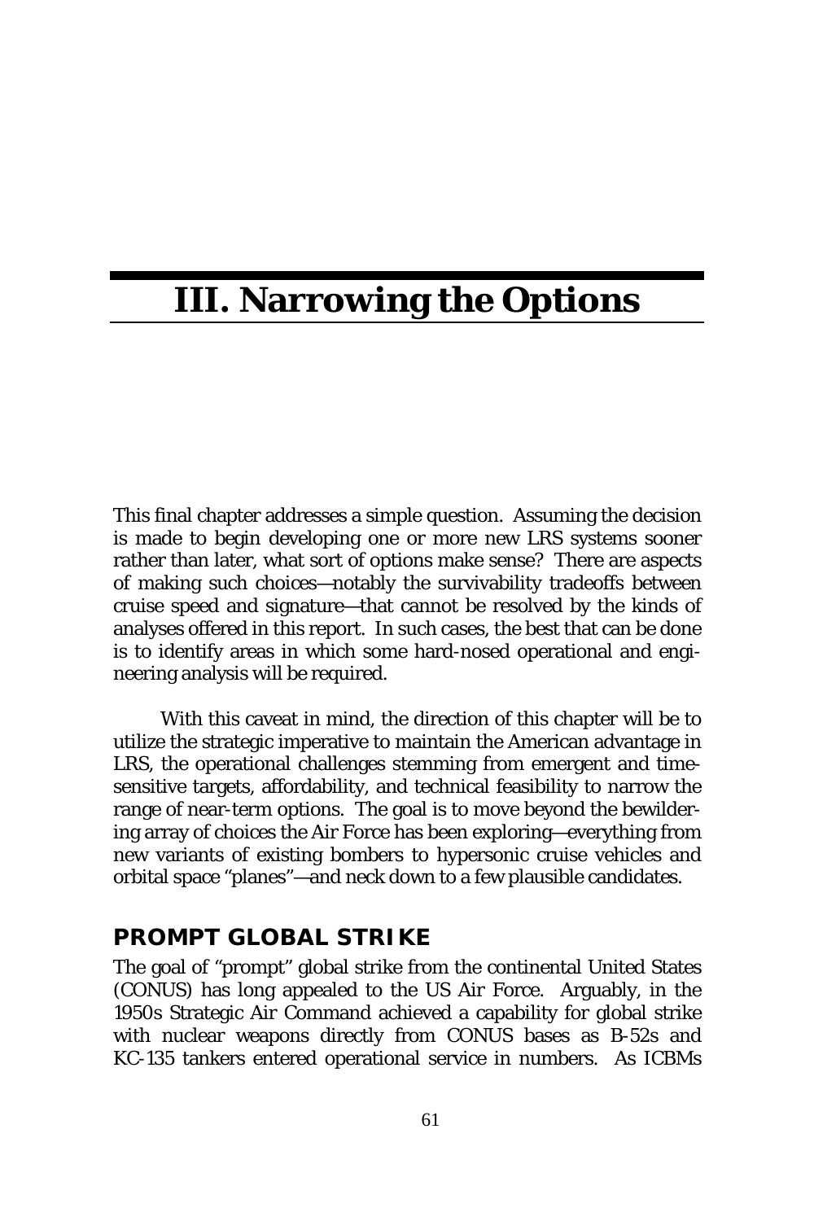# III. Narrowing the Options

This final chapter addresses a simple question. Assuming the decision is made to begin developing one or more new LRS systems sooner rather than later, what sort of options make sense? There are aspects of making such choices—notably the survivability tradeoffs between cruise speed and signature—that cannot be resolved by the kinds of analyses offered in this report. In such cases, the best that can be done is to identify areas in which some hard-nosed operational and engineering analysis will be required.

With this caveat in mind, the direction of this chapter will be to utilize the strategic imperative to maintain the American advantage in LRS, the operational challenges stemming from emergent and time-sensitive targets, affordability, and technical feasibility to narrow the range of near-term options. The goal is to move beyond the bewildering array of choices the Air Force has been exploring—everything from new variants of existing bombers to hypersonic cruise vehicles and orbital space "planes"—and neck down to a few plausible candidates.

## PROMPT GLOBAL STRIKE

The goal of "prompt" global strike from the continental United States (CONUS) has long appealed to the US Air Force. Arguably, in the 1950s Strategic Air Command achieved a capability for global strike with nuclear weapons directly from CONUS bases as B-52s and KC-135 tankers entered operational service in numbers. As ICBMs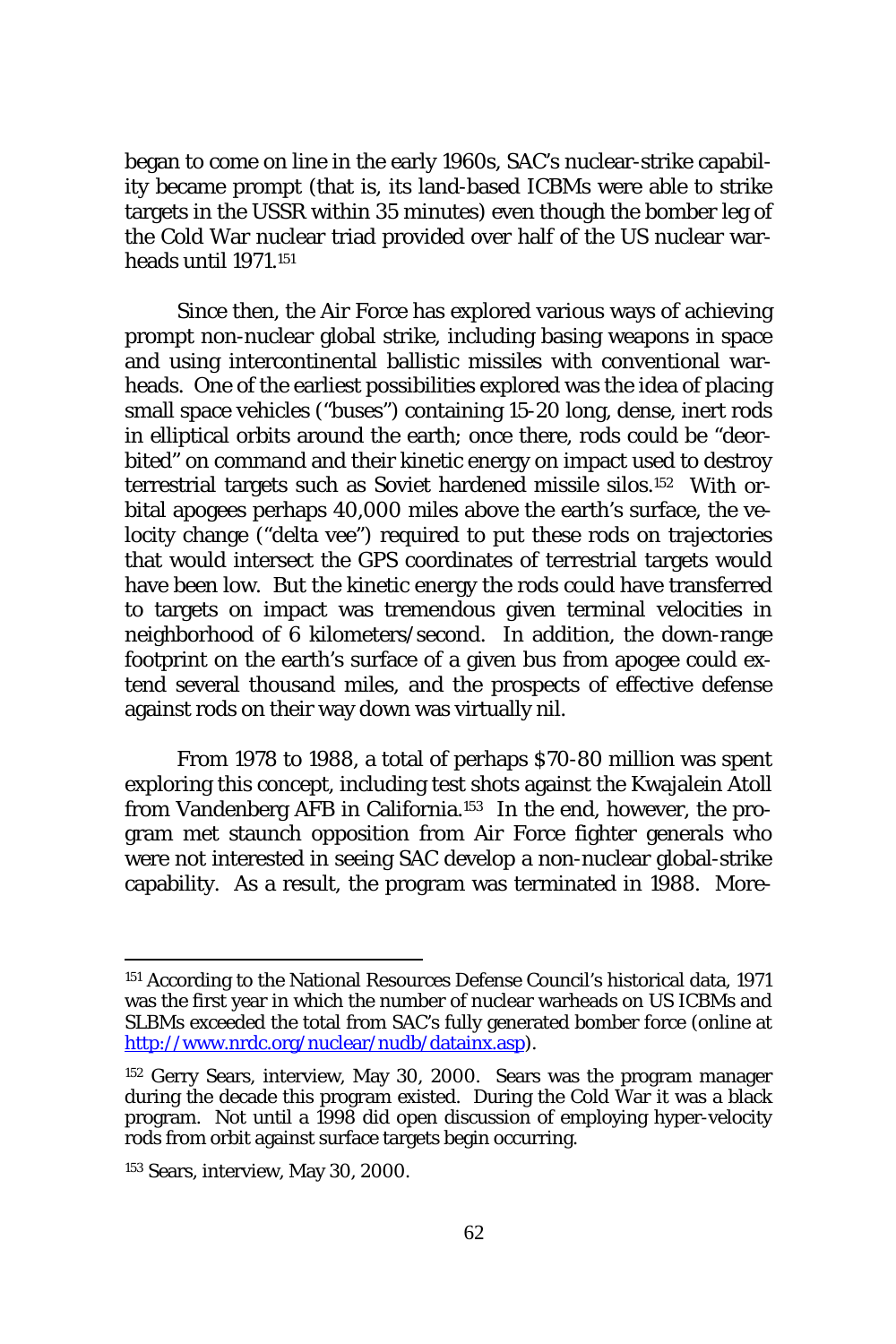began to come on line in the early 1960s, SAC's nuclear-strike capability became prompt (that is, its land-based ICBMs were able to strike targets in the USSR within 35 minutes) even though the bomber leg of the Cold War nuclear triad provided over half of the US nuclear warheads until 1971.[151]

Since then, the Air Force has explored various ways of achieving prompt non-nuclear global strike, including basing weapons in space and using intercontinental ballistic missiles with conventional warheads. One of the earliest possibilities explored was the idea of placing small space vehicles ("buses") containing 15-20 long, dense, inert rods in elliptical orbits around the earth; once there, rods could be "deorbited" on command and their kinetic energy on impact used to destroy terrestrial targets such as Soviet hardened missile silos.[152] With orbital apogees perhaps 40,000 miles above the earth's surface, the velocity change ("delta vee") required to put these rods on trajectories that would intersect the GPS coordinates of terrestrial targets would have been low. But the kinetic energy the rods could have transferred to targets on impact was tremendous given terminal velocities in neighborhood of 6 kilometers/second. In addition, the down-range footprint on the earth's surface of a given bus from apogee could extend several thousand miles, and the prospects of effective defense against rods on their way down was virtually nil.

From 1978 to 1988, a total of perhaps $70-80 million was spent exploring this concept, including test shots against the Kwajalein Atoll from Vandenberg AFB in California.[153] In the end, however, the program met staunch opposition from Air Force fighter generals who were not interested in seeing SAC develop a non-nuclear global-strike capability. As a result, the program was terminated in 1988. More-

---

[151] According to the National Resources Defense Council's historical data, 1971 was the first year in which the number of nuclear warheads on US ICBMs and SLBMs exceeded the total from SAC's fully generated bomber force (online at http://www.nrdc.org/nuclear/nudb/datainx.asp).

[152] Gerry Sears, interview, May 30, 2000. Sears was the program manager during the decade this program existed. During the Cold War it was a black program. Not until a 1998 did open discussion of employing hyper-velocity rods from orbit against surface targets begin occurring.

[153] Sears, interview, May 30, 2000.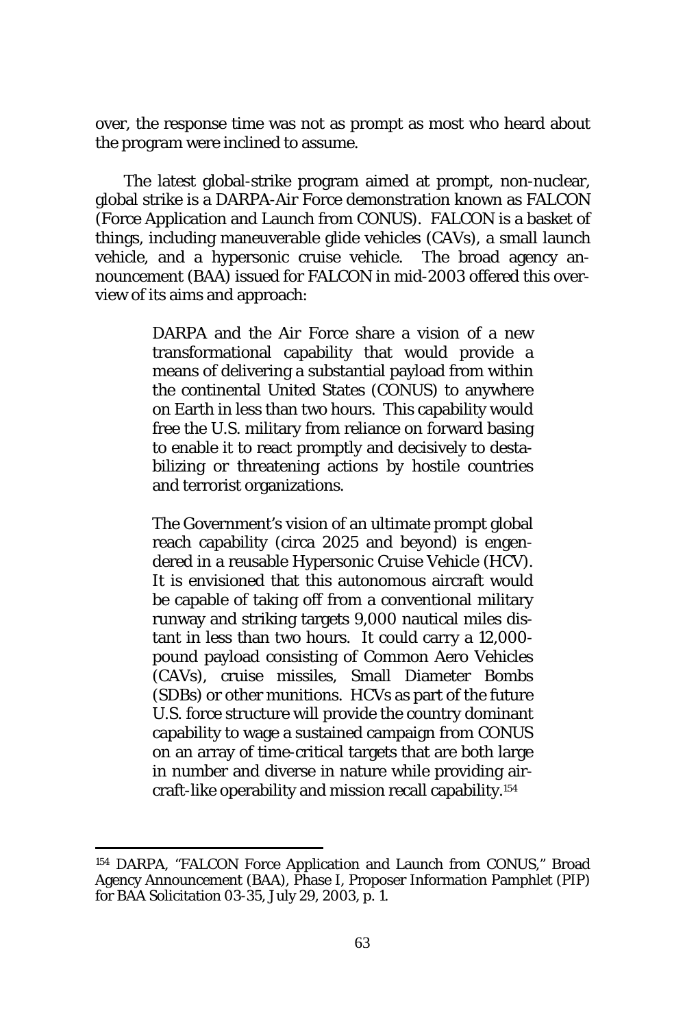over, the response time was not as prompt as most who heard about the program were inclined to assume.

The latest global-strike program aimed at prompt, non-nuclear, global strike is a DARPA-Air Force demonstration known as FALCON (Force Application and Launch from CONUS). FALCON is a basket of things, including maneuverable glide vehicles (CAVs), a small launch vehicle, and a hypersonic cruise vehicle. The broad agency announcement (BAA) issued for FALCON in mid-2003 offered this overview of its aims and approach:

> DARPA and the Air Force share a vision of a new transformational capability that would provide a means of delivering a substantial payload from within the continental United States (CONUS) to anywhere on Earth in less than two hours. This capability would free the U.S. military from reliance on forward basing to enable it to react promptly and decisively to destabilizing or threatening actions by hostile countries and terrorist organizations.
>
> The Government's vision of an ultimate prompt global reach capability (circa 2025 and beyond) is engendered in a reusable Hypersonic Cruise Vehicle (HCV). It is envisioned that this autonomous aircraft would be capable of taking off from a conventional military runway and striking targets 9,000 nautical miles distant in less than two hours. It could carry a 12,000-pound payload consisting of Common Aero Vehicles (CAVs), cruise missiles, Small Diameter Bombs (SDBs) or other munitions. HCVs as part of the future U.S. force structure will provide the country dominant capability to wage a sustained campaign from CONUS on an array of time-critical targets that are both large in number and diverse in nature while providing aircraft-like operability and mission recall capability.[154]

---

[154] DARPA, "FALCON Force Application and Launch from CONUS," Broad Agency Announcement (BAA), Phase I, Proposer Information Pamphlet (PIP) for BAA Solicitation 03-35, July 29, 2003, p. 1.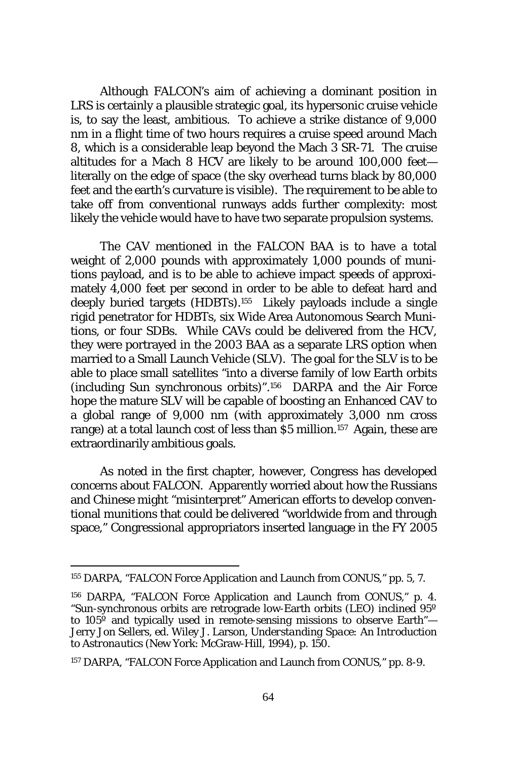Although FALCON's aim of achieving a dominant position in LRS is certainly a plausible strategic goal, its hypersonic cruise vehicle is, to say the least, ambitious. To achieve a strike distance of 9,000 nm in a flight time of two hours requires a cruise speed around Mach 8, which is a considerable leap beyond the Mach 3 SR-71. The cruise altitudes for a Mach 8 HCV are likely to be around 100,000 feet—literally on the edge of space (the sky overhead turns black by 80,000 feet and the earth's curvature is visible). The requirement to be able to take off from conventional runways adds further complexity: most likely the vehicle would have to have two separate propulsion systems.

The CAV mentioned in the FALCON BAA is to have a total weight of 2,000 pounds with approximately 1,000 pounds of munitions payload, and is to be able to achieve impact speeds of approximately 4,000 feet per second in order to be able to defeat hard and deeply buried targets (HDBTs).[155] Likely payloads include a single rigid penetrator for HDBTs, six Wide Area Autonomous Search Munitions, or four SDBs. While CAVs could be delivered from the HCV, they were portrayed in the 2003 BAA as a separate LRS option when married to a Small Launch Vehicle (SLV). The goal for the SLV is to be able to place small satellites "into a diverse family of low Earth orbits (including Sun synchronous orbits)".[156] DARPA and the Air Force hope the mature SLV will be capable of boosting an Enhanced CAV to a global range of 9,000 nm (with approximately 3,000 nm cross range) at a total launch cost of less than $5 million.[157] Again, these are extraordinarily ambitious goals.

As noted in the first chapter, however, Congress has developed concerns about FALCON. Apparently worried about how the Russians and Chinese might "misinterpret" American efforts to develop conventional munitions that could be delivered "worldwide from and through space," Congressional appropriators inserted language in the FY 2005

---

[155] DARPA, "FALCON Force Application and Launch from CONUS," pp. 5, 7.

[156] DARPA, "FALCON Force Application and Launch from CONUS," p. 4. "Sun-synchronous orbits are retrograde low-Earth orbits (LEO) inclined 95º to 105º and typically used in remote-sensing missions to observe Earth"—Jerry Jon Sellers, ed. Wiley J. Larson, *Understanding Space: An Introduction to Astronautics* (New York: McGraw-Hill, 1994), p. 150.

[157] DARPA, "FALCON Force Application and Launch from CONUS," pp. 8-9.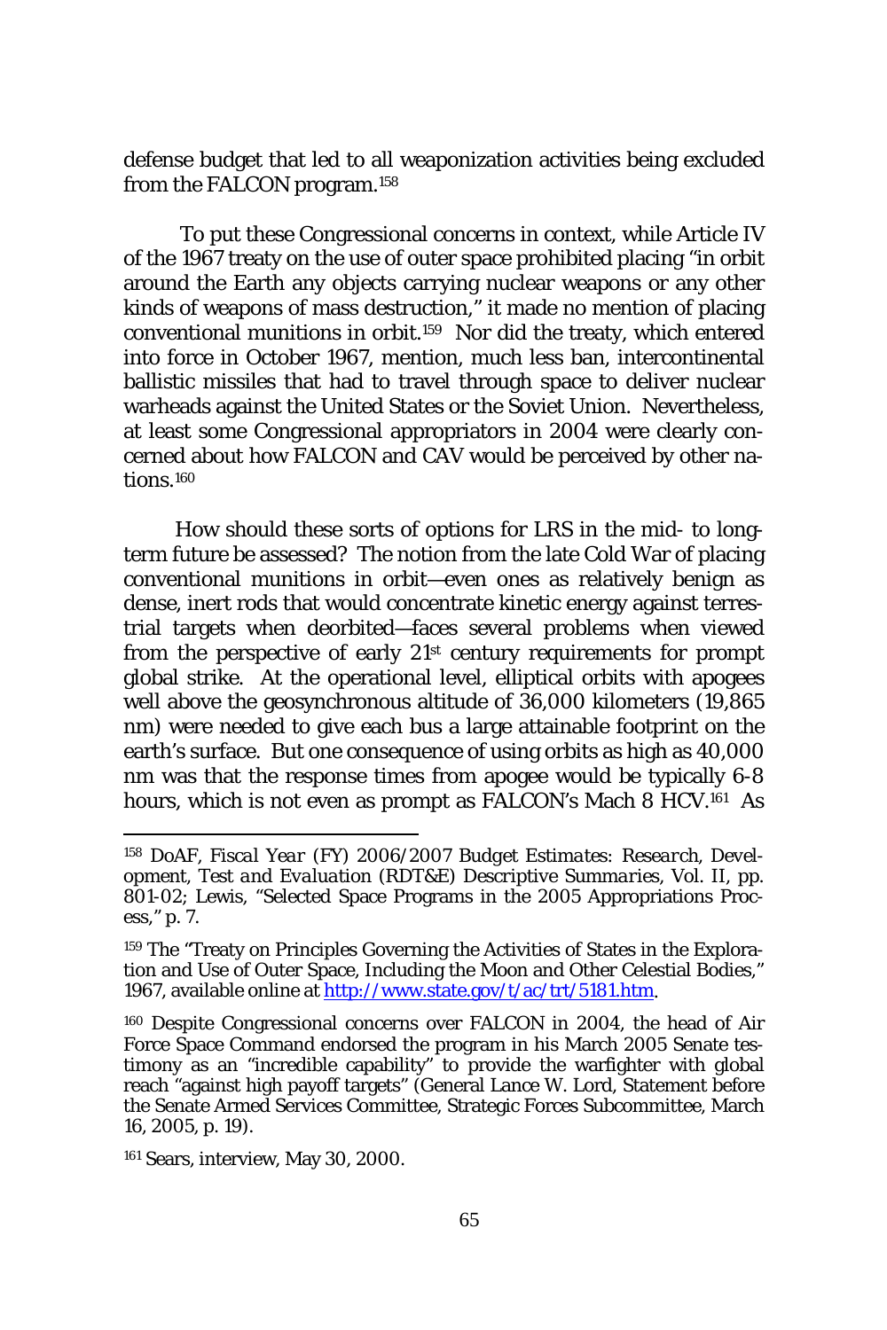defense budget that led to all weaponization activities being excluded from the FALCON program.[158]

To put these Congressional concerns in context, while Article IV of the 1967 treaty on the use of outer space prohibited placing "in orbit around the Earth any objects carrying nuclear weapons or any other kinds of weapons of mass destruction," it made no mention of placing conventional munitions in orbit.[159] Nor did the treaty, which entered into force in October 1967, mention, much less ban, intercontinental ballistic missiles that had to travel through space to deliver nuclear warheads against the United States or the Soviet Union. Nevertheless, at least some Congressional appropriators in 2004 were clearly concerned about how FALCON and CAV would be perceived by other nations.[160]

How should these sorts of options for LRS in the mid- to long-term future be assessed? The notion from the late Cold War of placing conventional munitions in orbit—even ones as relatively benign as dense, inert rods that would concentrate kinetic energy against terrestrial targets when deorbited—faces several problems when viewed from the perspective of early 21st century requirements for prompt global strike. At the operational level, elliptical orbits with apogees well above the geosynchronous altitude of 36,000 kilometers (19,865 nm) were needed to give each bus a large attainable footprint on the earth's surface. But one consequence of using orbits as high as 40,000 nm was that the response times from apogee would be typically 6-8 hours, which is not even as prompt as FALCON's Mach 8 HCV.[161] As

---

[158] DoAF, *Fiscal Year (FY) 2006/2007 Budget Estimates: Research, Development, Test and Evaluation (RDT&E) Descriptive Summaries*, Vol. II, pp. 801-02; Lewis, "Selected Space Programs in the 2005 Appropriations Process," p. 7.

[159] The "Treaty on Principles Governing the Activities of States in the Exploration and Use of Outer Space, Including the Moon and Other Celestial Bodies," 1967, available online at http://www.state.gov/t/ac/trt/5181.htm.

[160] Despite Congressional concerns over FALCON in 2004, the head of Air Force Space Command endorsed the program in his March 2005 Senate testimony as an "incredible capability" to provide the warfighter with global reach "against high payoff targets" (General Lance W. Lord, Statement before the Senate Armed Services Committee, Strategic Forces Subcommittee, March 16, 2005, p. 19).

[161] Sears, interview, May 30, 2000.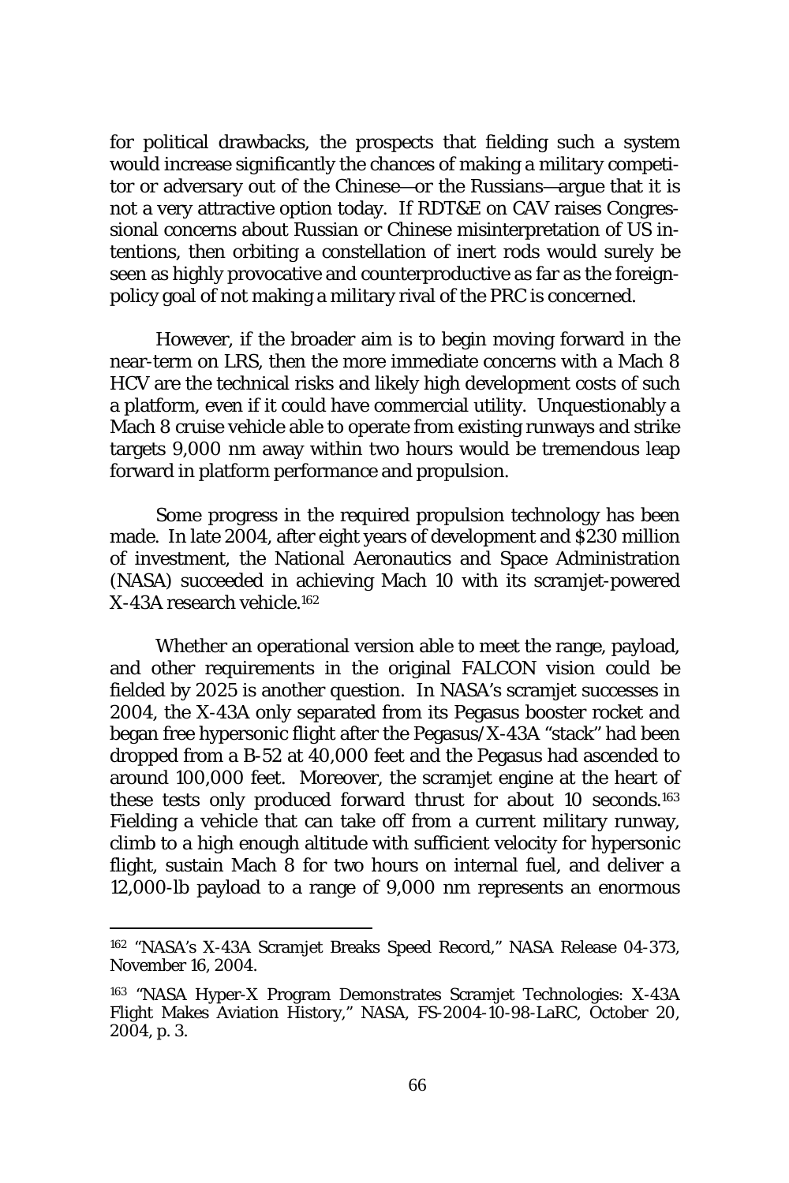for political drawbacks, the prospects that fielding such a system would increase significantly the chances of making a military competitor or adversary out of the Chinese—or the Russians—argue that it is not a very attractive option today. If RDT&E on CAV raises Congressional concerns about Russian or Chinese misinterpretation of US intentions, then orbiting a constellation of inert rods would surely be seen as highly provocative and counterproductive as far as the foreign-policy goal of not making a military rival of the PRC is concerned.

However, if the broader aim is to begin moving forward in the near-term on LRS, then the more immediate concerns with a Mach 8 HCV are the technical risks and likely high development costs of such a platform, even if it could have commercial utility. Unquestionably a Mach 8 cruise vehicle able to operate from existing runways and strike targets 9,000 nm away within two hours would be tremendous leap forward in platform performance and propulsion.

Some progress in the required propulsion technology has been made. In late 2004, after eight years of development and $230 million of investment, the National Aeronautics and Space Administration (NASA) succeeded in achieving Mach 10 with its scramjet-powered X-43A research vehicle.[162]

Whether an operational version able to meet the range, payload, and other requirements in the original FALCON vision could be fielded by 2025 is another question. In NASA's scramjet successes in 2004, the X-43A only separated from its Pegasus booster rocket and began free hypersonic flight after the Pegasus/X-43A "stack" had been dropped from a B-52 at 40,000 feet and the Pegasus had ascended to around 100,000 feet. Moreover, the scramjet engine at the heart of these tests only produced forward thrust for about 10 seconds.[163] Fielding a vehicle that can take off from a current military runway, climb to a high enough altitude with sufficient velocity for hypersonic flight, sustain Mach 8 for two hours on internal fuel, and deliver a 12,000-lb payload to a range of 9,000 nm represents an enormous

---

[162] "NASA's X-43A Scramjet Breaks Speed Record," NASA Release 04-373, November 16, 2004.

[163] "NASA Hyper-X Program Demonstrates Scramjet Technologies: X-43A Flight Makes Aviation History," NASA, FS-2004-10-98-LaRC, October 20, 2004, p. 3.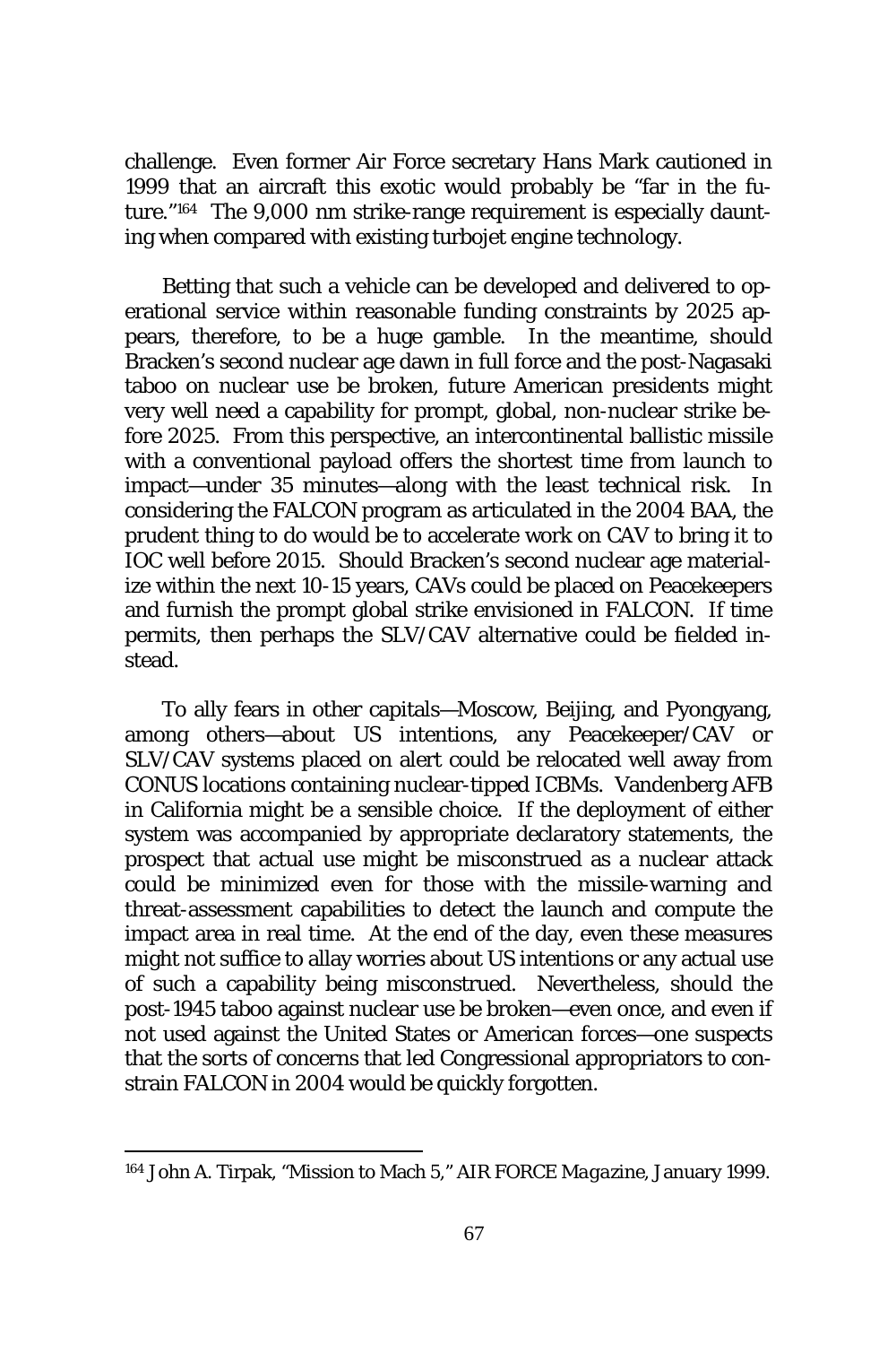challenge. Even former Air Force secretary Hans Mark cautioned in 1999 that an aircraft this exotic would probably be "far in the future."[164] The 9,000 nm strike-range requirement is especially daunting when compared with existing turbojet engine technology.

Betting that such a vehicle can be developed and delivered to operational service within reasonable funding constraints by 2025 appears, therefore, to be a huge gamble. In the meantime, should Bracken's second nuclear age dawn in full force and the post-Nagasaki taboo on nuclear use be broken, future American presidents might very well need a capability for prompt, global, non-nuclear strike before 2025. From this perspective, an intercontinental ballistic missile with a conventional payload offers the shortest time from launch to impact—under 35 minutes—along with the least technical risk. In considering the FALCON program as articulated in the 2004 BAA, the prudent thing to do would be to accelerate work on CAV to bring it to IOC well before 2015. Should Bracken's second nuclear age materialize within the next 10-15 years, CAVs could be placed on Peacekeepers and furnish the prompt global strike envisioned in FALCON. If time permits, then perhaps the SLV/CAV alternative could be fielded instead.

To ally fears in other capitals—Moscow, Beijing, and Pyongyang, among others—about US intentions, any Peacekeeper/CAV or SLV/CAV systems placed on alert could be relocated well away from CONUS locations containing nuclear-tipped ICBMs. Vandenberg AFB in California might be a sensible choice. If the deployment of either system was accompanied by appropriate declaratory statements, the prospect that actual use might be misconstrued as a nuclear attack could be minimized even for those with the missile-warning and threat-assessment capabilities to detect the launch and compute the impact area in real time. At the end of the day, even these measures might not suffice to allay worries about US intentions or any actual use of such a capability being misconstrued. Nevertheless, should the post-1945 taboo against nuclear use be broken—even once, and even if not used against the United States or American forces—one suspects that the sorts of concerns that led Congressional appropriators to constrain FALCON in 2004 would be quickly forgotten.

---

[164] John A. Tirpak, "Mission to Mach 5," *AIR FORCE Magazine*, January 1999.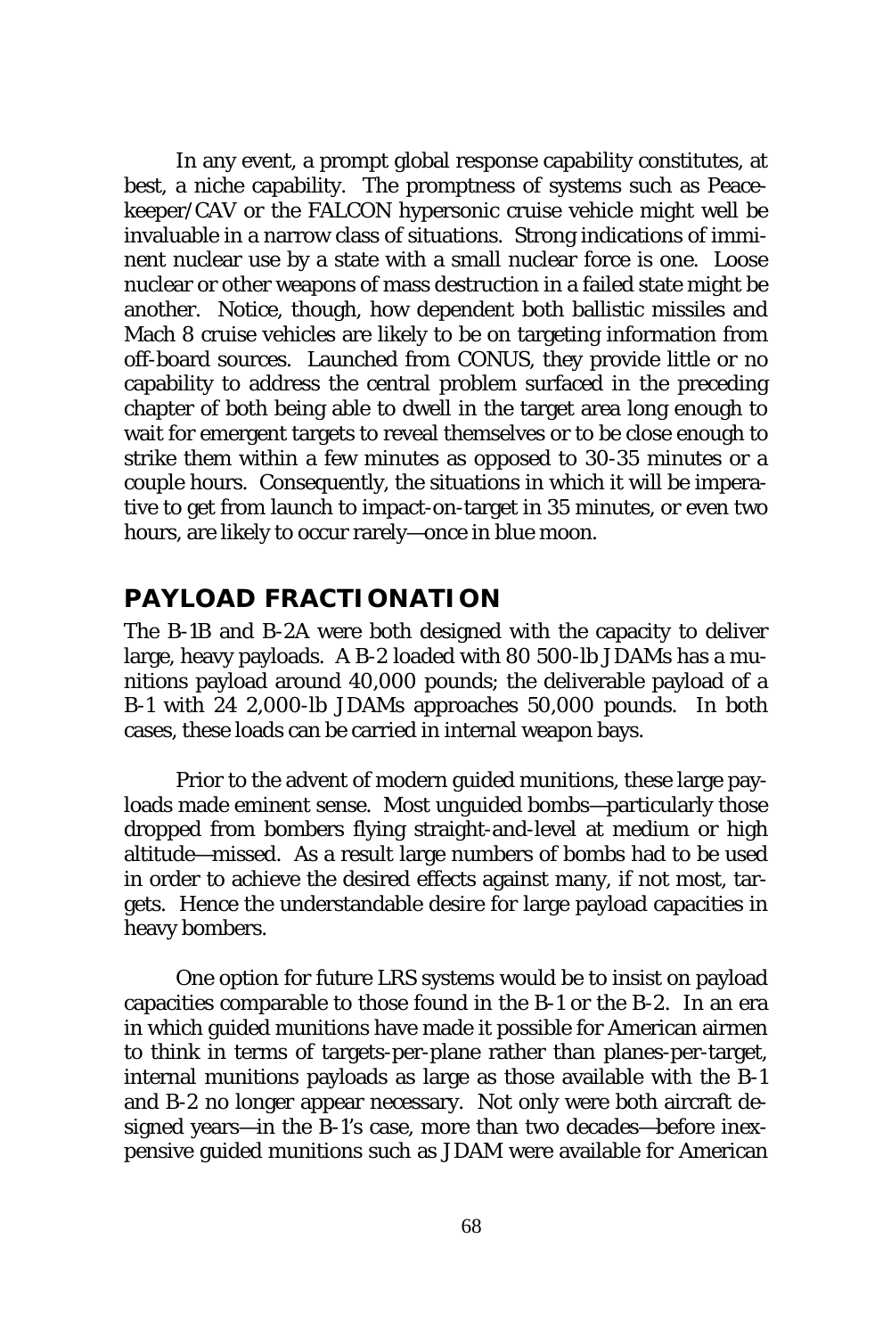In any event, a prompt global response capability constitutes, at best, a niche capability. The promptness of systems such as Peacekeeper/CAV or the FALCON hypersonic cruise vehicle might well be invaluable in a narrow class of situations. Strong indications of imminent nuclear use by a state with a small nuclear force is one. Loose nuclear or other weapons of mass destruction in a failed state might be another. Notice, though, how dependent both ballistic missiles and Mach 8 cruise vehicles are likely to be on targeting information from off-board sources. Launched from CONUS, they provide little or no capability to address the central problem surfaced in the preceding chapter of both being able to dwell in the target area long enough to wait for emergent targets to reveal themselves or to be close enough to strike them within a few minutes as opposed to 30-35 minutes or a couple hours. Consequently, the situations in which it will be imperative to get from launch to impact-on-target in 35 minutes, or even two hours, are likely to occur rarely—once in blue moon.

## PAYLOAD FRACTIONATION

The B-1B and B-2A were both designed with the capacity to deliver large, heavy payloads. A B-2 loaded with 80 500-lb JDAMs has a munitions payload around 40,000 pounds; the deliverable payload of a B-1 with 24 2,000-lb JDAMs approaches 50,000 pounds. In both cases, these loads can be carried in internal weapon bays.

Prior to the advent of modern guided munitions, these large payloads made eminent sense. Most unguided bombs—particularly those dropped from bombers flying straight-and-level at medium or high altitude—missed. As a result large numbers of bombs had to be used in order to achieve the desired effects against many, if not most, targets. Hence the understandable desire for large payload capacities in heavy bombers.

One option for future LRS systems would be to insist on payload capacities comparable to those found in the B-1 or the B-2. In an era in which guided munitions have made it possible for American airmen to think in terms of targets-per-plane rather than planes-per-target, internal munitions payloads as large as those available with the B-1 and B-2 no longer appear necessary. Not only were both aircraft designed years—in the B-1's case, more than two decades—before inexpensive guided munitions such as JDAM were available for American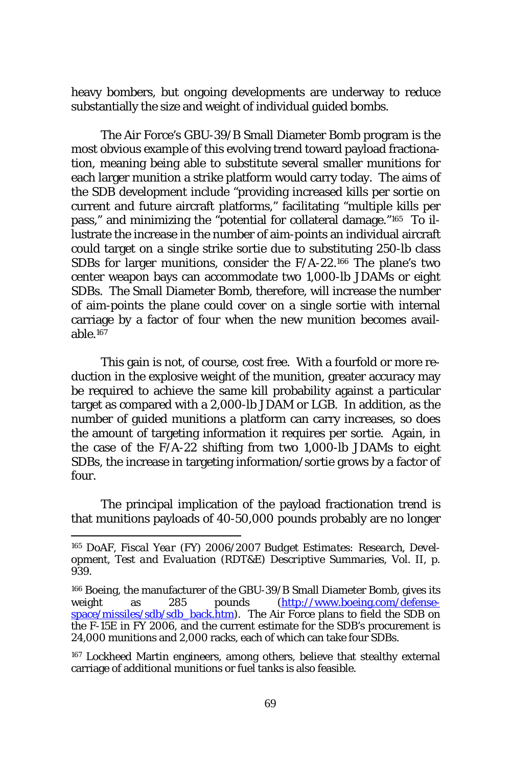heavy bombers, but ongoing developments are underway to reduce substantially the size and weight of individual guided bombs.

The Air Force's GBU-39/B Small Diameter Bomb program is the most obvious example of this evolving trend toward payload fractionation, meaning being able to substitute several smaller munitions for each larger munition a strike platform would carry today. The aims of the SDB development include "providing increased kills per sortie on current and future aircraft platforms," facilitating "multiple kills per pass," and minimizing the "potential for collateral damage."[165] To illustrate the increase in the number of aim-points an individual aircraft could target on a single strike sortie due to substituting 250-lb class SDBs for larger munitions, consider the F/A-22.[166] The plane's two center weapon bays can accommodate two 1,000-lb JDAMs or eight SDBs. The Small Diameter Bomb, therefore, will increase the number of aim-points the plane could cover on a single sortie with internal carriage by a factor of four when the new munition becomes available.[167]

This gain is not, of course, cost free. With a fourfold or more reduction in the explosive weight of the munition, greater accuracy may be required to achieve the same kill probability against a particular target as compared with a 2,000-lb JDAM or LGB. In addition, as the number of guided munitions a platform can carry increases, so does the amount of targeting information it requires per sortie. Again, in the case of the F/A-22 shifting from two 1,000-lb JDAMs to eight SDBs, the increase in targeting information/sortie grows by a factor of four.

The principal implication of the payload fractionation trend is that munitions payloads of 40-50,000 pounds probably are no longer

---

[165] DoAF, *Fiscal Year (FY) 2006/2007 Budget Estimates: Research, Development, Test and Evaluation (RDT&E) Descriptive Summaries*, Vol. II, p. 939.

[166] Boeing, the manufacturer of the GBU-39/B Small Diameter Bomb, gives its weight as 285 pounds (http://www.boeing.com/defense-space/missiles/sdb/sdb_back.htm). The Air Force plans to field the SDB on the F-15E in FY 2006, and the current estimate for the SDB's procurement is 24,000 munitions and 2,000 racks, each of which can take four SDBs.

[167] Lockheed Martin engineers, among others, believe that stealthy external carriage of additional munitions or fuel tanks is also feasible.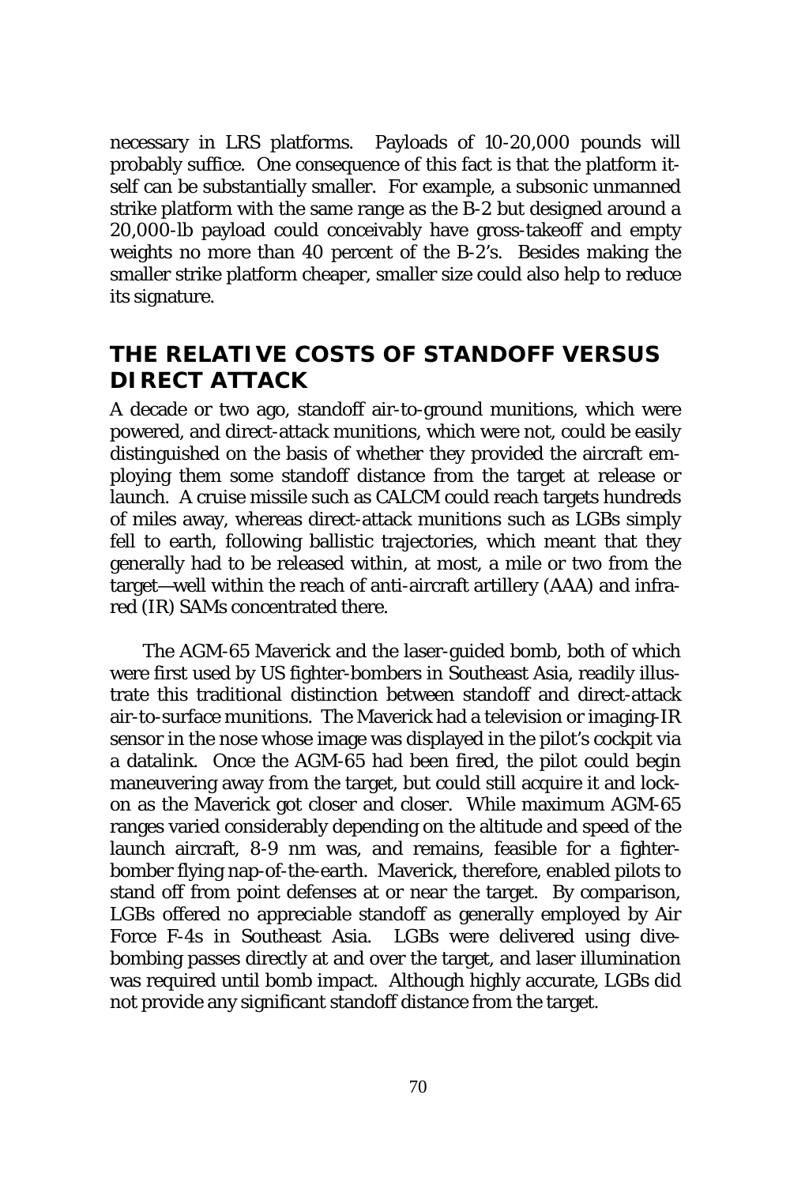necessary in LRS platforms. Payloads of 10-20,000 pounds will probably suffice. One consequence of this fact is that the platform itself can be substantially smaller. For example, a subsonic unmanned strike platform with the same range as the B-2 but designed around a 20,000-lb payload could conceivably have gross-takeoff and empty weights no more than 40 percent of the B-2's. Besides making the smaller strike platform cheaper, smaller size could also help to reduce its signature.

## THE RELATIVE COSTS OF STANDOFF VERSUS DIRECT ATTACK

A decade or two ago, standoff air-to-ground munitions, which were powered, and direct-attack munitions, which were not, could be easily distinguished on the basis of whether they provided the aircraft employing them some standoff distance from the target at release or launch. A cruise missile such as CALCM could reach targets hundreds of miles away, whereas direct-attack munitions such as LGBs simply fell to earth, following ballistic trajectories, which meant that they generally had to be released within, at most, a mile or two from the target—well within the reach of anti-aircraft artillery (AAA) and infrared (IR) SAMs concentrated there.

The AGM-65 Maverick and the laser-guided bomb, both of which were first used by US fighter-bombers in Southeast Asia, readily illustrate this traditional distinction between standoff and direct-attack air-to-surface munitions. The Maverick had a television or imaging-IR sensor in the nose whose image was displayed in the pilot's cockpit via a datalink. Once the AGM-65 had been fired, the pilot could begin maneuvering away from the target, but could still acquire it and lock-on as the Maverick got closer and closer. While maximum AGM-65 ranges varied considerably depending on the altitude and speed of the launch aircraft, 8-9 nm was, and remains, feasible for a fighter-bomber flying nap-of-the-earth. Maverick, therefore, enabled pilots to stand off from point defenses at or near the target. By comparison, LGBs offered no appreciable standoff as generally employed by Air Force F-4s in Southeast Asia. LGBs were delivered using dive-bombing passes directly at and over the target, and laser illumination was required until bomb impact. Although highly accurate, LGBs did not provide any significant standoff distance from the target.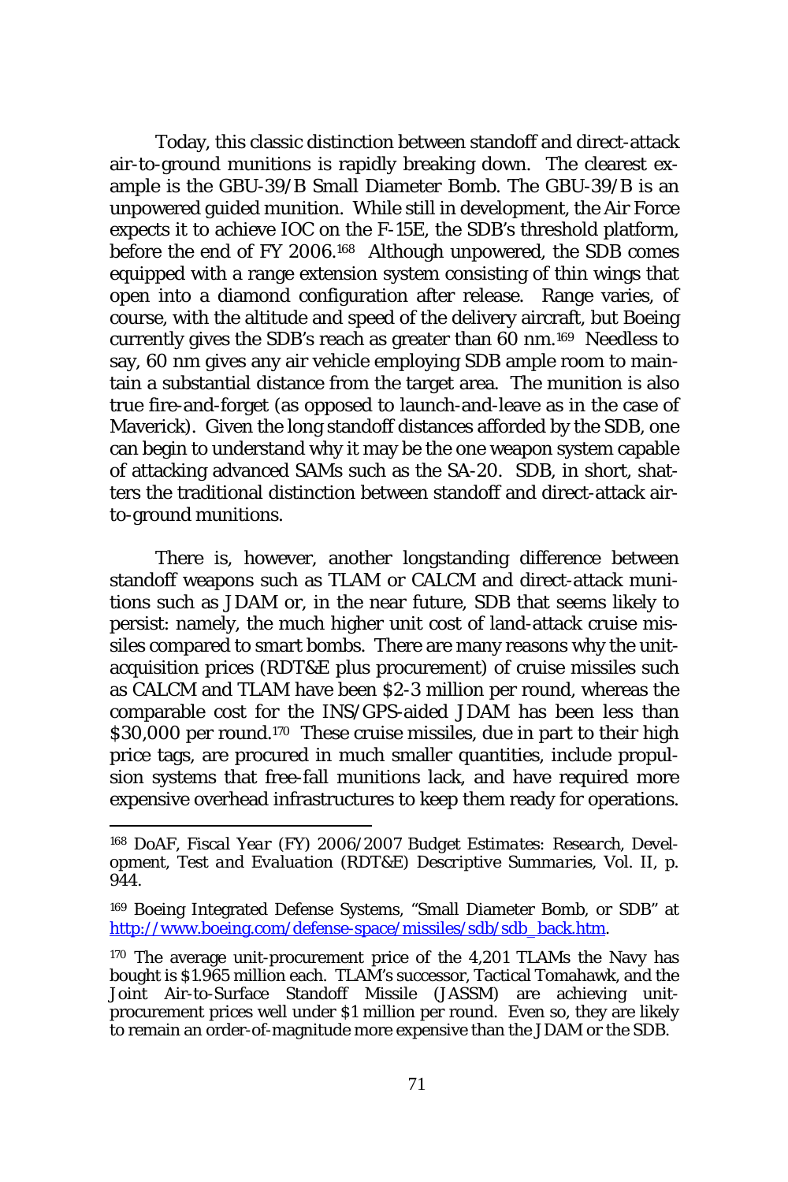Today, this classic distinction between standoff and direct-attack air-to-ground munitions is rapidly breaking down. The clearest example is the GBU-39/B Small Diameter Bomb. The GBU-39/B is an unpowered guided munition. While still in development, the Air Force expects it to achieve IOC on the F-15E, the SDB's threshold platform, before the end of FY 2006.[168] Although unpowered, the SDB comes equipped with a range extension system consisting of thin wings that open into a diamond configuration after release. Range varies, of course, with the altitude and speed of the delivery aircraft, but Boeing currently gives the SDB's reach as greater than 60 nm.[169] Needless to say, 60 nm gives any air vehicle employing SDB ample room to maintain a substantial distance from the target area. The munition is also true fire-and-forget (as opposed to launch-and-leave as in the case of Maverick). Given the long standoff distances afforded by the SDB, one can begin to understand why it may be the one weapon system capable of attacking advanced SAMs such as the SA-20. SDB, in short, shatters the traditional distinction between standoff and direct-attack air-to-ground munitions.

There is, however, another longstanding difference between standoff weapons such as TLAM or CALCM and direct-attack munitions such as JDAM or, in the near future, SDB that seems likely to persist: namely, the much higher unit cost of land-attack cruise missiles compared to smart bombs. There are many reasons why the unit-acquisition prices (RDT&E plus procurement) of cruise missiles such as CALCM and TLAM have been $2-3 million per round, whereas the comparable cost for the INS/GPS-aided JDAM has been less than $30,000 per round.[170] These cruise missiles, due in part to their high price tags, are procured in much smaller quantities, include propulsion systems that free-fall munitions lack, and have required more expensive overhead infrastructures to keep them ready for operations.

---

[168] DoAF, *Fiscal Year (FY) 2006/2007 Budget Estimates: Research, Development, Test and Evaluation (RDT&E) Descriptive Summaries*, Vol. II, p. 944.

[169] Boeing Integrated Defense Systems, "Small Diameter Bomb, or SDB" at http://www.boeing.com/defense-space/missiles/sdb/sdb_back.htm.

[170] The average unit-procurement price of the 4,201 TLAMs the Navy has bought is $1.965 million each. TLAM's successor, Tactical Tomahawk, and the Joint Air-to-Surface Standoff Missile (JASSM) are achieving unit-procurement prices well under $1 million per round. Even so, they are likely to remain an order-of-magnitude more expensive than the JDAM or the SDB.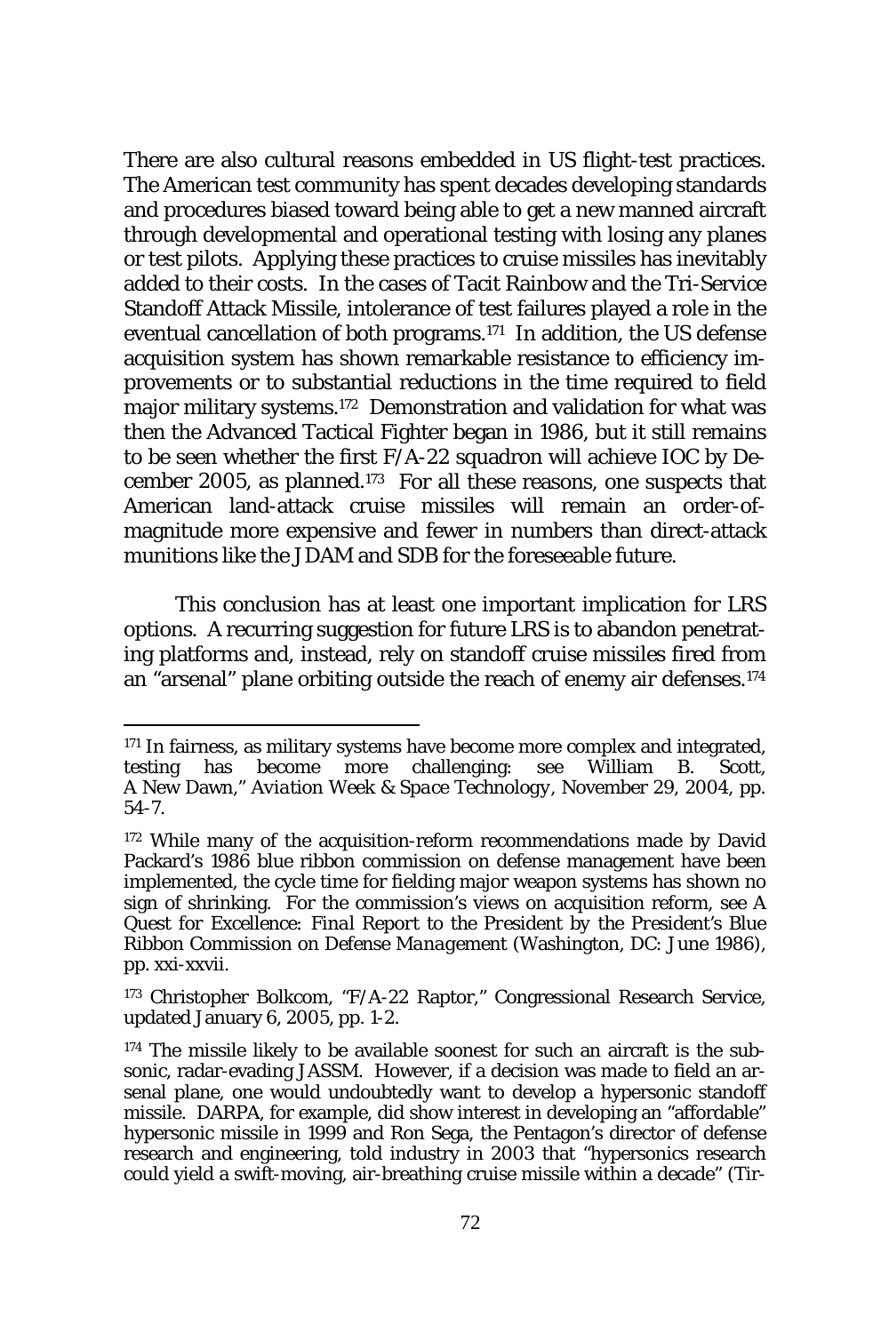There are also cultural reasons embedded in US flight-test practices. The American test community has spent decades developing standards and procedures biased toward being able to get a new manned aircraft through developmental and operational testing with losing any planes or test pilots. Applying these practices to cruise missiles has inevitably added to their costs. In the cases of Tacit Rainbow and the Tri-Service Standoff Attack Missile, intolerance of test failures played a role in the eventual cancellation of both programs.[171] In addition, the US defense acquisition system has shown remarkable resistance to efficiency improvements or to substantial reductions in the time required to field major military systems.[172] Demonstration and validation for what was then the Advanced Tactical Fighter began in 1986, but it still remains to be seen whether the first F/A-22 squadron will achieve IOC by December 2005, as planned.[173] For all these reasons, one suspects that American land-attack cruise missiles will remain an order-of-magnitude more expensive and fewer in numbers than direct-attack munitions like the JDAM and SDB for the foreseeable future.

This conclusion has at least one important implication for LRS options. A recurring suggestion for future LRS is to abandon penetrating platforms and, instead, rely on standoff cruise missiles fired from an "arsenal" plane orbiting outside the reach of enemy air defenses.[174]

---

[171] In fairness, as military systems have become more complex and integrated, testing has become more challenging: see William B. Scott, A New Dawn," *Aviation Week & Space Technology*, November 29, 2004, pp. 54-7.

[172] While many of the acquisition-reform recommendations made by David Packard's 1986 blue ribbon commission on defense management have been implemented, the cycle time for fielding major weapon systems has shown no sign of shrinking. For the commission's views on acquisition reform, see *A Quest for Excellence: Final Report to the President by the President's Blue Ribbon Commission on Defense Management* (Washington, DC: June 1986), pp. xxi-xxvii.

[173] Christopher Bolkcom, "F/A-22 Raptor," Congressional Research Service, updated January 6, 2005, pp. 1-2.

[174] The missile likely to be available soonest for such an aircraft is the subsonic, radar-evading JASSM. However, if a decision was made to field an arsenal plane, one would undoubtedly want to develop a hypersonic standoff missile. DARPA, for example, did show interest in developing an "affordable" hypersonic missile in 1999 and Ron Sega, the Pentagon's director of defense research and engineering, told industry in 2003 that "hypersonics research could yield a swift-moving, air-breathing cruise missile within a decade" (Tir-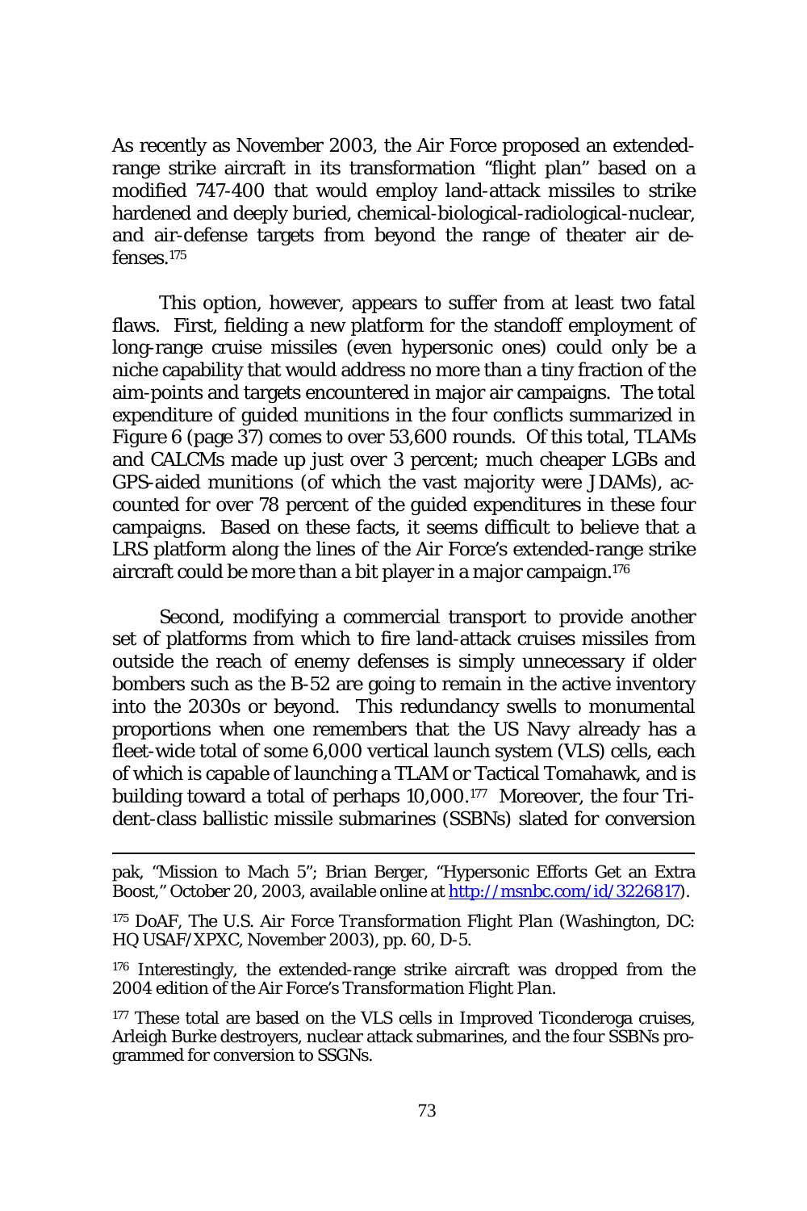As recently as November 2003, the Air Force proposed an extended-range strike aircraft in its transformation "flight plan" based on a modified 747-400 that would employ land-attack missiles to strike hardened and deeply buried, chemical-biological-radiological-nuclear, and air-defense targets from beyond the range of theater air defenses.[175]

This option, however, appears to suffer from at least two fatal flaws. First, fielding a new platform for the standoff employment of long-range cruise missiles (even hypersonic ones) could only be a niche capability that would address no more than a tiny fraction of the aim-points and targets encountered in major air campaigns. The total expenditure of guided munitions in the four conflicts summarized in Figure 6 (page 37) comes to over 53,600 rounds. Of this total, TLAMs and CALCMs made up just over 3 percent; much cheaper LGBs and GPS-aided munitions (of which the vast majority were JDAMs), accounted for over 78 percent of the guided expenditures in these four campaigns. Based on these facts, it seems difficult to believe that a LRS platform along the lines of the Air Force's extended-range strike aircraft could be more than a bit player in a major campaign.[176]

Second, modifying a commercial transport to provide another set of platforms from which to fire land-attack cruises missiles from outside the reach of enemy defenses is simply unnecessary if older bombers such as the B-52 are going to remain in the active inventory into the 2030s or beyond. This redundancy swells to monumental proportions when one remembers that the US Navy already has a fleet-wide total of some 6,000 vertical launch system (VLS) cells, each of which is capable of launching a TLAM or Tactical Tomahawk, and is building toward a total of perhaps 10,000.[177] Moreover, the four Trident-class ballistic missile submarines (SSBNs) slated for conversion

---

pak, "Mission to Mach 5"; Brian Berger, "Hypersonic Efforts Get an Extra Boost," October 20, 2003, available online at http://msnbc.com/id/3226817).

[175] DoAF, *The U.S. Air Force Transformation Flight Plan* (Washington, DC: HQ USAF/XPXC, November 2003), pp. 60, D-5.

[176] Interestingly, the extended-range strike aircraft was dropped from the 2004 edition of the Air Force's *Transformation Flight Plan*.

[177] These total are based on the VLS cells in Improved Ticonderoga cruises, Arleigh Burke destroyers, nuclear attack submarines, and the four SSBNs programmed for conversion to SSGNs.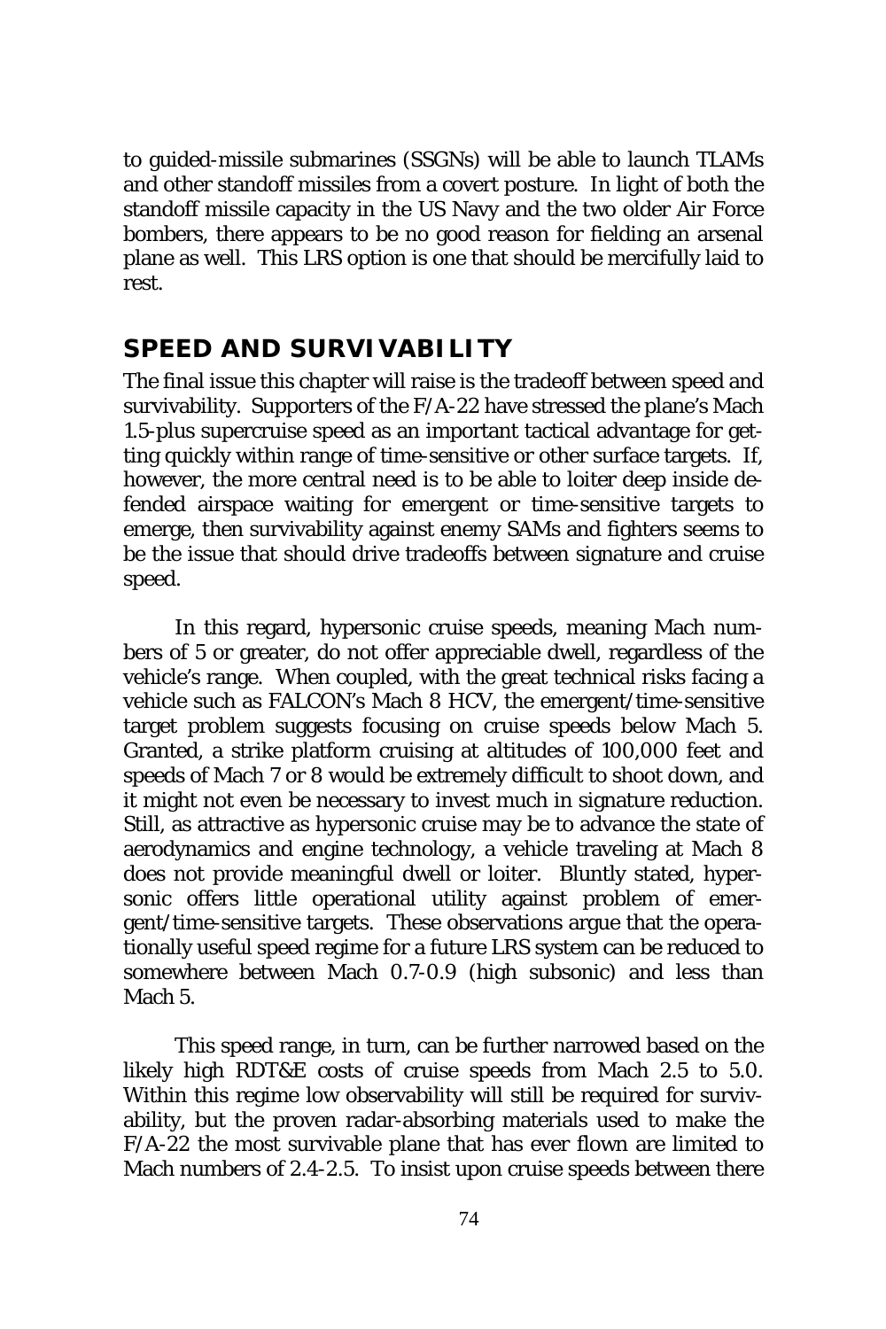to guided-missile submarines (SSGNs) will be able to launch TLAMs and other standoff missiles from a covert posture. In light of both the standoff missile capacity in the US Navy and the two older Air Force bombers, there appears to be no good reason for fielding an arsenal plane as well. This LRS option is one that should be mercifully laid to rest.

## SPEED AND SURVIVABILITY

The final issue this chapter will raise is the tradeoff between speed and survivability. Supporters of the F/A-22 have stressed the plane's Mach 1.5-plus supercruise speed as an important tactical advantage for getting quickly within range of time-sensitive or other surface targets. If, however, the more central need is to be able to loiter deep inside defended airspace waiting for emergent or time-sensitive targets to emerge, then survivability against enemy SAMs and fighters seems to be the issue that should drive tradeoffs between signature and cruise speed.

In this regard, hypersonic cruise speeds, meaning Mach numbers of 5 or greater, do not offer appreciable dwell, regardless of the vehicle's range. When coupled, with the great technical risks facing a vehicle such as FALCON's Mach 8 HCV, the emergent/time-sensitive target problem suggests focusing on cruise speeds below Mach 5. Granted, a strike platform cruising at altitudes of 100,000 feet and speeds of Mach 7 or 8 would be extremely difficult to shoot down, and it might not even be necessary to invest much in signature reduction. Still, as attractive as hypersonic cruise may be to advance the state of aerodynamics and engine technology, a vehicle traveling at Mach 8 does not provide meaningful dwell or loiter. Bluntly stated, hypersonic offers little operational utility against problem of emergent/time-sensitive targets. These observations argue that the operationally useful speed regime for a future LRS system can be reduced to somewhere between Mach 0.7-0.9 (high subsonic) and less than Mach 5.

This speed range, in turn, can be further narrowed based on the likely high RDT&E costs of cruise speeds from Mach 2.5 to 5.0. Within this regime low observability will still be required for survivability, but the proven radar-absorbing materials used to make the F/A-22 the most survivable plane that has ever flown are limited to Mach numbers of 2.4-2.5. To insist upon cruise speeds between there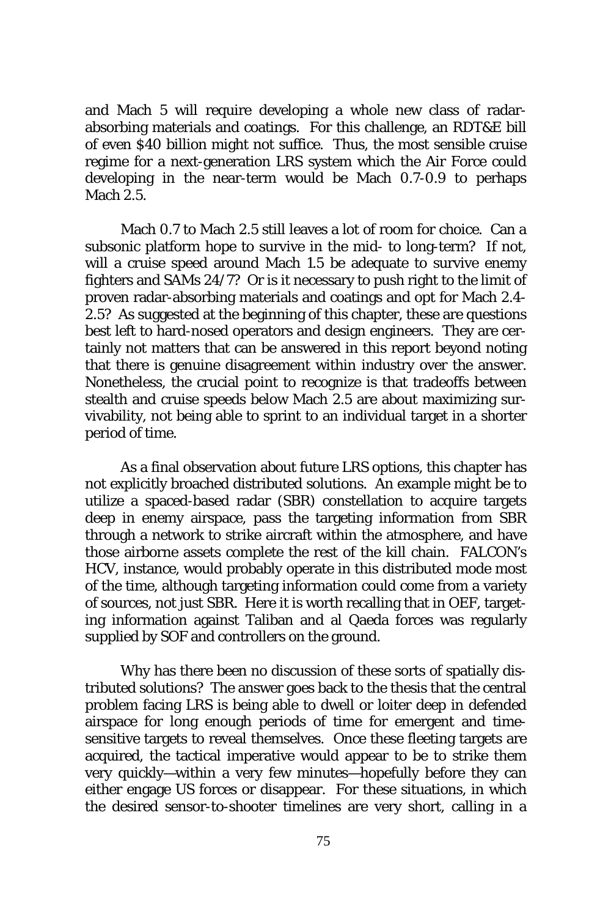and Mach 5 will require developing a whole new class of radar-absorbing materials and coatings. For this challenge, an RDT&E bill of even $40 billion might not suffice. Thus, the most sensible cruise regime for a next-generation LRS system which the Air Force could developing in the near-term would be Mach 0.7-0.9 to perhaps Mach 2.5.

Mach 0.7 to Mach 2.5 still leaves a lot of room for choice. Can a subsonic platform hope to survive in the mid- to long-term? If not, will a cruise speed around Mach 1.5 be adequate to survive enemy fighters and SAMs 24/7? Or is it necessary to push right to the limit of proven radar-absorbing materials and coatings and opt for Mach 2.4-2.5? As suggested at the beginning of this chapter, these are questions best left to hard-nosed operators and design engineers. They are certainly not matters that can be answered in this report beyond noting that there is genuine disagreement within industry over the answer. Nonetheless, the crucial point to recognize is that tradeoffs between stealth and cruise speeds below Mach 2.5 are about maximizing survivability, not being able to sprint to an individual target in a shorter period of time.

As a final observation about future LRS options, this chapter has not explicitly broached distributed solutions. An example might be to utilize a spaced-based radar (SBR) constellation to acquire targets deep in enemy airspace, pass the targeting information from SBR through a network to strike aircraft within the atmosphere, and have those airborne assets complete the rest of the kill chain. FALCON's HCV, instance, would probably operate in this distributed mode most of the time, although targeting information could come from a variety of sources, not just SBR. Here it is worth recalling that in OEF, targeting information against Taliban and al Qaeda forces was regularly supplied by SOF and controllers on the ground.

Why has there been no discussion of these sorts of spatially distributed solutions? The answer goes back to the thesis that the central problem facing LRS is being able to dwell or loiter deep in defended airspace for long enough periods of time for emergent and time-sensitive targets to reveal themselves. Once these fleeting targets are acquired, the tactical imperative would appear to be to strike them very quickly—within a very few minutes—hopefully before they can either engage US forces or disappear. For these situations, in which the desired sensor-to-shooter timelines are very short, calling in a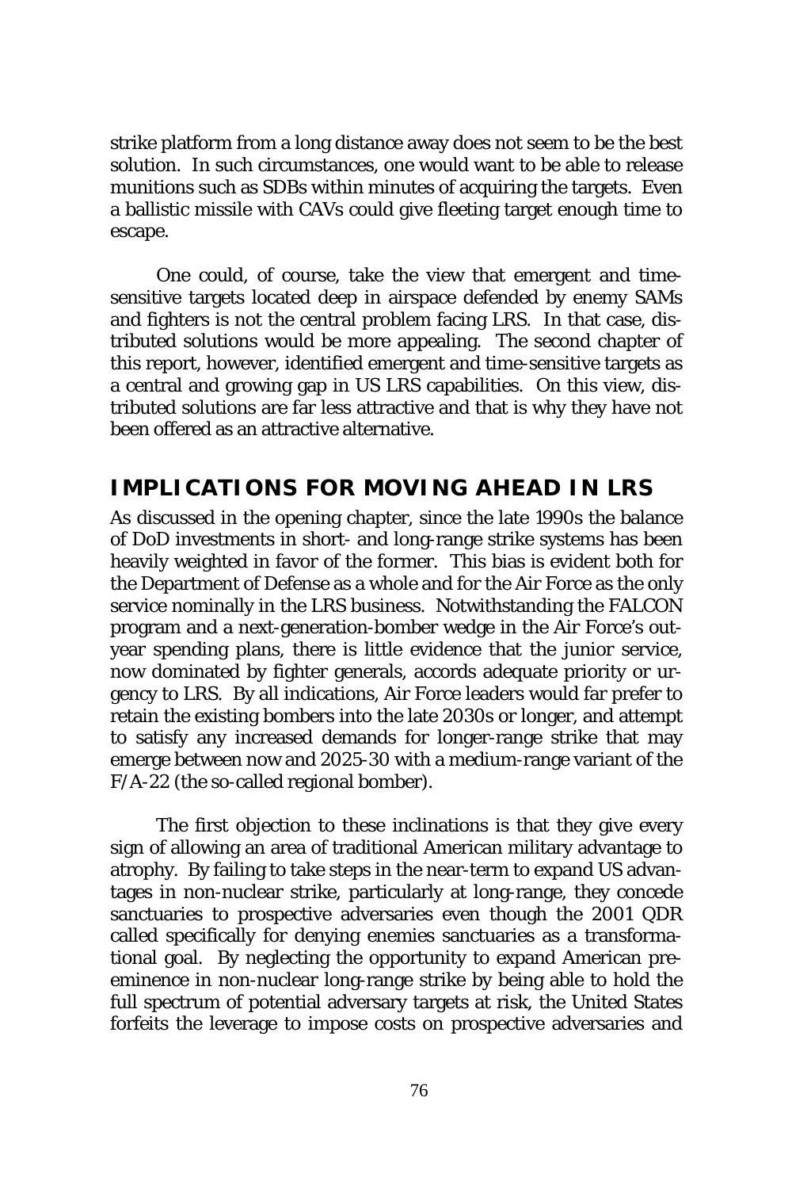strike platform from a long distance away does not seem to be the best solution. In such circumstances, one would want to be able to release munitions such as SDBs within minutes of acquiring the targets. Even a ballistic missile with CAVs could give fleeting target enough time to escape.

One could, of course, take the view that emergent and time-sensitive targets located deep in airspace defended by enemy SAMs and fighters is not the central problem facing LRS. In that case, distributed solutions would be more appealing. The second chapter of this report, however, identified emergent and time-sensitive targets as a central and growing gap in US LRS capabilities. On this view, distributed solutions are far less attractive and that is why they have not been offered as an attractive alternative.

## IMPLICATIONS FOR MOVING AHEAD IN LRS

As discussed in the opening chapter, since the late 1990s the balance of DoD investments in short- and long-range strike systems has been heavily weighted in favor of the former. This bias is evident both for the Department of Defense as a whole and for the Air Force as the only service nominally in the LRS business. Notwithstanding the FALCON program and a next-generation-bomber wedge in the Air Force's out-year spending plans, there is little evidence that the junior service, now dominated by fighter generals, accords adequate priority or urgency to LRS. By all indications, Air Force leaders would far prefer to retain the existing bombers into the late 2030s or longer, and attempt to satisfy any increased demands for longer-range strike that may emerge between now and 2025-30 with a medium-range variant of the F/A-22 (the so-called regional bomber).

The first objection to these inclinations is that they give every sign of allowing an area of traditional American military advantage to atrophy. By failing to take steps in the near-term to expand US advantages in non-nuclear strike, particularly at long-range, they concede sanctuaries to prospective adversaries even though the 2001 QDR called specifically for denying enemies sanctuaries as a transformational goal. By neglecting the opportunity to expand American preeminence in non-nuclear long-range strike by being able to hold the full spectrum of potential adversary targets at risk, the United States forfeits the leverage to impose costs on prospective adversaries and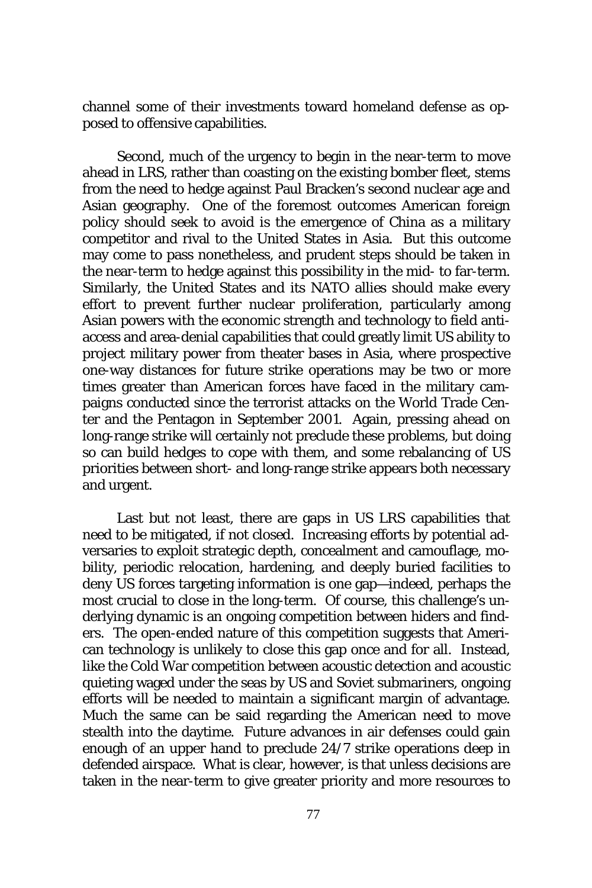channel some of their investments toward homeland defense as opposed to offensive capabilities.

Second, much of the urgency to begin in the near-term to move ahead in LRS, rather than coasting on the existing bomber fleet, stems from the need to hedge against Paul Bracken's second nuclear age and Asian geography. One of the foremost outcomes American foreign policy should seek to avoid is the emergence of China as a military competitor and rival to the United States in Asia. But this outcome may come to pass nonetheless, and prudent steps should be taken in the near-term to hedge against this possibility in the mid- to far-term. Similarly, the United States and its NATO allies should make every effort to prevent further nuclear proliferation, particularly among Asian powers with the economic strength and technology to field anti-access and area-denial capabilities that could greatly limit US ability to project military power from theater bases in Asia, where prospective one-way distances for future strike operations may be two or more times greater than American forces have faced in the military campaigns conducted since the terrorist attacks on the World Trade Center and the Pentagon in September 2001. Again, pressing ahead on long-range strike will certainly not preclude these problems, but doing so can build hedges to cope with them, and some rebalancing of US priorities between short- and long-range strike appears both necessary and urgent.

Last but not least, there are gaps in US LRS capabilities that need to be mitigated, if not closed. Increasing efforts by potential adversaries to exploit strategic depth, concealment and camouflage, mobility, periodic relocation, hardening, and deeply buried facilities to deny US forces targeting information is one gap—indeed, perhaps the most crucial to close in the long-term. Of course, this challenge's underlying dynamic is an ongoing competition between hiders and finders. The open-ended nature of this competition suggests that American technology is unlikely to close this gap once and for all. Instead, like the Cold War competition between acoustic detection and acoustic quieting waged under the seas by US and Soviet submariners, ongoing efforts will be needed to maintain a significant margin of advantage. Much the same can be said regarding the American need to move stealth into the daytime. Future advances in air defenses could gain enough of an upper hand to preclude 24/7 strike operations deep in defended airspace. What is clear, however, is that unless decisions are taken in the near-term to give greater priority and more resources to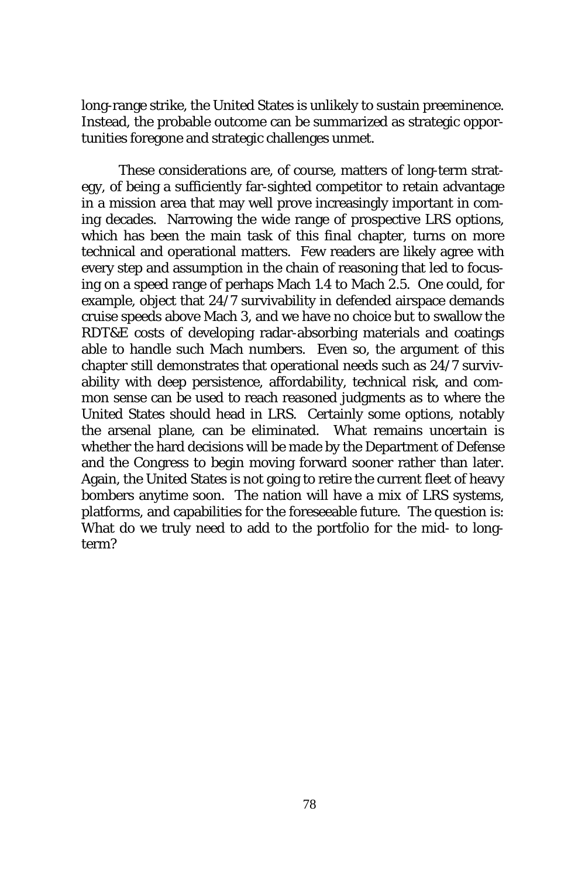long-range strike, the United States is unlikely to sustain preeminence. Instead, the probable outcome can be summarized as strategic opportunities foregone and strategic challenges unmet.

These considerations are, of course, matters of long-term strategy, of being a sufficiently far-sighted competitor to retain advantage in a mission area that may well prove increasingly important in coming decades. Narrowing the wide range of prospective LRS options, which has been the main task of this final chapter, turns on more technical and operational matters. Few readers are likely agree with every step and assumption in the chain of reasoning that led to focusing on a speed range of perhaps Mach 1.4 to Mach 2.5. One could, for example, object that 24/7 survivability in defended airspace demands cruise speeds above Mach 3, and we have no choice but to swallow the RDT&E costs of developing radar-absorbing materials and coatings able to handle such Mach numbers. Even so, the argument of this chapter still demonstrates that operational needs such as 24/7 survivability with deep persistence, affordability, technical risk, and common sense can be used to reach reasoned judgments as to where the United States should head in LRS. Certainly some options, notably the arsenal plane, can be eliminated. What remains uncertain is whether the hard decisions will be made by the Department of Defense and the Congress to begin moving forward sooner rather than later. Again, the United States is not going to retire the current fleet of heavy bombers anytime soon. The nation will have a mix of LRS systems, platforms, and capabilities for the foreseeable future. The question is: What do we truly need to add to the portfolio for the mid- to long-term?